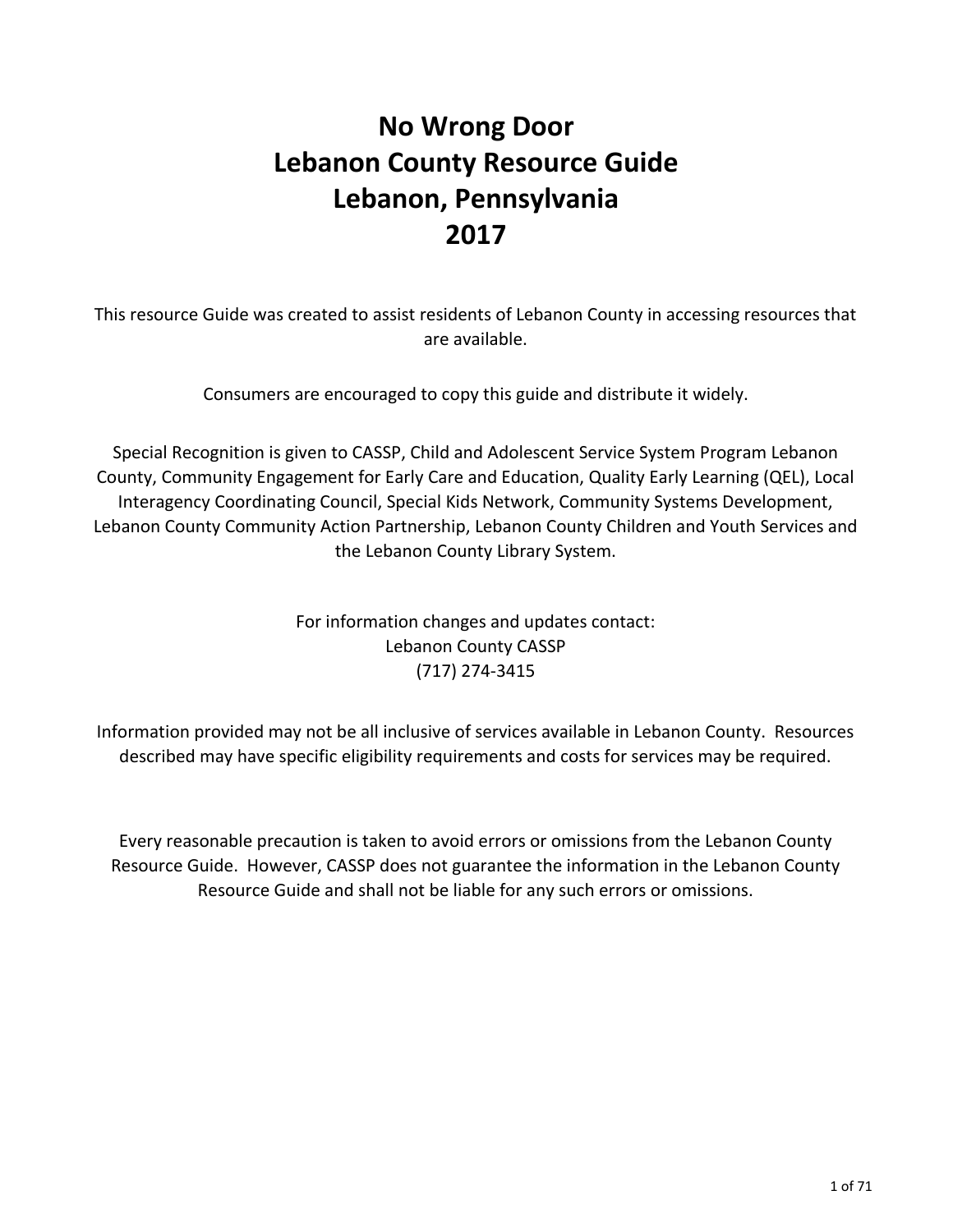# No Wrong Door
# Lebanon County Resource Guide
# Lebanon, Pennsylvania
# 2017

This resource Guide was created to assist residents of Lebanon County in accessing resources that are available.

Consumers are encouraged to copy this guide and distribute it widely.

Special Recognition is given to CASSP, Child and Adolescent Service System Program Lebanon County, Community Engagement for Early Care and Education, Quality Early Learning (QEL), Local Interagency Coordinating Council, Special Kids Network, Community Systems Development, Lebanon County Community Action Partnership, Lebanon County Children and Youth Services and the Lebanon County Library System.

For information changes and updates contact:
Lebanon County CASSP
(717) 274-3415

Information provided may not be all inclusive of services available in Lebanon County. Resources described may have specific eligibility requirements and costs for services may be required.

Every reasonable precaution is taken to avoid errors or omissions from the Lebanon County Resource Guide. However, CASSP does not guarantee the information in the Lebanon County Resource Guide and shall not be liable for any such errors or omissions.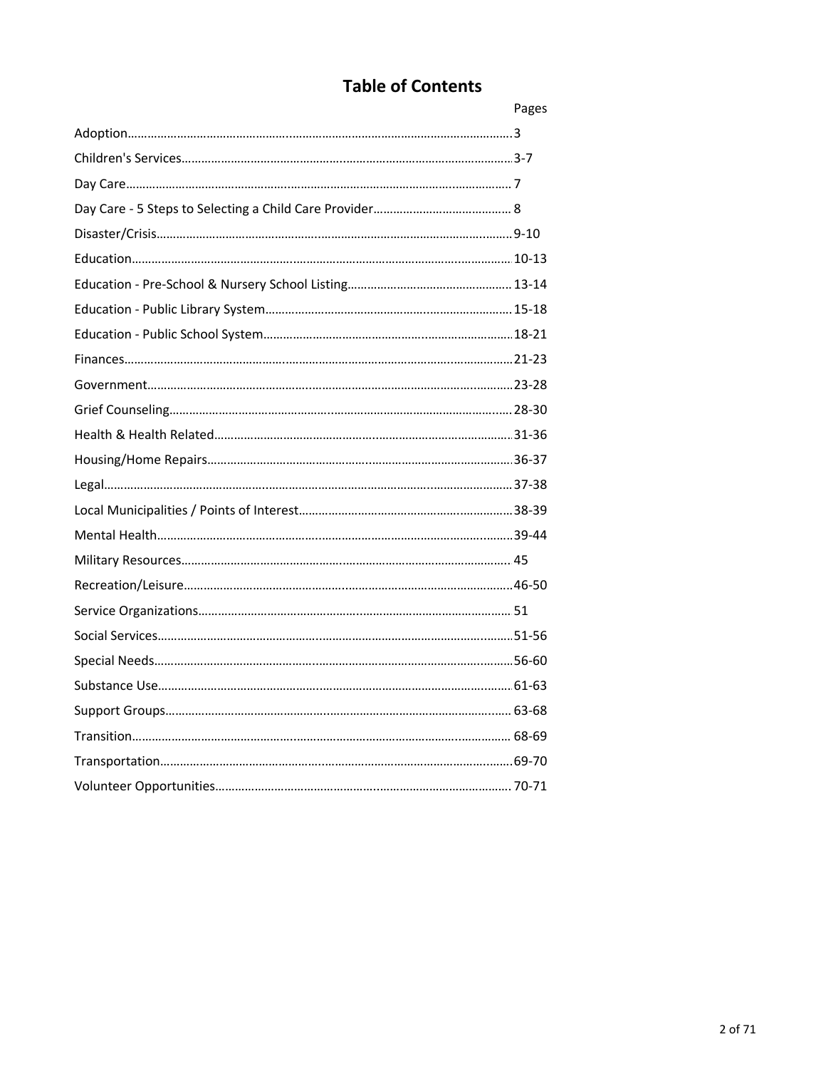# Table of Contents

| Section | Pages |
|---|---|
| Adoption | 3 |
| Children's Services | 3-7 |
| Day Care | 7 |
| Day Care - 5 Steps to Selecting a Child Care Provider | 8 |
| Disaster/Crisis | 9-10 |
| Education | 10-13 |
| Education - Pre-School & Nursery School Listing | 13-14 |
| Education - Public Library System | 15-18 |
| Education - Public School System | 18-21 |
| Finances | 21-23 |
| Government | 23-28 |
| Grief Counseling | 28-30 |
| Health & Health Related | 31-36 |
| Housing/Home Repairs | 36-37 |
| Legal | 37-38 |
| Local Municipalities / Points of Interest | 38-39 |
| Mental Health | 39-44 |
| Military Resources | 45 |
| Recreation/Leisure | 46-50 |
| Service Organizations | 51 |
| Social Services | 51-56 |
| Special Needs | 56-60 |
| Substance Use | 61-63 |
| Support Groups | 63-68 |
| Transition | 68-69 |
| Transportation | 69-70 |
| Volunteer Opportunities | 70-71 |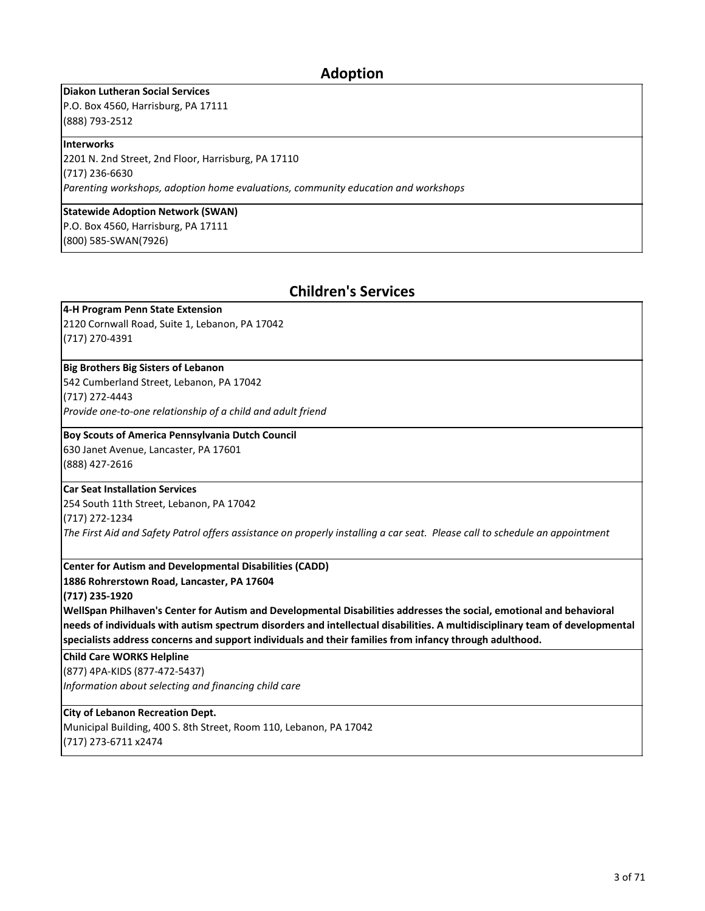## Adoption

**Diakon Lutheran Social Services**
P.O. Box 4560, Harrisburg, PA 17111
(888) 793-2512

**Interworks**
2201 N. 2nd Street, 2nd Floor, Harrisburg, PA 17110
(717) 236-6630
*Parenting workshops, adoption home evaluations, community education and workshops*

**Statewide Adoption Network (SWAN)**
P.O. Box 4560, Harrisburg, PA 17111
(800) 585-SWAN(7926)

## Children's Services

**4-H Program Penn State Extension**
2120 Cornwall Road, Suite 1, Lebanon, PA 17042
(717) 270-4391

**Big Brothers Big Sisters of Lebanon**
542 Cumberland Street, Lebanon, PA 17042
(717) 272-4443
*Provide one-to-one relationship of a child and adult friend*

**Boy Scouts of America Pennsylvania Dutch Council**
630 Janet Avenue, Lancaster, PA 17601
(888) 427-2616

**Car Seat Installation Services**
254 South 11th Street, Lebanon, PA 17042
(717) 272-1234
*The First Aid and Safety Patrol offers assistance on properly installing a car seat. Please call to schedule an appointment*

**Center for Autism and Developmental Disabilities (CADD)**
**1886 Rohrerstown Road, Lancaster, PA 17604**
**(717) 235-1920**
**WellSpan Philhaven's Center for Autism and Developmental Disabilities addresses the social, emotional and behavioral needs of individuals with autism spectrum disorders and intellectual disabilities. A multidisciplinary team of developmental specialists address concerns and support individuals and their families from infancy through adulthood.**

**Child Care WORKS Helpline**
(877) 4PA-KIDS (877-472-5437)
*Information about selecting and financing child care*

**City of Lebanon Recreation Dept.**
Municipal Building, 400 S. 8th Street, Room 110, Lebanon, PA 17042
(717) 273-6711 x2474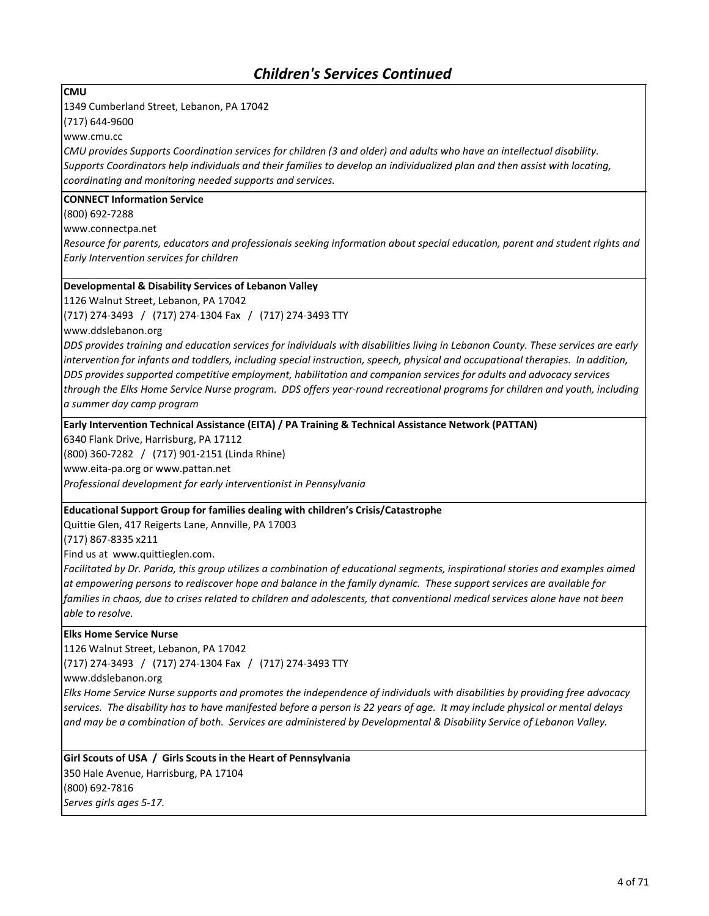## Children's Services Continued

**CMU**

1349 Cumberland Street, Lebanon, PA 17042

(717) 644-9600

www.cmu.cc

*CMU provides Supports Coordination services for children (3 and older) and adults who have an intellectual disability. Supports Coordinators help individuals and their families to develop an individualized plan and then assist with locating, coordinating and monitoring needed supports and services.*

**CONNECT Information Service**

(800) 692-7288

www.connectpa.net

*Resource for parents, educators and professionals seeking information about special education, parent and student rights and Early Intervention services for children*

**Developmental & Disability Services of Lebanon Valley**

1126 Walnut Street, Lebanon, PA 17042

(717) 274-3493 / (717) 274-1304 Fax / (717) 274-3493 TTY

www.ddslebanon.org

*DDS provides training and education services for individuals with disabilities living in Lebanon County. These services are early intervention for infants and toddlers, including special instruction, speech, physical and occupational therapies. In addition, DDS provides supported competitive employment, habilitation and companion services for adults and advocacy services through the Elks Home Service Nurse program. DDS offers year-round recreational programs for children and youth, including a summer day camp program*

**Early Intervention Technical Assistance (EITA) / PA Training & Technical Assistance Network (PATTAN)**

6340 Flank Drive, Harrisburg, PA 17112

(800) 360-7282 / (717) 901-2151 (Linda Rhine)

www.eita-pa.org or www.pattan.net

*Professional development for early interventionist in Pennsylvania*

**Educational Support Group for families dealing with children's Crisis/Catastrophe**

Quittie Glen, 417 Reigerts Lane, Annville, PA 17003

(717) 867-8335 x211

Find us at www.quittieglen.com.

*Facilitated by Dr. Parida, this group utilizes a combination of educational segments, inspirational stories and examples aimed at empowering persons to rediscover hope and balance in the family dynamic. These support services are available for families in chaos, due to crises related to children and adolescents, that conventional medical services alone have not been able to resolve.*

**Elks Home Service Nurse**

1126 Walnut Street, Lebanon, PA 17042

(717) 274-3493 / (717) 274-1304 Fax / (717) 274-3493 TTY

www.ddslebanon.org

*Elks Home Service Nurse supports and promotes the independence of individuals with disabilities by providing free advocacy services. The disability has to have manifested before a person is 22 years of age. It may include physical or mental delays and may be a combination of both. Services are administered by Developmental & Disability Service of Lebanon Valley.*

**Girl Scouts of USA / Girls Scouts in the Heart of Pennsylvania**

350 Hale Avenue, Harrisburg, PA 17104

(800) 692-7816

*Serves girls ages 5-17.*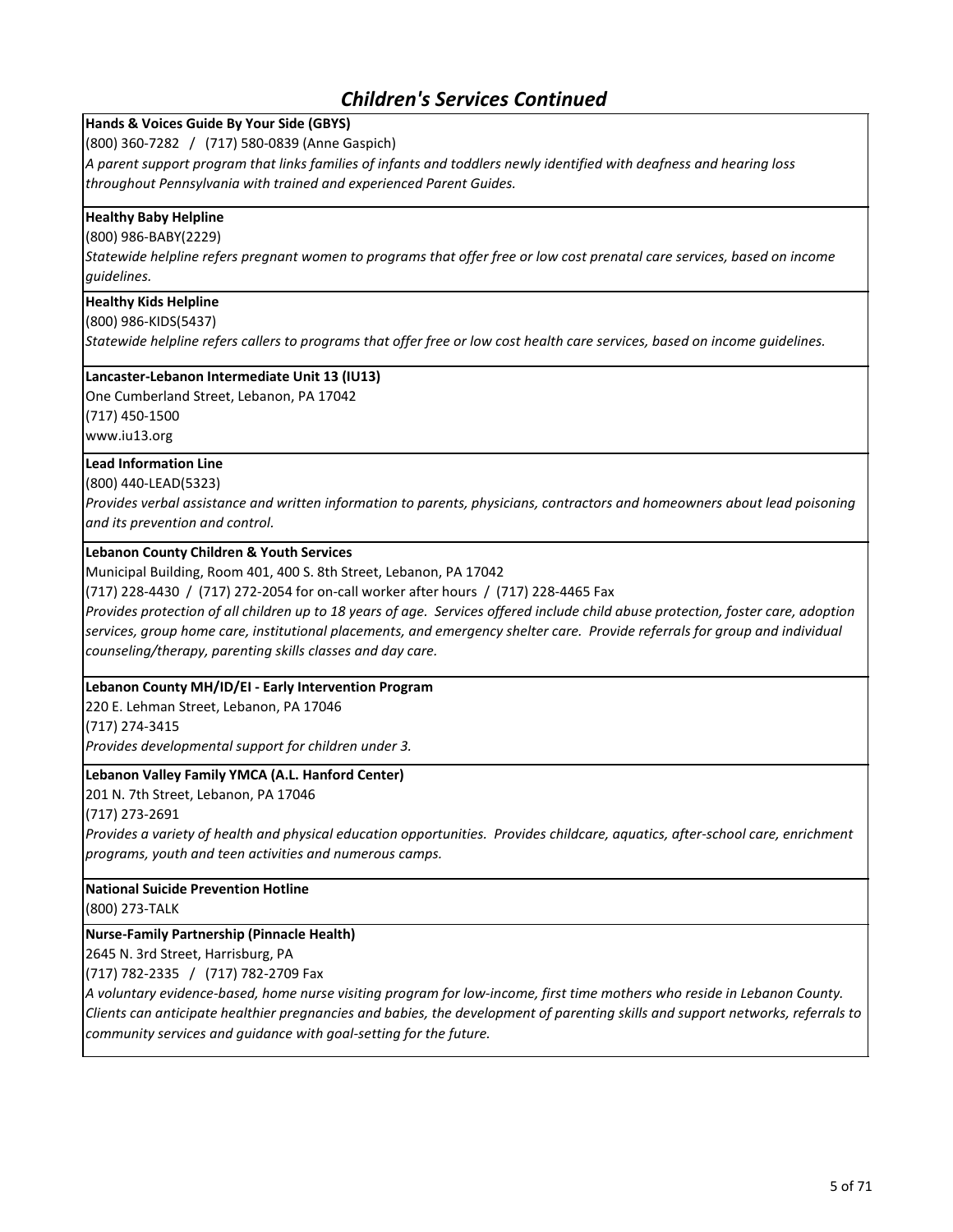# Children's Services Continued

**Hands & Voices Guide By Your Side (GBYS)**
(800) 360-7282 / (717) 580-0839 (Anne Gaspich)
*A parent support program that links families of infants and toddlers newly identified with deafness and hearing loss throughout Pennsylvania with trained and experienced Parent Guides.*

**Healthy Baby Helpline**
(800) 986-BABY(2229)
*Statewide helpline refers pregnant women to programs that offer free or low cost prenatal care services, based on income guidelines.*

**Healthy Kids Helpline**
(800) 986-KIDS(5437)
*Statewide helpline refers callers to programs that offer free or low cost health care services, based on income guidelines.*

**Lancaster-Lebanon Intermediate Unit 13 (IU13)**
One Cumberland Street, Lebanon, PA 17042
(717) 450-1500
www.iu13.org

**Lead Information Line**
(800) 440-LEAD(5323)
*Provides verbal assistance and written information to parents, physicians, contractors and homeowners about lead poisoning and its prevention and control.*

**Lebanon County Children & Youth Services**
Municipal Building, Room 401, 400 S. 8th Street, Lebanon, PA 17042
(717) 228-4430 / (717) 272-2054 for on-call worker after hours / (717) 228-4465 Fax
*Provides protection of all children up to 18 years of age. Services offered include child abuse protection, foster care, adoption services, group home care, institutional placements, and emergency shelter care. Provide referrals for group and individual counseling/therapy, parenting skills classes and day care.*

**Lebanon County MH/ID/EI - Early Intervention Program**
220 E. Lehman Street, Lebanon, PA 17046
(717) 274-3415
*Provides developmental support for children under 3.*

**Lebanon Valley Family YMCA (A.L. Hanford Center)**
201 N. 7th Street, Lebanon, PA 17046
(717) 273-2691
*Provides a variety of health and physical education opportunities. Provides childcare, aquatics, after-school care, enrichment programs, youth and teen activities and numerous camps.*

**National Suicide Prevention Hotline**
(800) 273-TALK

**Nurse-Family Partnership (Pinnacle Health)**
2645 N. 3rd Street, Harrisburg, PA
(717) 782-2335 / (717) 782-2709 Fax
*A voluntary evidence-based, home nurse visiting program for low-income, first time mothers who reside in Lebanon County. Clients can anticipate healthier pregnancies and babies, the development of parenting skills and support networks, referrals to community services and guidance with goal-setting for the future.*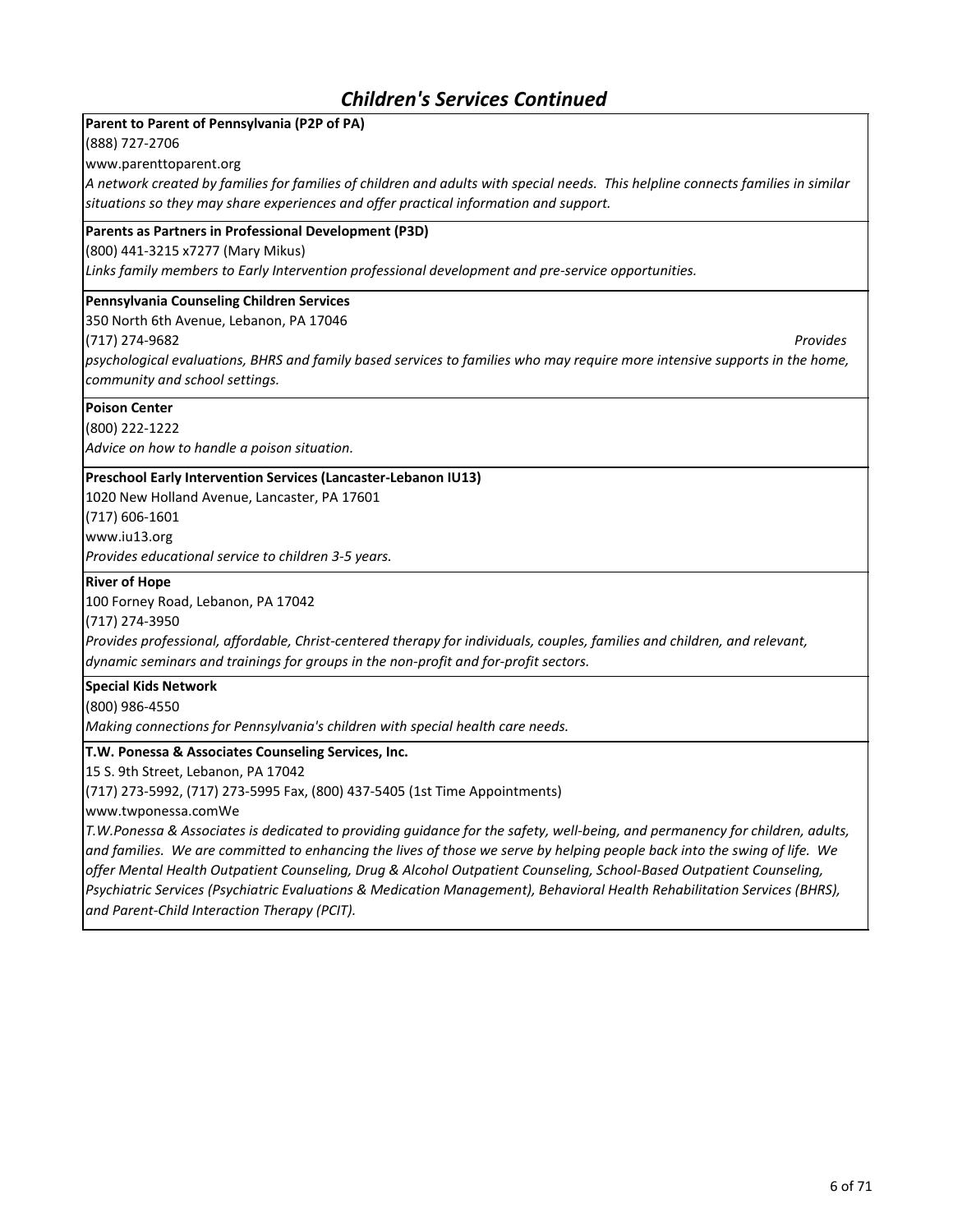## Children's Services Continued

**Parent to Parent of Pennsylvania (P2P of PA)**
(888) 727-2706
www.parenttoparent.org
*A network created by families for families of children and adults with special needs. This helpline connects families in similar situations so they may share experiences and offer practical information and support.*

**Parents as Partners in Professional Development (P3D)**
(800) 441-3215 x7277 (Mary Mikus)
*Links family members to Early Intervention professional development and pre-service opportunities.*

**Pennsylvania Counseling Children Services**
350 North 6th Avenue, Lebanon, PA 17046
(717) 274-9682
*Provides psychological evaluations, BHRS and family based services to families who may require more intensive supports in the home, community and school settings.*

**Poison Center**
(800) 222-1222
*Advice on how to handle a poison situation.*

**Preschool Early Intervention Services (Lancaster-Lebanon IU13)**
1020 New Holland Avenue, Lancaster, PA 17601
(717) 606-1601
www.iu13.org
*Provides educational service to children 3-5 years.*

**River of Hope**
100 Forney Road, Lebanon, PA 17042
(717) 274-3950
*Provides professional, affordable, Christ-centered therapy for individuals, couples, families and children, and relevant, dynamic seminars and trainings for groups in the non-profit and for-profit sectors.*

**Special Kids Network**
(800) 986-4550
*Making connections for Pennsylvania's children with special health care needs.*

**T.W. Ponessa & Associates Counseling Services, Inc.**
15 S. 9th Street, Lebanon, PA 17042
(717) 273-5992, (717) 273-5995 Fax, (800) 437-5405 (1st Time Appointments)
www.twponessa.comWe
*T.W.Ponessa & Associates is dedicated to providing guidance for the safety, well-being, and permanency for children, adults, and families. We are committed to enhancing the lives of those we serve by helping people back into the swing of life. We offer Mental Health Outpatient Counseling, Drug & Alcohol Outpatient Counseling, School-Based Outpatient Counseling, Psychiatric Services (Psychiatric Evaluations & Medication Management), Behavioral Health Rehabilitation Services (BHRS), and Parent-Child Interaction Therapy (PCIT).*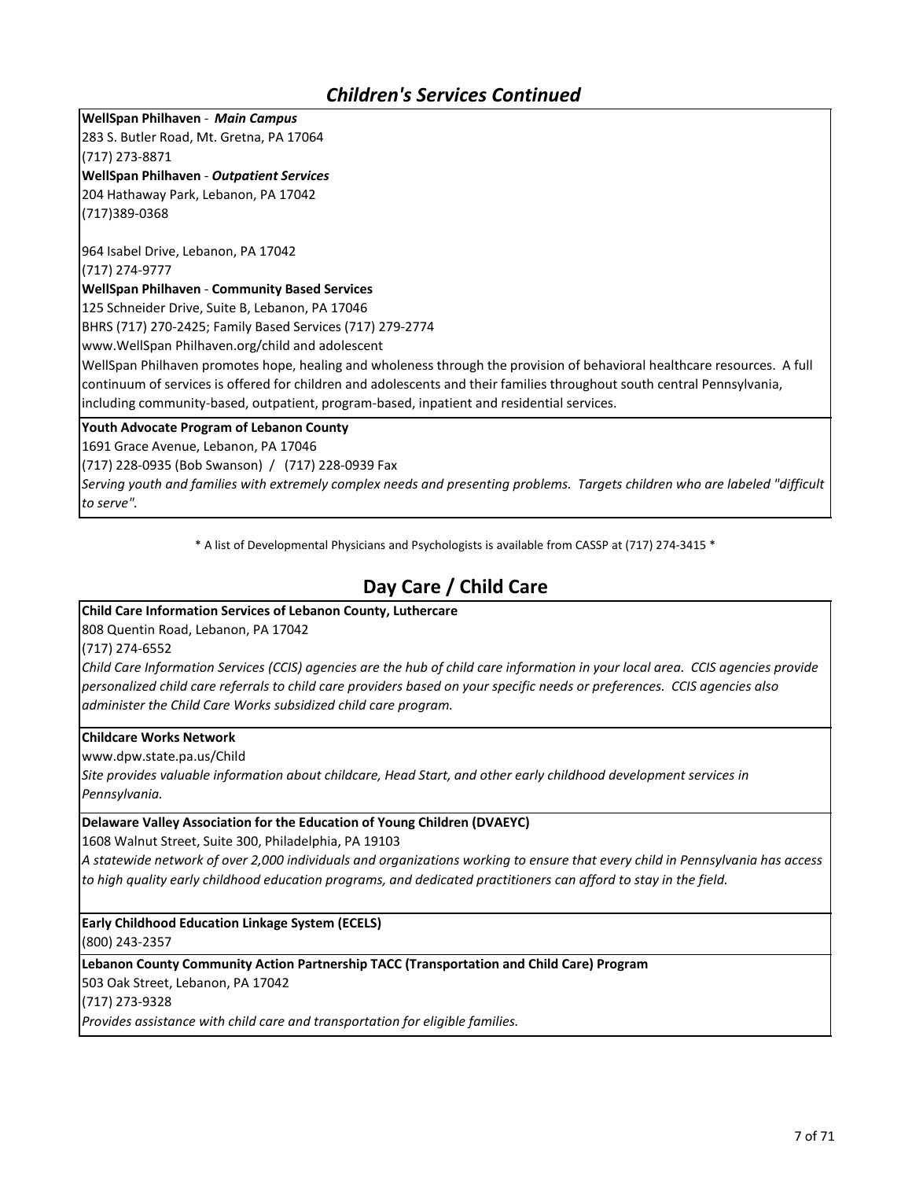## *Children's Services Continued*

**WellSpan Philhaven** - ***Main Campus***
283 S. Butler Road, Mt. Gretna, PA 17064
(717) 273-8871
**WellSpan Philhaven** - ***Outpatient Services***
204 Hathaway Park, Lebanon, PA 17042
(717)389-0368

964 Isabel Drive, Lebanon, PA 17042
(717) 274-9777
**WellSpan Philhaven** - **Community Based Services**
125 Schneider Drive, Suite B, Lebanon, PA 17046
BHRS (717) 270-2425; Family Based Services (717) 279-2774
www.WellSpan Philhaven.org/child and adolescent
WellSpan Philhaven promotes hope, healing and wholeness through the provision of behavioral healthcare resources. A full continuum of services is offered for children and adolescents and their families throughout south central Pennsylvania, including community-based, outpatient, program-based, inpatient and residential services.

**Youth Advocate Program of Lebanon County**
1691 Grace Avenue, Lebanon, PA 17046
(717) 228-0935 (Bob Swanson) / (717) 228-0939 Fax
*Serving youth and families with extremely complex needs and presenting problems. Targets children who are labeled "difficult to serve".*

\* A list of Developmental Physicians and Psychologists is available from CASSP at (717) 274-3415 \*

## Day Care / Child Care

**Child Care Information Services of Lebanon County, Luthercare**
808 Quentin Road, Lebanon, PA 17042
(717) 274-6552
*Child Care Information Services (CCIS) agencies are the hub of child care information in your local area. CCIS agencies provide personalized child care referrals to child care providers based on your specific needs or preferences. CCIS agencies also administer the Child Care Works subsidized child care program.*

**Childcare Works Network**
www.dpw.state.pa.us/Child
*Site provides valuable information about childcare, Head Start, and other early childhood development services in Pennsylvania.*

**Delaware Valley Association for the Education of Young Children (DVAEYC)**
1608 Walnut Street, Suite 300, Philadelphia, PA 19103
*A statewide network of over 2,000 individuals and organizations working to ensure that every child in Pennsylvania has access to high quality early childhood education programs, and dedicated practitioners can afford to stay in the field.*

**Early Childhood Education Linkage System (ECELS)**
(800) 243-2357

**Lebanon County Community Action Partnership TACC (Transportation and Child Care) Program**
503 Oak Street, Lebanon, PA 17042
(717) 273-9328
*Provides assistance with child care and transportation for eligible families.*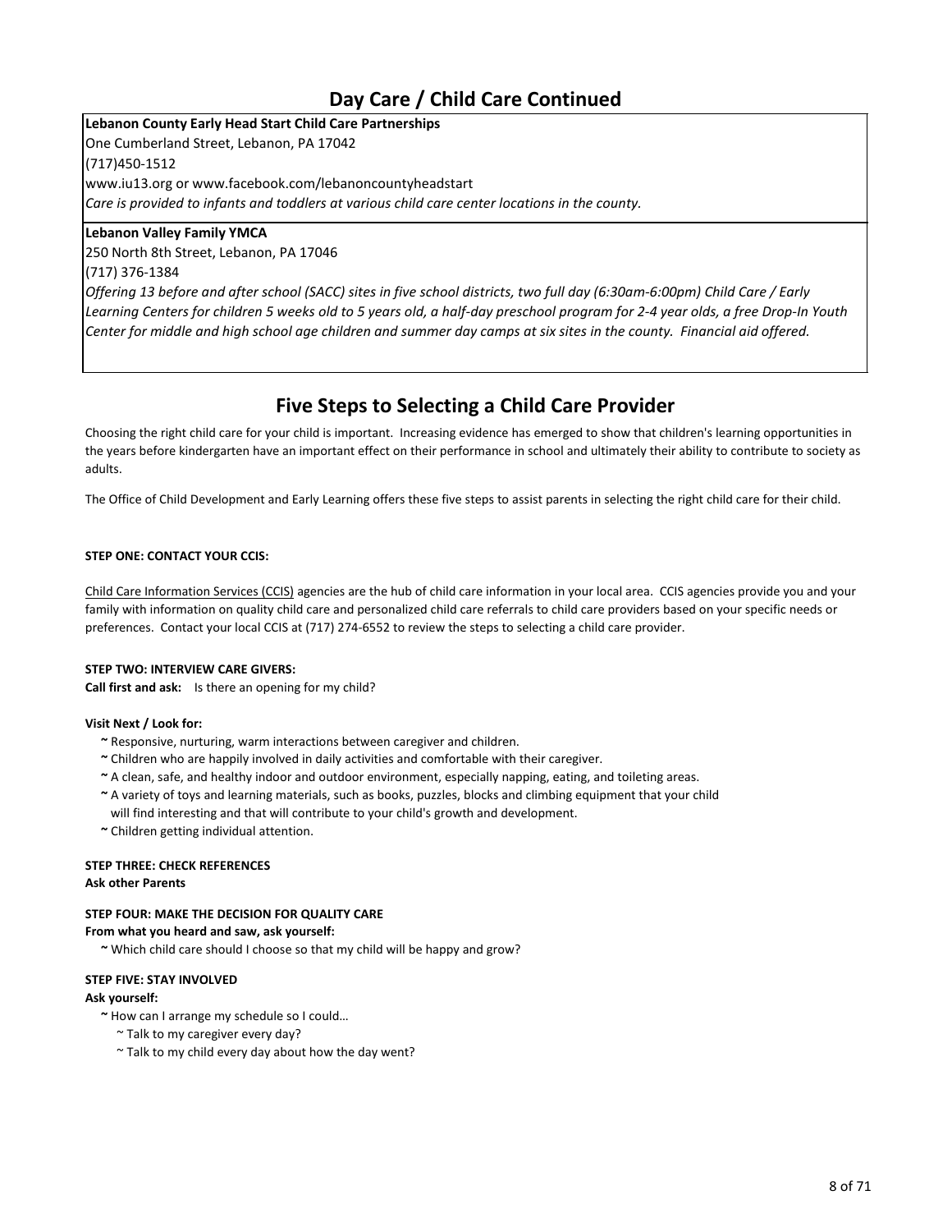## Day Care / Child Care Continued

**Lebanon County Early Head Start Child Care Partnerships**
One Cumberland Street, Lebanon, PA 17042
(717)450-1512
www.iu13.org or www.facebook.com/lebanoncountyheadstart
*Care is provided to infants and toddlers at various child care center locations in the county.*

**Lebanon Valley Family YMCA**
250 North 8th Street, Lebanon, PA 17046
(717) 376-1384
*Offering 13 before and after school (SACC) sites in five school districts, two full day (6:30am-6:00pm) Child Care / Early Learning Centers for children 5 weeks old to 5 years old, a half-day preschool program for 2-4 year olds, a free Drop-In Youth Center for middle and high school age children and summer day camps at six sites in the county. Financial aid offered.*

## Five Steps to Selecting a Child Care Provider

Choosing the right child care for your child is important. Increasing evidence has emerged to show that children's learning opportunities in the years before kindergarten have an important effect on their performance in school and ultimately their ability to contribute to society as adults.

The Office of Child Development and Early Learning offers these five steps to assist parents in selecting the right child care for their child.

**STEP ONE: CONTACT YOUR CCIS:**

Child Care Information Services (CCIS) agencies are the hub of child care information in your local area. CCIS agencies provide you and your family with information on quality child care and personalized child care referrals to child care providers based on your specific needs or preferences. Contact your local CCIS at (717) 274-6552 to review the steps to selecting a child care provider.

**STEP TWO: INTERVIEW CARE GIVERS:**
**Call first and ask:** Is there an opening for my child?

**Visit Next / Look for:**

- ~ Responsive, nurturing, warm interactions between caregiver and children.
- ~ Children who are happily involved in daily activities and comfortable with their caregiver.
- ~ A clean, safe, and healthy indoor and outdoor environment, especially napping, eating, and toileting areas.
- ~ A variety of toys and learning materials, such as books, puzzles, blocks and climbing equipment that your child will find interesting and that will contribute to your child's growth and development.
- ~ Children getting individual attention.

**STEP THREE: CHECK REFERENCES**
**Ask other Parents**

**STEP FOUR: MAKE THE DECISION FOR QUALITY CARE**
**From what you heard and saw, ask yourself:**

- ~ Which child care should I choose so that my child will be happy and grow?

**STEP FIVE: STAY INVOLVED**
**Ask yourself:**

- ~ How can I arrange my schedule so I could…
  - ~ Talk to my caregiver every day?
  - ~ Talk to my child every day about how the day went?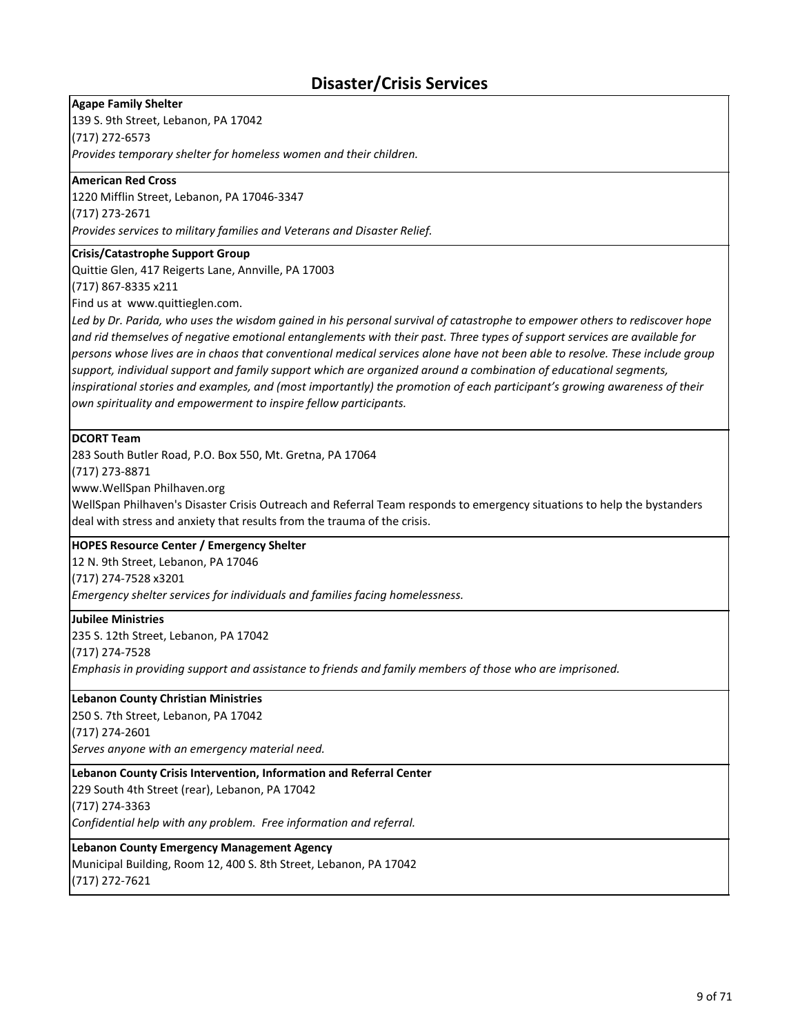# Disaster/Crisis Services

**Agape Family Shelter**
139 S. 9th Street, Lebanon, PA 17042
(717) 272-6573
*Provides temporary shelter for homeless women and their children.*

**American Red Cross**
1220 Mifflin Street, Lebanon, PA 17046-3347
(717) 273-2671
*Provides services to military families and Veterans and Disaster Relief.*

**Crisis/Catastrophe Support Group**
Quittie Glen, 417 Reigerts Lane, Annville, PA 17003
(717) 867-8335 x211
Find us at www.quittieglen.com.
*Led by Dr. Parida, who uses the wisdom gained in his personal survival of catastrophe to empower others to rediscover hope and rid themselves of negative emotional entanglements with their past. Three types of support services are available for persons whose lives are in chaos that conventional medical services alone have not been able to resolve. These include group support, individual support and family support which are organized around a combination of educational segments, inspirational stories and examples, and (most importantly) the promotion of each participant's growing awareness of their own spirituality and empowerment to inspire fellow participants.*

**DCORT Team**
283 South Butler Road, P.O. Box 550, Mt. Gretna, PA 17064
(717) 273-8871
www.WellSpan Philhaven.org
WellSpan Philhaven's Disaster Crisis Outreach and Referral Team responds to emergency situations to help the bystanders deal with stress and anxiety that results from the trauma of the crisis.

**HOPES Resource Center / Emergency Shelter**
12 N. 9th Street, Lebanon, PA 17046
(717) 274-7528 x3201
*Emergency shelter services for individuals and families facing homelessness.*

**Jubilee Ministries**
235 S. 12th Street, Lebanon, PA 17042
(717) 274-7528
*Emphasis in providing support and assistance to friends and family members of those who are imprisoned.*

**Lebanon County Christian Ministries**
250 S. 7th Street, Lebanon, PA 17042
(717) 274-2601
*Serves anyone with an emergency material need.*

**Lebanon County Crisis Intervention, Information and Referral Center**
229 South 4th Street (rear), Lebanon, PA 17042
(717) 274-3363
*Confidential help with any problem. Free information and referral.*

**Lebanon County Emergency Management Agency**
Municipal Building, Room 12, 400 S. 8th Street, Lebanon, PA 17042
(717) 272-7621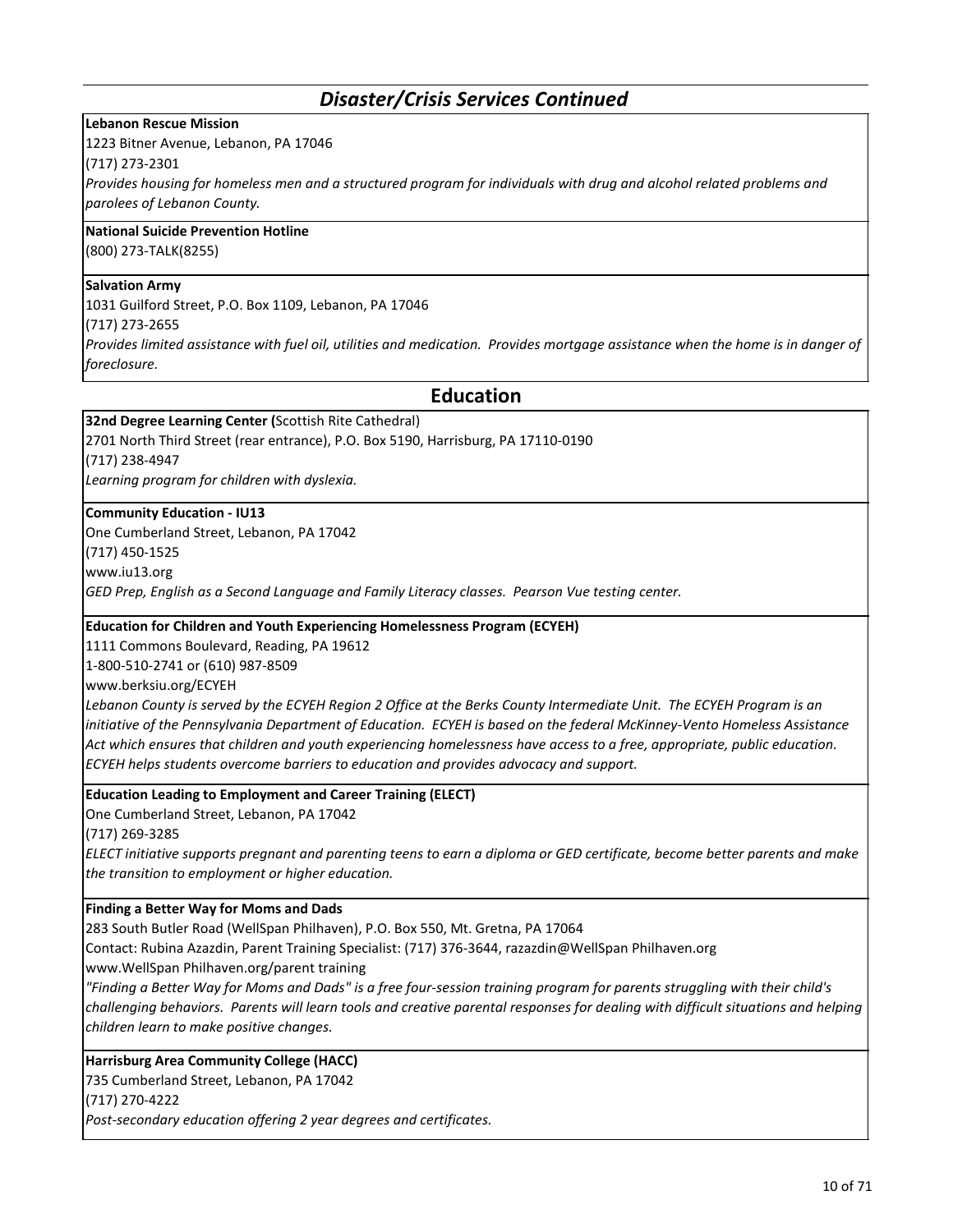## *Disaster/Crisis Services Continued*

**Lebanon Rescue Mission**
1223 Bitner Avenue, Lebanon, PA 17046
(717) 273-2301
*Provides housing for homeless men and a structured program for individuals with drug and alcohol related problems and parolees of Lebanon County.*

**National Suicide Prevention Hotline**
(800) 273-TALK(8255)

**Salvation Army**
1031 Guilford Street, P.O. Box 1109, Lebanon, PA 17046
(717) 273-2655
*Provides limited assistance with fuel oil, utilities and medication. Provides mortgage assistance when the home is in danger of foreclosure.*

## Education

**32nd Degree Learning Center (**Scottish Rite Cathedral)
2701 North Third Street (rear entrance), P.O. Box 5190, Harrisburg, PA 17110-0190
(717) 238-4947
*Learning program for children with dyslexia.*

**Community Education - IU13**
One Cumberland Street, Lebanon, PA 17042
(717) 450-1525
www.iu13.org
*GED Prep, English as a Second Language and Family Literacy classes. Pearson Vue testing center.*

**Education for Children and Youth Experiencing Homelessness Program (ECYEH)**
1111 Commons Boulevard, Reading, PA 19612
1-800-510-2741 or (610) 987-8509
www.berksiu.org/ECYEH
*Lebanon County is served by the ECYEH Region 2 Office at the Berks County Intermediate Unit. The ECYEH Program is an initiative of the Pennsylvania Department of Education. ECYEH is based on the federal McKinney-Vento Homeless Assistance Act which ensures that children and youth experiencing homelessness have access to a free, appropriate, public education. ECYEH helps students overcome barriers to education and provides advocacy and support.*

**Education Leading to Employment and Career Training (ELECT)**
One Cumberland Street, Lebanon, PA 17042
(717) 269-3285
*ELECT initiative supports pregnant and parenting teens to earn a diploma or GED certificate, become better parents and make the transition to employment or higher education.*

**Finding a Better Way for Moms and Dads**
283 South Butler Road (WellSpan Philhaven), P.O. Box 550, Mt. Gretna, PA 17064
Contact: Rubina Azazdin, Parent Training Specialist: (717) 376-3644, razazdin@WellSpan Philhaven.org
www.WellSpan Philhaven.org/parent training
*"Finding a Better Way for Moms and Dads" is a free four-session training program for parents struggling with their child's challenging behaviors. Parents will learn tools and creative parental responses for dealing with difficult situations and helping children learn to make positive changes.*

**Harrisburg Area Community College (HACC)**
735 Cumberland Street, Lebanon, PA 17042
(717) 270-4222
*Post-secondary education offering 2 year degrees and certificates.*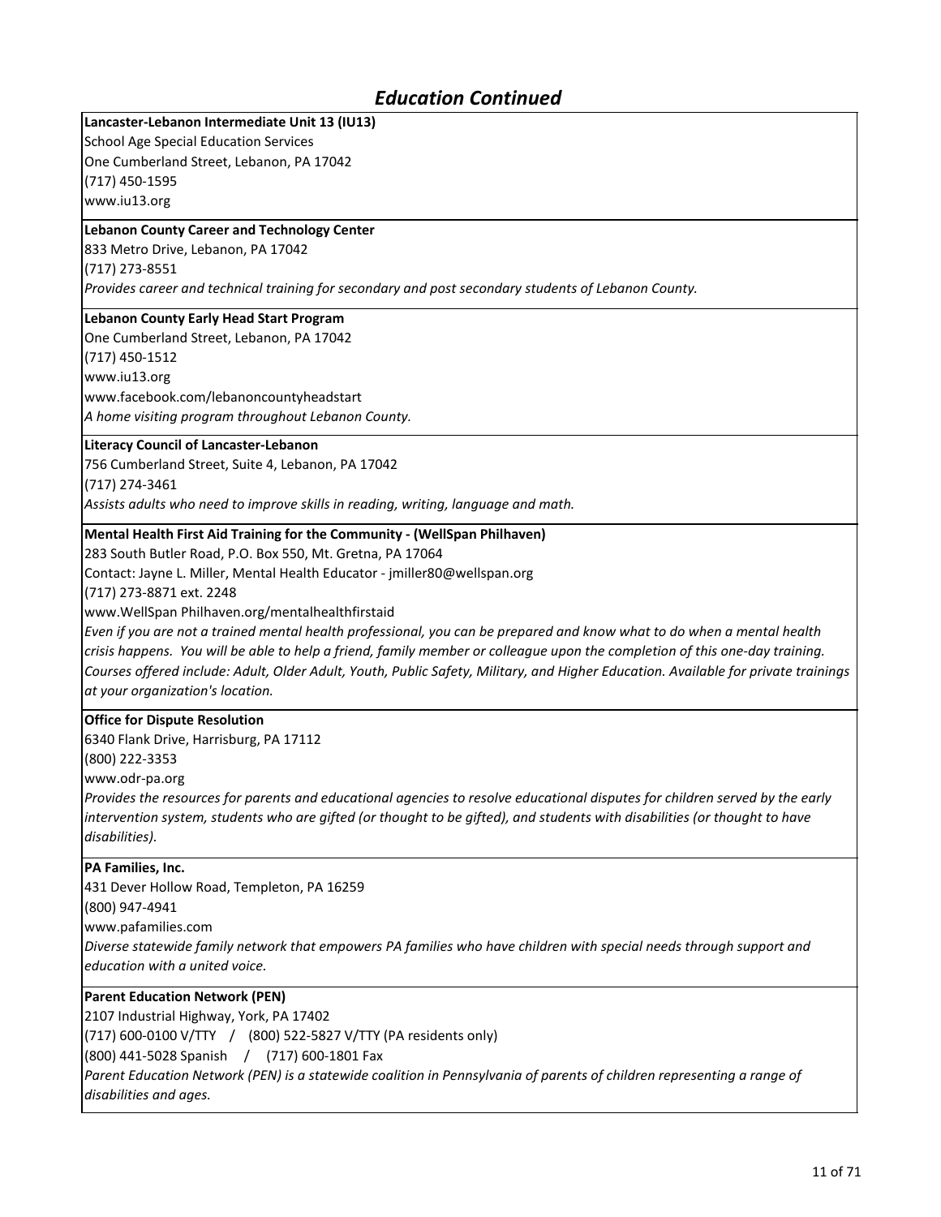## *Education Continued*

**Lancaster-Lebanon Intermediate Unit 13 (IU13)**
School Age Special Education Services
One Cumberland Street, Lebanon, PA 17042
(717) 450-1595
www.iu13.org

**Lebanon County Career and Technology Center**
833 Metro Drive, Lebanon, PA 17042
(717) 273-8551
*Provides career and technical training for secondary and post secondary students of Lebanon County.*

**Lebanon County Early Head Start Program**
One Cumberland Street, Lebanon, PA 17042
(717) 450-1512
www.iu13.org
www.facebook.com/lebanoncountyheadstart
*A home visiting program throughout Lebanon County.*

**Literacy Council of Lancaster-Lebanon**
756 Cumberland Street, Suite 4, Lebanon, PA 17042
(717) 274-3461
*Assists adults who need to improve skills in reading, writing, language and math.*

**Mental Health First Aid Training for the Community - (WellSpan Philhaven)**
283 South Butler Road, P.O. Box 550, Mt. Gretna, PA 17064
Contact: Jayne L. Miller, Mental Health Educator - jmiller80@wellspan.org
(717) 273-8871 ext. 2248
www.WellSpan Philhaven.org/mentalhealthfirstaid
*Even if you are not a trained mental health professional, you can be prepared and know what to do when a mental health crisis happens. You will be able to help a friend, family member or colleague upon the completion of this one-day training. Courses offered include: Adult, Older Adult, Youth, Public Safety, Military, and Higher Education. Available for private trainings at your organization's location.*

**Office for Dispute Resolution**
6340 Flank Drive, Harrisburg, PA 17112
(800) 222-3353
www.odr-pa.org
*Provides the resources for parents and educational agencies to resolve educational disputes for children served by the early intervention system, students who are gifted (or thought to be gifted), and students with disabilities (or thought to have disabilities).*

**PA Families, Inc.**
431 Dever Hollow Road, Templeton, PA 16259
(800) 947-4941
www.pafamilies.com
*Diverse statewide family network that empowers PA families who have children with special needs through support and education with a united voice.*

**Parent Education Network (PEN)**
2107 Industrial Highway, York, PA 17402
(717) 600-0100 V/TTY / (800) 522-5827 V/TTY (PA residents only)
(800) 441-5028 Spanish / (717) 600-1801 Fax
*Parent Education Network (PEN) is a statewide coalition in Pennsylvania of parents of children representing a range of disabilities and ages.*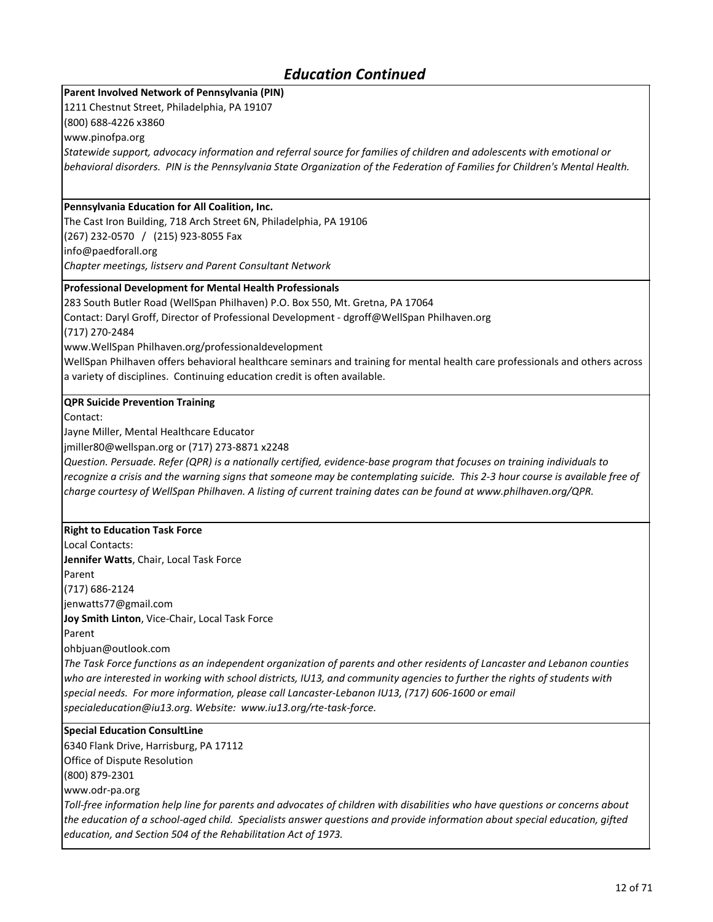## Education Continued

**Parent Involved Network of Pennsylvania (PIN)**
1211 Chestnut Street, Philadelphia, PA 19107
(800) 688-4226 x3860
www.pinofpa.org
*Statewide support, advocacy information and referral source for families of children and adolescents with emotional or behavioral disorders. PIN is the Pennsylvania State Organization of the Federation of Families for Children's Mental Health.*

**Pennsylvania Education for All Coalition, Inc.**
The Cast Iron Building, 718 Arch Street 6N, Philadelphia, PA 19106
(267) 232-0570 / (215) 923-8055 Fax
info@paedforall.org
*Chapter meetings, listserv and Parent Consultant Network*

**Professional Development for Mental Health Professionals**
283 South Butler Road (WellSpan Philhaven) P.O. Box 550, Mt. Gretna, PA 17064
Contact: Daryl Groff, Director of Professional Development - dgroff@WellSpan Philhaven.org
(717) 270-2484
www.WellSpan Philhaven.org/professionaldevelopment
WellSpan Philhaven offers behavioral healthcare seminars and training for mental health care professionals and others across a variety of disciplines. Continuing education credit is often available.

**QPR Suicide Prevention Training**
Contact:
Jayne Miller, Mental Healthcare Educator
jmiller80@wellspan.org or (717) 273-8871 x2248
*Question. Persuade. Refer (QPR) is a nationally certified, evidence-base program that focuses on training individuals to recognize a crisis and the warning signs that someone may be contemplating suicide. This 2-3 hour course is available free of charge courtesy of WellSpan Philhaven. A listing of current training dates can be found at www.philhaven.org/QPR.*

**Right to Education Task Force**
Local Contacts:
**Jennifer Watts**, Chair, Local Task Force
Parent
(717) 686-2124
jenwatts77@gmail.com
**Joy Smith Linton**, Vice-Chair, Local Task Force
Parent
ohbjuan@outlook.com
*The Task Force functions as an independent organization of parents and other residents of Lancaster and Lebanon counties who are interested in working with school districts, IU13, and community agencies to further the rights of students with special needs. For more information, please call Lancaster-Lebanon IU13, (717) 606-1600 or email specialeducation@iu13.org. Website: www.iu13.org/rte-task-force.*

**Special Education ConsultLine**
6340 Flank Drive, Harrisburg, PA 17112
Office of Dispute Resolution
(800) 879-2301
www.odr-pa.org
*Toll-free information help line for parents and advocates of children with disabilities who have questions or concerns about the education of a school-aged child. Specialists answer questions and provide information about special education, gifted education, and Section 504 of the Rehabilitation Act of 1973.*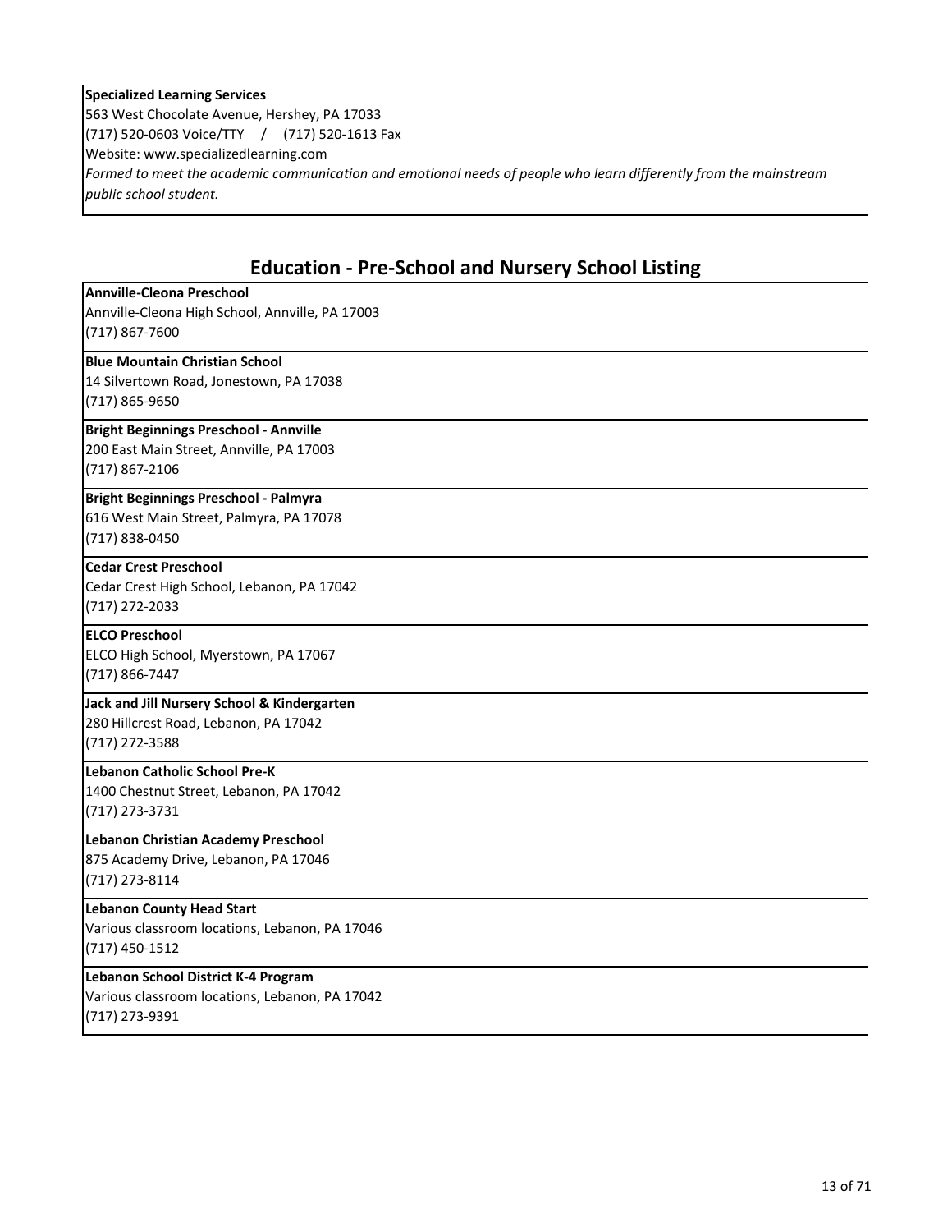**Specialized Learning Services**
563 West Chocolate Avenue, Hershey, PA 17033
(717) 520-0603 Voice/TTY / (717) 520-1613 Fax
Website: www.specializedlearning.com
*Formed to meet the academic communication and emotional needs of people who learn differently from the mainstream public school student.*

## Education - Pre-School and Nursery School Listing

**Annville-Cleona Preschool**
Annville-Cleona High School, Annville, PA 17003
(717) 867-7600

**Blue Mountain Christian School**
14 Silvertown Road, Jonestown, PA 17038
(717) 865-9650

**Bright Beginnings Preschool - Annville**
200 East Main Street, Annville, PA 17003
(717) 867-2106

**Bright Beginnings Preschool - Palmyra**
616 West Main Street, Palmyra, PA 17078
(717) 838-0450

**Cedar Crest Preschool**
Cedar Crest High School, Lebanon, PA 17042
(717) 272-2033

**ELCO Preschool**
ELCO High School, Myerstown, PA 17067
(717) 866-7447

**Jack and Jill Nursery School & Kindergarten**
280 Hillcrest Road, Lebanon, PA 17042
(717) 272-3588

**Lebanon Catholic School Pre-K**
1400 Chestnut Street, Lebanon, PA 17042
(717) 273-3731

**Lebanon Christian Academy Preschool**
875 Academy Drive, Lebanon, PA 17046
(717) 273-8114

**Lebanon County Head Start**
Various classroom locations, Lebanon, PA 17046
(717) 450-1512

**Lebanon School District K-4 Program**
Various classroom locations, Lebanon, PA 17042
(717) 273-9391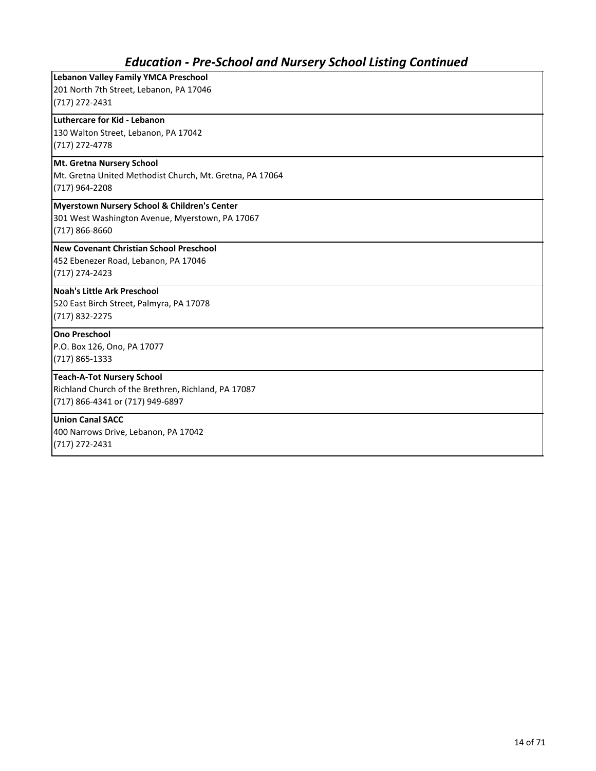## *Education - Pre-School and Nursery School Listing Continued*

**Lebanon Valley Family YMCA Preschool**
201 North 7th Street, Lebanon, PA 17046
(717) 272-2431

**Luthercare for Kid - Lebanon**
130 Walton Street, Lebanon, PA 17042
(717) 272-4778

**Mt. Gretna Nursery School**
Mt. Gretna United Methodist Church, Mt. Gretna, PA 17064
(717) 964-2208

**Myerstown Nursery School & Children's Center**
301 West Washington Avenue, Myerstown, PA 17067
(717) 866-8660

**New Covenant Christian School Preschool**
452 Ebenezer Road, Lebanon, PA 17046
(717) 274-2423

**Noah's Little Ark Preschool**
520 East Birch Street, Palmyra, PA 17078
(717) 832-2275

**Ono Preschool**
P.O. Box 126, Ono, PA 17077
(717) 865-1333

**Teach-A-Tot Nursery School**
Richland Church of the Brethren, Richland, PA 17087
(717) 866-4341 or (717) 949-6897

**Union Canal SACC**
400 Narrows Drive, Lebanon, PA 17042
(717) 272-2431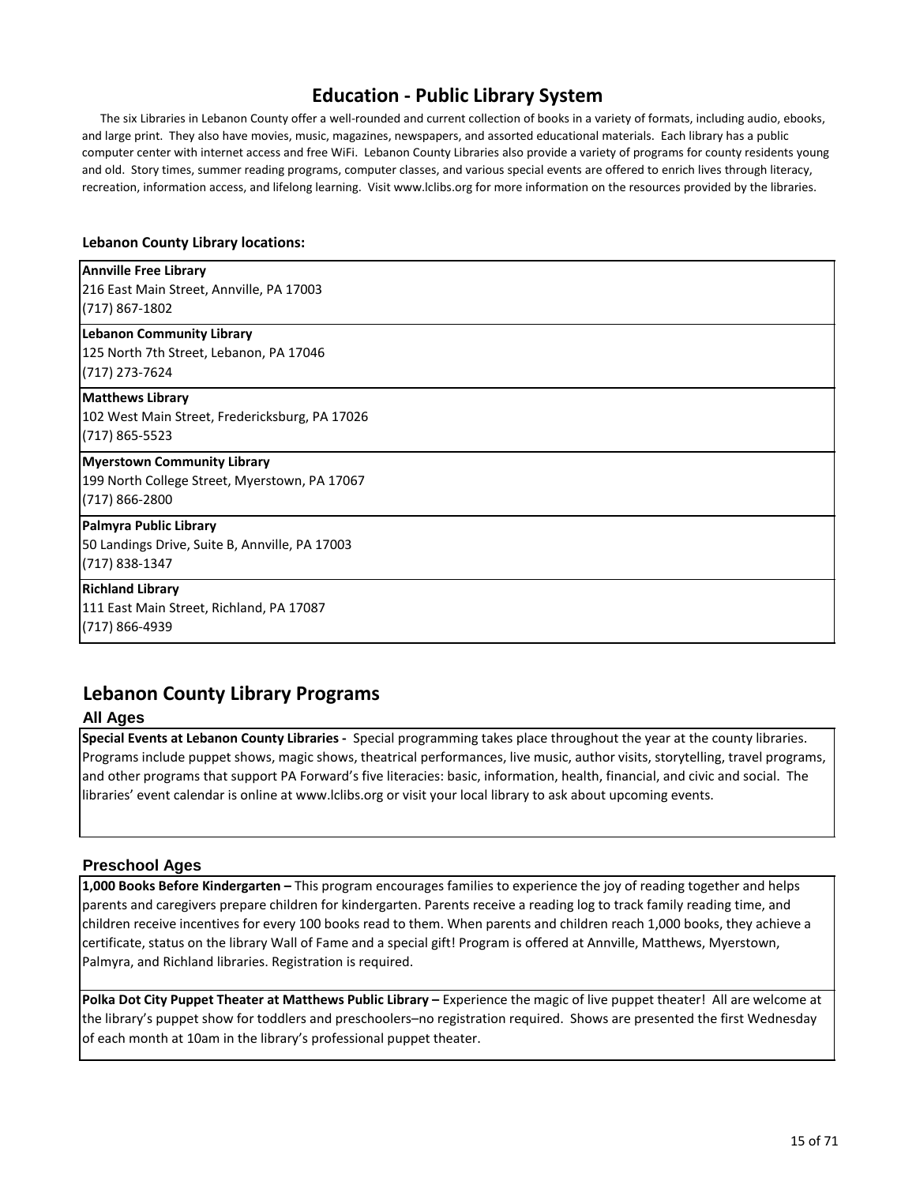# Education - Public Library System

The six Libraries in Lebanon County offer a well-rounded and current collection of books in a variety of formats, including audio, ebooks, and large print. They also have movies, music, magazines, newspapers, and assorted educational materials. Each library has a public computer center with internet access and free WiFi. Lebanon County Libraries also provide a variety of programs for county residents young and old. Story times, summer reading programs, computer classes, and various special events are offered to enrich lives through literacy, recreation, information access, and lifelong learning. Visit www.lclibs.org for more information on the resources provided by the libraries.

**Lebanon County Library locations:**

**Annville Free Library**
216 East Main Street, Annville, PA 17003
(717) 867-1802

**Lebanon Community Library**
125 North 7th Street, Lebanon, PA 17046
(717) 273-7624

**Matthews Library**
102 West Main Street, Fredericksburg, PA 17026
(717) 865-5523

**Myerstown Community Library**
199 North College Street, Myerstown, PA 17067
(717) 866-2800

**Palmyra Public Library**
50 Landings Drive, Suite B, Annville, PA 17003
(717) 838-1347

**Richland Library**
111 East Main Street, Richland, PA 17087
(717) 866-4939

## Lebanon County Library Programs

### All Ages

**Special Events at Lebanon County Libraries -** Special programming takes place throughout the year at the county libraries. Programs include puppet shows, magic shows, theatrical performances, live music, author visits, storytelling, travel programs, and other programs that support PA Forward's five literacies: basic, information, health, financial, and civic and social. The libraries' event calendar is online at www.lclibs.org or visit your local library to ask about upcoming events.

### Preschool Ages

**1,000 Books Before Kindergarten –** This program encourages families to experience the joy of reading together and helps parents and caregivers prepare children for kindergarten. Parents receive a reading log to track family reading time, and children receive incentives for every 100 books read to them. When parents and children reach 1,000 books, they achieve a certificate, status on the library Wall of Fame and a special gift! Program is offered at Annville, Matthews, Myerstown, Palmyra, and Richland libraries. Registration is required.

**Polka Dot City Puppet Theater at Matthews Public Library –** Experience the magic of live puppet theater! All are welcome at the library's puppet show for toddlers and preschoolers–no registration required. Shows are presented the first Wednesday of each month at 10am in the library's professional puppet theater.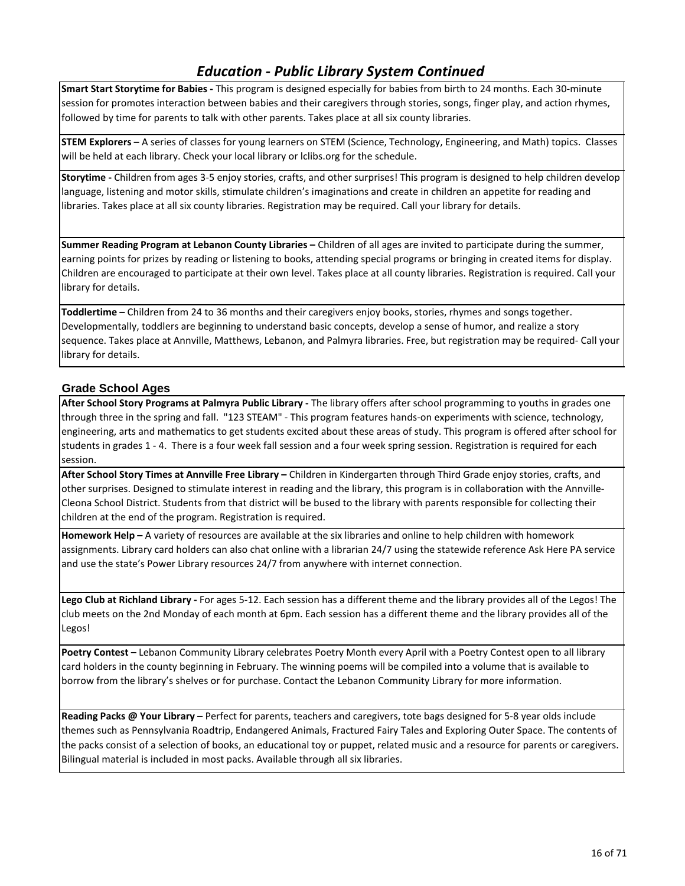# Education - Public Library System Continued

**Smart Start Storytime for Babies -** This program is designed especially for babies from birth to 24 months. Each 30-minute session for promotes interaction between babies and their caregivers through stories, songs, finger play, and action rhymes, followed by time for parents to talk with other parents. Takes place at all six county libraries.

**STEM Explorers –** A series of classes for young learners on STEM (Science, Technology, Engineering, and Math) topics. Classes will be held at each library. Check your local library or lclibs.org for the schedule.

**Storytime -** Children from ages 3-5 enjoy stories, crafts, and other surprises! This program is designed to help children develop language, listening and motor skills, stimulate children's imaginations and create in children an appetite for reading and libraries. Takes place at all six county libraries. Registration may be required. Call your library for details.

**Summer Reading Program at Lebanon County Libraries –** Children of all ages are invited to participate during the summer, earning points for prizes by reading or listening to books, attending special programs or bringing in created items for display. Children are encouraged to participate at their own level. Takes place at all county libraries. Registration is required. Call your library for details.

**Toddlertime –** Children from 24 to 36 months and their caregivers enjoy books, stories, rhymes and songs together. Developmentally, toddlers are beginning to understand basic concepts, develop a sense of humor, and realize a story sequence. Takes place at Annville, Matthews, Lebanon, and Palmyra libraries. Free, but registration may be required- Call your library for details.

## Grade School Ages

**After School Story Programs at Palmyra Public Library -** The library offers after school programming to youths in grades one through three in the spring and fall. "123 STEAM" - This program features hands-on experiments with science, technology, engineering, arts and mathematics to get students excited about these areas of study. This program is offered after school for students in grades 1 - 4. There is a four week fall session and a four week spring session. Registration is required for each session.

**After School Story Times at Annville Free Library –** Children in Kindergarten through Third Grade enjoy stories, crafts, and other surprises. Designed to stimulate interest in reading and the library, this program is in collaboration with the Annville-Cleona School District. Students from that district will be bused to the library with parents responsible for collecting their children at the end of the program. Registration is required.

**Homework Help –** A variety of resources are available at the six libraries and online to help children with homework assignments. Library card holders can also chat online with a librarian 24/7 using the statewide reference Ask Here PA service and use the state's Power Library resources 24/7 from anywhere with internet connection.

**Lego Club at Richland Library -** For ages 5-12. Each session has a different theme and the library provides all of the Legos! The club meets on the 2nd Monday of each month at 6pm. Each session has a different theme and the library provides all of the Legos!

**Poetry Contest –** Lebanon Community Library celebrates Poetry Month every April with a Poetry Contest open to all library card holders in the county beginning in February. The winning poems will be compiled into a volume that is available to borrow from the library's shelves or for purchase. Contact the Lebanon Community Library for more information.

**Reading Packs @ Your Library –** Perfect for parents, teachers and caregivers, tote bags designed for 5-8 year olds include themes such as Pennsylvania Roadtrip, Endangered Animals, Fractured Fairy Tales and Exploring Outer Space. The contents of the packs consist of a selection of books, an educational toy or puppet, related music and a resource for parents or caregivers. Bilingual material is included in most packs. Available through all six libraries.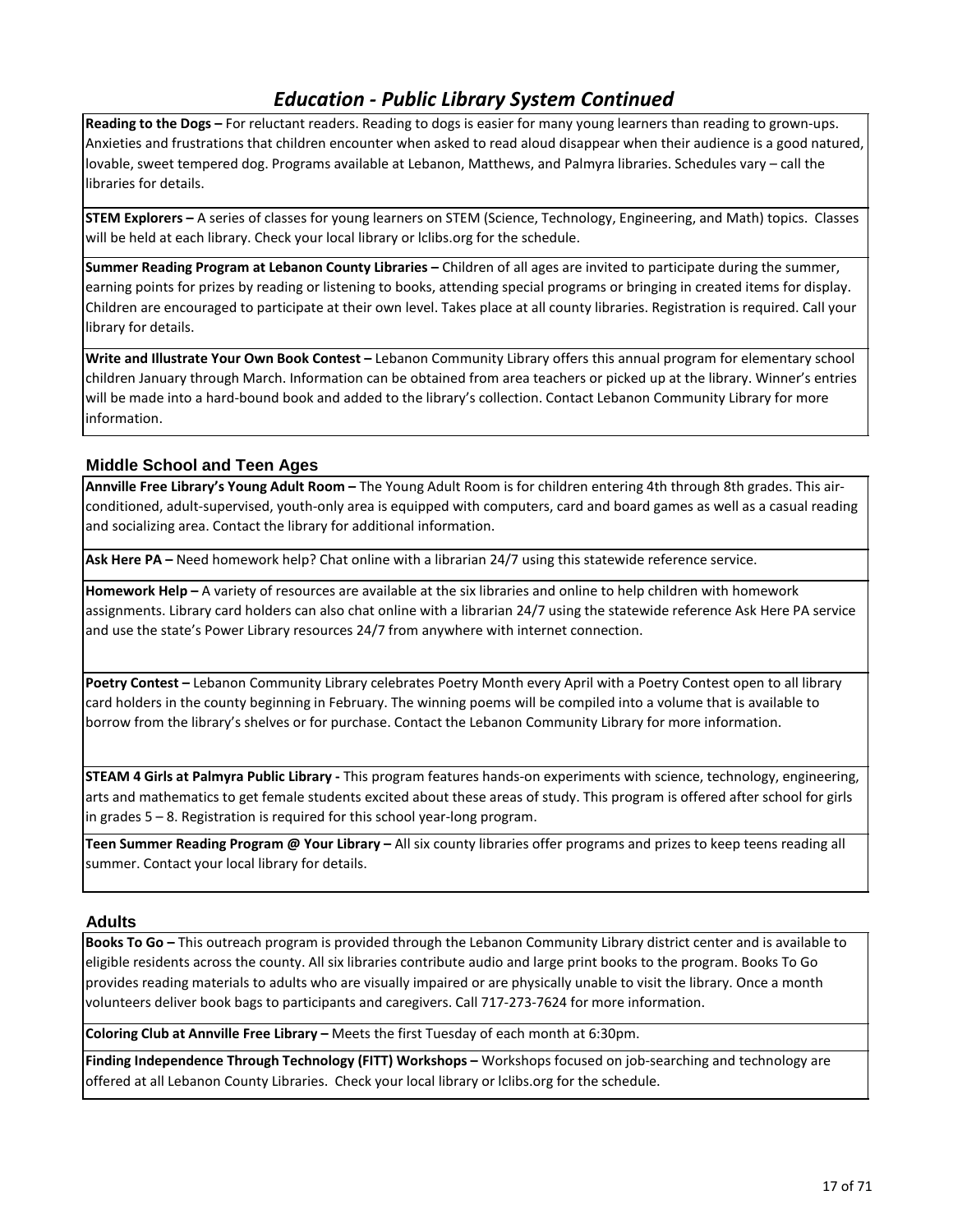# *Education - Public Library System Continued*

**Reading to the Dogs –** For reluctant readers. Reading to dogs is easier for many young learners than reading to grown-ups. Anxieties and frustrations that children encounter when asked to read aloud disappear when their audience is a good natured, lovable, sweet tempered dog. Programs available at Lebanon, Matthews, and Palmyra libraries. Schedules vary – call the libraries for details.

**STEM Explorers –** A series of classes for young learners on STEM (Science, Technology, Engineering, and Math) topics. Classes will be held at each library. Check your local library or lclibs.org for the schedule.

**Summer Reading Program at Lebanon County Libraries –** Children of all ages are invited to participate during the summer, earning points for prizes by reading or listening to books, attending special programs or bringing in created items for display. Children are encouraged to participate at their own level. Takes place at all county libraries. Registration is required. Call your library for details.

**Write and Illustrate Your Own Book Contest –** Lebanon Community Library offers this annual program for elementary school children January through March. Information can be obtained from area teachers or picked up at the library. Winner's entries will be made into a hard-bound book and added to the library's collection. Contact Lebanon Community Library for more information.

## Middle School and Teen Ages

**Annville Free Library's Young Adult Room –** The Young Adult Room is for children entering 4th through 8th grades. This air-conditioned, adult-supervised, youth-only area is equipped with computers, card and board games as well as a casual reading and socializing area. Contact the library for additional information.

**Ask Here PA –** Need homework help? Chat online with a librarian 24/7 using this statewide reference service.

**Homework Help –** A variety of resources are available at the six libraries and online to help children with homework assignments. Library card holders can also chat online with a librarian 24/7 using the statewide reference Ask Here PA service and use the state's Power Library resources 24/7 from anywhere with internet connection.

**Poetry Contest –** Lebanon Community Library celebrates Poetry Month every April with a Poetry Contest open to all library card holders in the county beginning in February. The winning poems will be compiled into a volume that is available to borrow from the library's shelves or for purchase. Contact the Lebanon Community Library for more information.

**STEAM 4 Girls at Palmyra Public Library -** This program features hands-on experiments with science, technology, engineering, arts and mathematics to get female students excited about these areas of study. This program is offered after school for girls in grades 5 – 8. Registration is required for this school year-long program.

**Teen Summer Reading Program @ Your Library –** All six county libraries offer programs and prizes to keep teens reading all summer. Contact your local library for details.

## Adults

**Books To Go –** This outreach program is provided through the Lebanon Community Library district center and is available to eligible residents across the county. All six libraries contribute audio and large print books to the program. Books To Go provides reading materials to adults who are visually impaired or are physically unable to visit the library. Once a month volunteers deliver book bags to participants and caregivers. Call 717-273-7624 for more information.

**Coloring Club at Annville Free Library –** Meets the first Tuesday of each month at 6:30pm.

**Finding Independence Through Technology (FITT) Workshops –** Workshops focused on job-searching and technology are offered at all Lebanon County Libraries. Check your local library or lclibs.org for the schedule.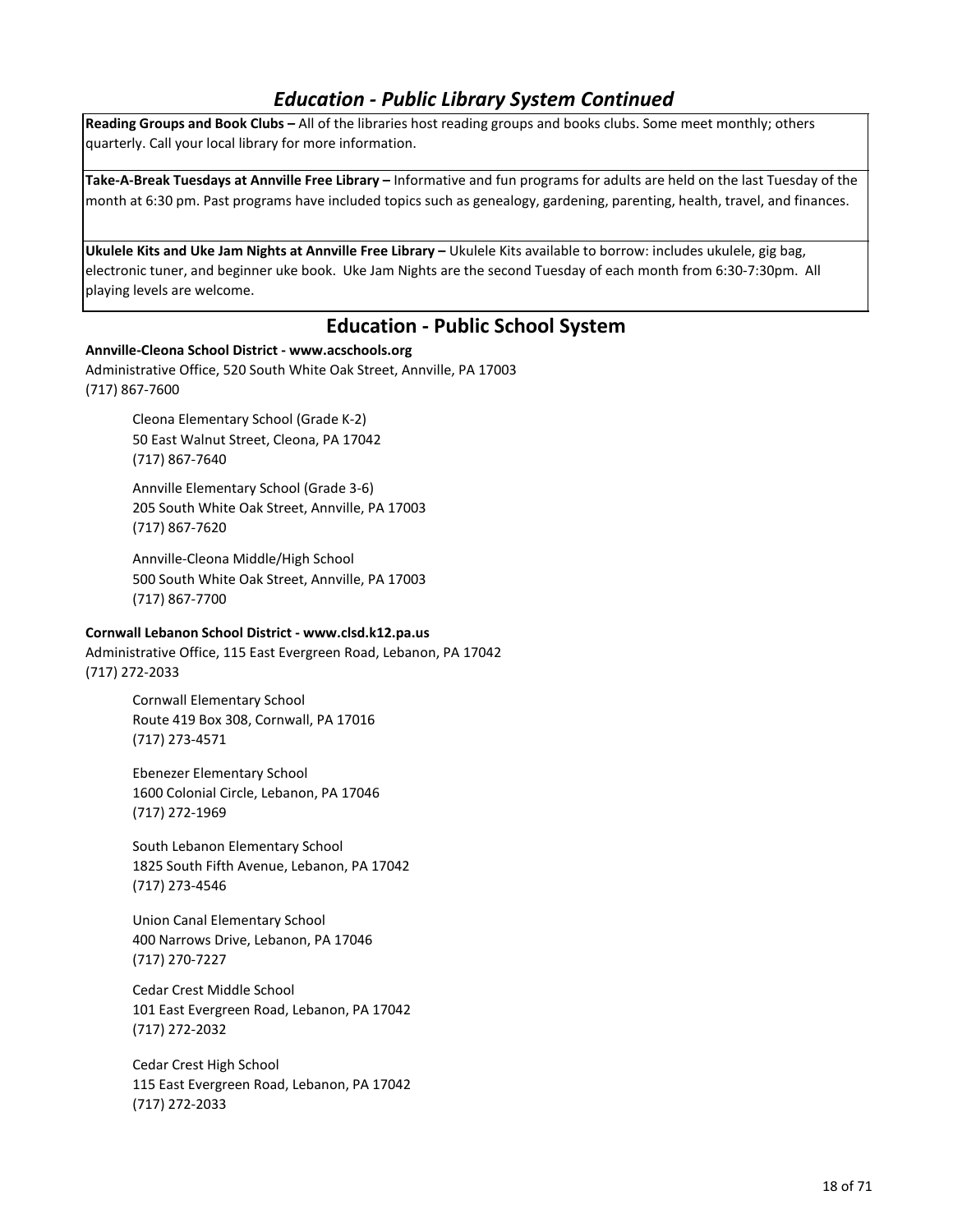## *Education - Public Library System Continued*

**Reading Groups and Book Clubs –** All of the libraries host reading groups and books clubs. Some meet monthly; others quarterly. Call your local library for more information.

**Take-A-Break Tuesdays at Annville Free Library –** Informative and fun programs for adults are held on the last Tuesday of the month at 6:30 pm. Past programs have included topics such as genealogy, gardening, parenting, health, travel, and finances.

**Ukulele Kits and Uke Jam Nights at Annville Free Library –** Ukulele Kits available to borrow: includes ukulele, gig bag, electronic tuner, and beginner uke book. Uke Jam Nights are the second Tuesday of each month from 6:30-7:30pm. All playing levels are welcome.

## Education - Public School System

**Annville-Cleona School District - www.acschools.org**
Administrative Office, 520 South White Oak Street, Annville, PA 17003
(717) 867-7600

> Cleona Elementary School (Grade K-2)
> 50 East Walnut Street, Cleona, PA 17042
> (717) 867-7640
>
> Annville Elementary School (Grade 3-6)
> 205 South White Oak Street, Annville, PA 17003
> (717) 867-7620
>
> Annville-Cleona Middle/High School
> 500 South White Oak Street, Annville, PA 17003
> (717) 867-7700

**Cornwall Lebanon School District - www.clsd.k12.pa.us**
Administrative Office, 115 East Evergreen Road, Lebanon, PA 17042
(717) 272-2033

> Cornwall Elementary School
> Route 419 Box 308, Cornwall, PA 17016
> (717) 273-4571
>
> Ebenezer Elementary School
> 1600 Colonial Circle, Lebanon, PA 17046
> (717) 272-1969
>
> South Lebanon Elementary School
> 1825 South Fifth Avenue, Lebanon, PA 17042
> (717) 273-4546
>
> Union Canal Elementary School
> 400 Narrows Drive, Lebanon, PA 17046
> (717) 270-7227
>
> Cedar Crest Middle School
> 101 East Evergreen Road, Lebanon, PA 17042
> (717) 272-2032
>
> Cedar Crest High School
> 115 East Evergreen Road, Lebanon, PA 17042
> (717) 272-2033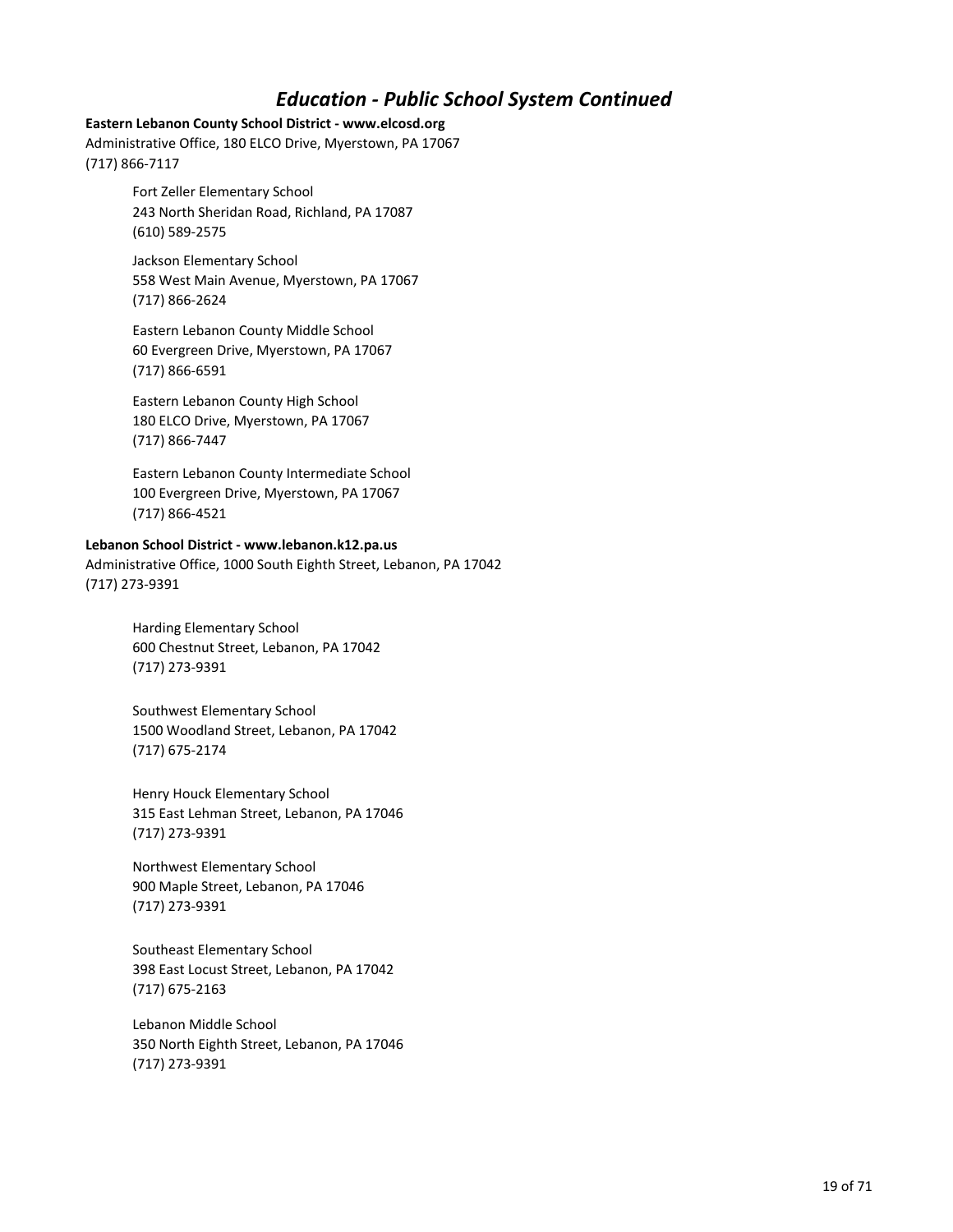## *Education - Public School System Continued*

**Eastern Lebanon County School District - www.elcosd.org**
Administrative Office, 180 ELCO Drive, Myerstown, PA 17067
(717) 866-7117

> Fort Zeller Elementary School
> 243 North Sheridan Road, Richland, PA 17087
> (610) 589-2575
>
> Jackson Elementary School
> 558 West Main Avenue, Myerstown, PA 17067
> (717) 866-2624
>
> Eastern Lebanon County Middle School
> 60 Evergreen Drive, Myerstown, PA 17067
> (717) 866-6591
>
> Eastern Lebanon County High School
> 180 ELCO Drive, Myerstown, PA 17067
> (717) 866-7447
>
> Eastern Lebanon County Intermediate School
> 100 Evergreen Drive, Myerstown, PA 17067
> (717) 866-4521

**Lebanon School District - www.lebanon.k12.pa.us**
Administrative Office, 1000 South Eighth Street, Lebanon, PA 17042
(717) 273-9391

> Harding Elementary School
> 600 Chestnut Street, Lebanon, PA 17042
> (717) 273-9391
>
> Southwest Elementary School
> 1500 Woodland Street, Lebanon, PA 17042
> (717) 675-2174
>
> Henry Houck Elementary School
> 315 East Lehman Street, Lebanon, PA 17046
> (717) 273-9391
>
> Northwest Elementary School
> 900 Maple Street, Lebanon, PA 17046
> (717) 273-9391
>
> Southeast Elementary School
> 398 East Locust Street, Lebanon, PA 17042
> (717) 675-2163
>
> Lebanon Middle School
> 350 North Eighth Street, Lebanon, PA 17046
> (717) 273-9391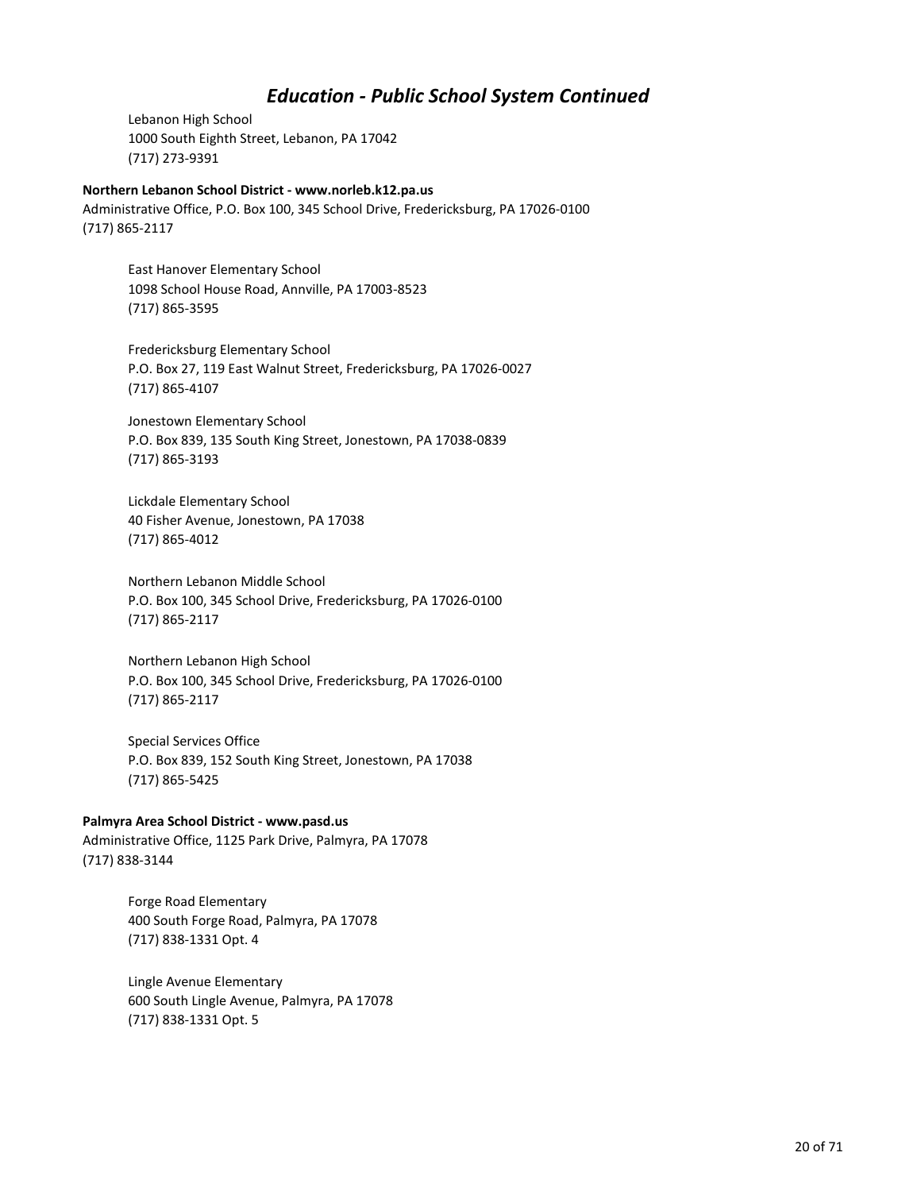## Education - Public School System Continued

Lebanon High School
1000 South Eighth Street, Lebanon, PA 17042
(717) 273-9391

**Northern Lebanon School District - www.norleb.k12.pa.us**
Administrative Office, P.O. Box 100, 345 School Drive, Fredericksburg, PA 17026-0100
(717) 865-2117

East Hanover Elementary School
1098 School House Road, Annville, PA 17003-8523
(717) 865-3595

Fredericksburg Elementary School
P.O. Box 27, 119 East Walnut Street, Fredericksburg, PA 17026-0027
(717) 865-4107

Jonestown Elementary School
P.O. Box 839, 135 South King Street, Jonestown, PA 17038-0839
(717) 865-3193

Lickdale Elementary School
40 Fisher Avenue, Jonestown, PA 17038
(717) 865-4012

Northern Lebanon Middle School
P.O. Box 100, 345 School Drive, Fredericksburg, PA 17026-0100
(717) 865-2117

Northern Lebanon High School
P.O. Box 100, 345 School Drive, Fredericksburg, PA 17026-0100
(717) 865-2117

Special Services Office
P.O. Box 839, 152 South King Street, Jonestown, PA 17038
(717) 865-5425

**Palmyra Area School District - www.pasd.us**
Administrative Office, 1125 Park Drive, Palmyra, PA 17078
(717) 838-3144

Forge Road Elementary
400 South Forge Road, Palmyra, PA 17078
(717) 838-1331 Opt. 4

Lingle Avenue Elementary
600 South Lingle Avenue, Palmyra, PA 17078
(717) 838-1331 Opt. 5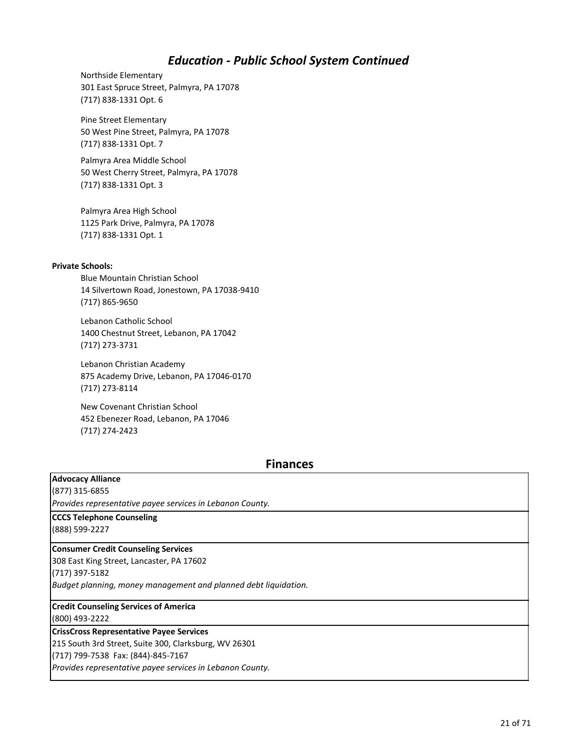## Education - Public School System Continued

Northside Elementary
301 East Spruce Street, Palmyra, PA 17078
(717) 838-1331 Opt. 6

Pine Street Elementary
50 West Pine Street, Palmyra, PA 17078
(717) 838-1331 Opt. 7

Palmyra Area Middle School
50 West Cherry Street, Palmyra, PA 17078
(717) 838-1331 Opt. 3

Palmyra Area High School
1125 Park Drive, Palmyra, PA 17078
(717) 838-1331 Opt. 1

**Private Schools:**

Blue Mountain Christian School
14 Silvertown Road, Jonestown, PA 17038-9410
(717) 865-9650

Lebanon Catholic School
1400 Chestnut Street, Lebanon, PA 17042
(717) 273-3731

Lebanon Christian Academy
875 Academy Drive, Lebanon, PA 17046-0170
(717) 273-8114

New Covenant Christian School
452 Ebenezer Road, Lebanon, PA 17046
(717) 274-2423

## Finances

**Advocacy Alliance**
(877) 315-6855
*Provides representative payee services in Lebanon County.*

**CCCS Telephone Counseling**
(888) 599-2227

**Consumer Credit Counseling Services**
308 East King Street, Lancaster, PA 17602
(717) 397-5182
*Budget planning, money management and planned debt liquidation.*

**Credit Counseling Services of America**
(800) 493-2222

**CrissCross Representative Payee Services**
215 South 3rd Street, Suite 300, Clarksburg, WV 26301
(717) 799-7538 Fax: (844)-845-7167
*Provides representative payee services in Lebanon County.*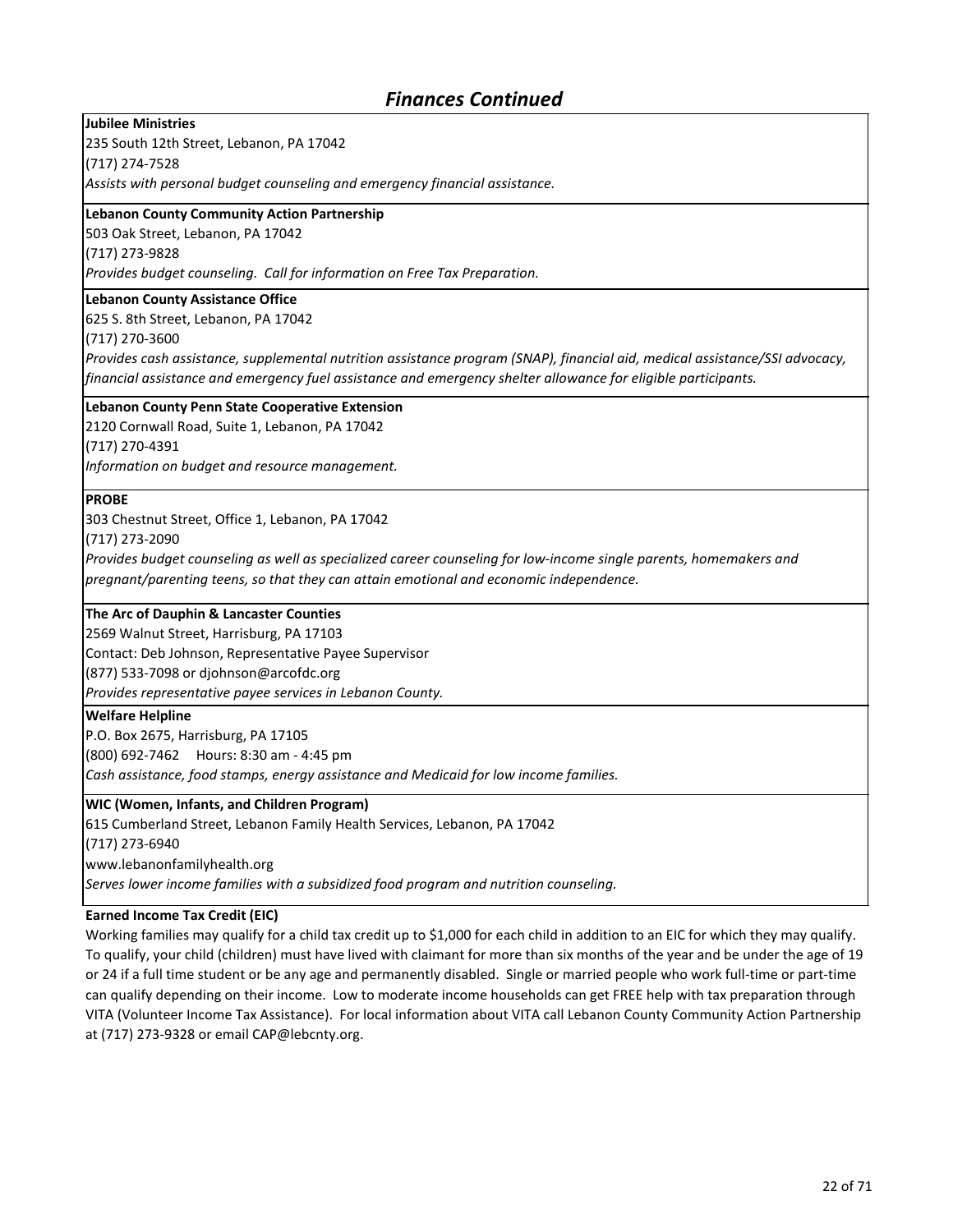# *Finances Continued*

**Jubilee Ministries**
235 South 12th Street, Lebanon, PA 17042
(717) 274-7528
*Assists with personal budget counseling and emergency financial assistance.*

**Lebanon County Community Action Partnership**
503 Oak Street, Lebanon, PA 17042
(717) 273-9828
*Provides budget counseling. Call for information on Free Tax Preparation.*

**Lebanon County Assistance Office**
625 S. 8th Street, Lebanon, PA 17042
(717) 270-3600
*Provides cash assistance, supplemental nutrition assistance program (SNAP), financial aid, medical assistance/SSI advocacy, financial assistance and emergency fuel assistance and emergency shelter allowance for eligible participants.*

**Lebanon County Penn State Cooperative Extension**
2120 Cornwall Road, Suite 1, Lebanon, PA 17042
(717) 270-4391
*Information on budget and resource management.*

**PROBE**
303 Chestnut Street, Office 1, Lebanon, PA 17042
(717) 273-2090
*Provides budget counseling as well as specialized career counseling for low-income single parents, homemakers and pregnant/parenting teens, so that they can attain emotional and economic independence.*

**The Arc of Dauphin & Lancaster Counties**
2569 Walnut Street, Harrisburg, PA 17103
Contact: Deb Johnson, Representative Payee Supervisor
(877) 533-7098 or djohnson@arcofdc.org
*Provides representative payee services in Lebanon County.*

**Welfare Helpline**
P.O. Box 2675, Harrisburg, PA 17105
(800) 692-7462 Hours: 8:30 am - 4:45 pm
*Cash assistance, food stamps, energy assistance and Medicaid for low income families.*

**WIC (Women, Infants, and Children Program)**
615 Cumberland Street, Lebanon Family Health Services, Lebanon, PA 17042
(717) 273-6940
www.lebanonfamilyhealth.org
*Serves lower income families with a subsidized food program and nutrition counseling.*

**Earned Income Tax Credit (EIC)**
Working families may qualify for a child tax credit up to $1,000 for each child in addition to an EIC for which they may qualify. To qualify, your child (children) must have lived with claimant for more than six months of the year and be under the age of 19 or 24 if a full time student or be any age and permanently disabled. Single or married people who work full-time or part-time can qualify depending on their income. Low to moderate income households can get FREE help with tax preparation through VITA (Volunteer Income Tax Assistance). For local information about VITA call Lebanon County Community Action Partnership at (717) 273-9328 or email CAP@lebcnty.org.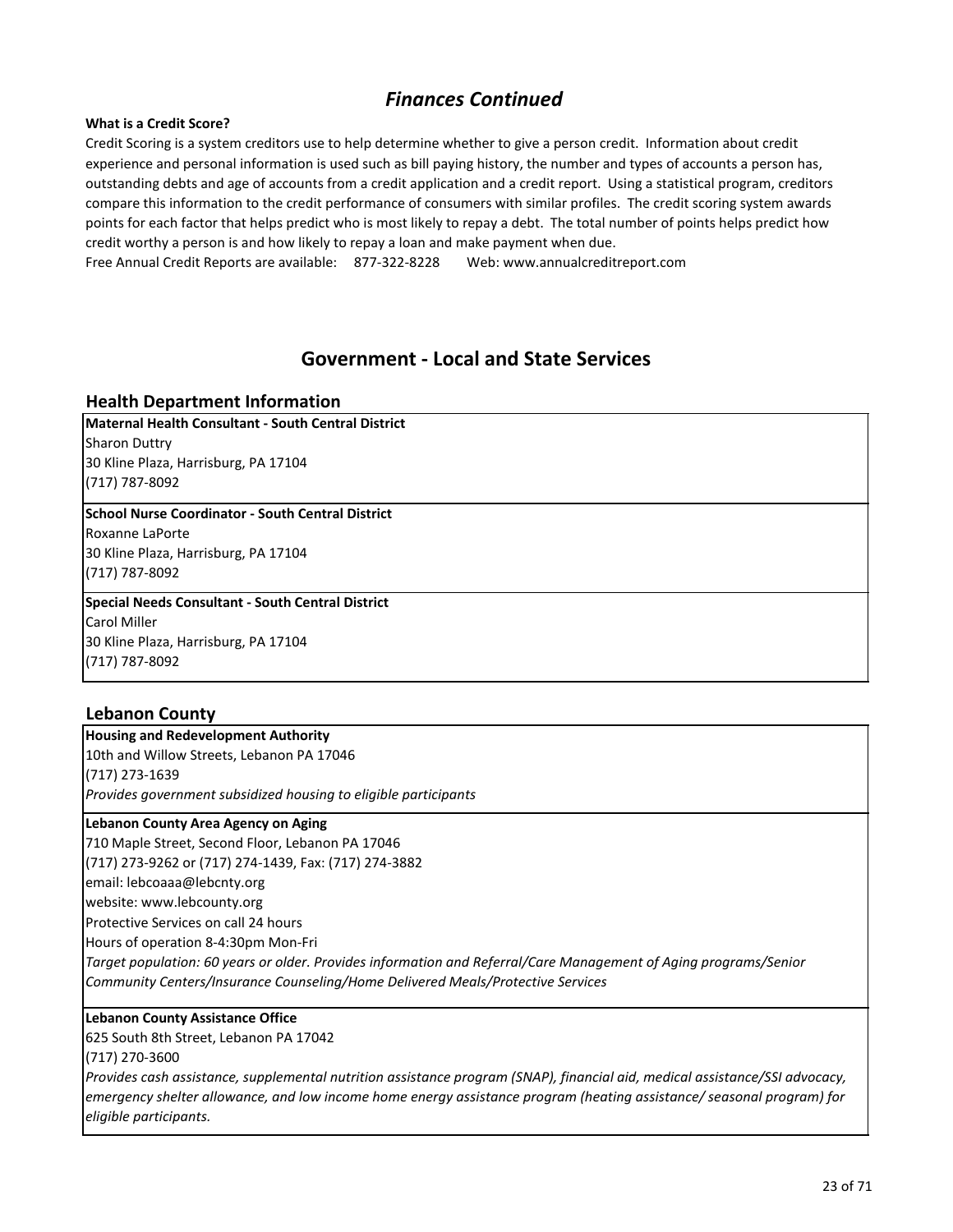## *Finances Continued*

**What is a Credit Score?**

Credit Scoring is a system creditors use to help determine whether to give a person credit. Information about credit experience and personal information is used such as bill paying history, the number and types of accounts a person has, outstanding debts and age of accounts from a credit application and a credit report. Using a statistical program, creditors compare this information to the credit performance of consumers with similar profiles. The credit scoring system awards points for each factor that helps predict who is most likely to repay a debt. The total number of points helps predict how credit worthy a person is and how likely to repay a loan and make payment when due.

Free Annual Credit Reports are available: 877-322-8228 Web: www.annualcreditreport.com

## Government - Local and State Services

### Health Department Information

**Maternal Health Consultant - South Central District**
Sharon Duttry
30 Kline Plaza, Harrisburg, PA 17104
(717) 787-8092

**School Nurse Coordinator - South Central District**
Roxanne LaPorte
30 Kline Plaza, Harrisburg, PA 17104
(717) 787-8092

**Special Needs Consultant - South Central District**
Carol Miller
30 Kline Plaza, Harrisburg, PA 17104
(717) 787-8092

### Lebanon County

**Housing and Redevelopment Authority**
10th and Willow Streets, Lebanon PA 17046
(717) 273-1639
*Provides government subsidized housing to eligible participants*

**Lebanon County Area Agency on Aging**
710 Maple Street, Second Floor, Lebanon PA 17046
(717) 273-9262 or (717) 274-1439, Fax: (717) 274-3882
email: lebcoaaa@lebcnty.org
website: www.lebcounty.org
Protective Services on call 24 hours
Hours of operation 8-4:30pm Mon-Fri
*Target population: 60 years or older. Provides information and Referral/Care Management of Aging programs/Senior Community Centers/Insurance Counseling/Home Delivered Meals/Protective Services*

**Lebanon County Assistance Office**
625 South 8th Street, Lebanon PA 17042
(717) 270-3600
*Provides cash assistance, supplemental nutrition assistance program (SNAP), financial aid, medical assistance/SSI advocacy, emergency shelter allowance, and low income home energy assistance program (heating assistance/ seasonal program) for eligible participants.*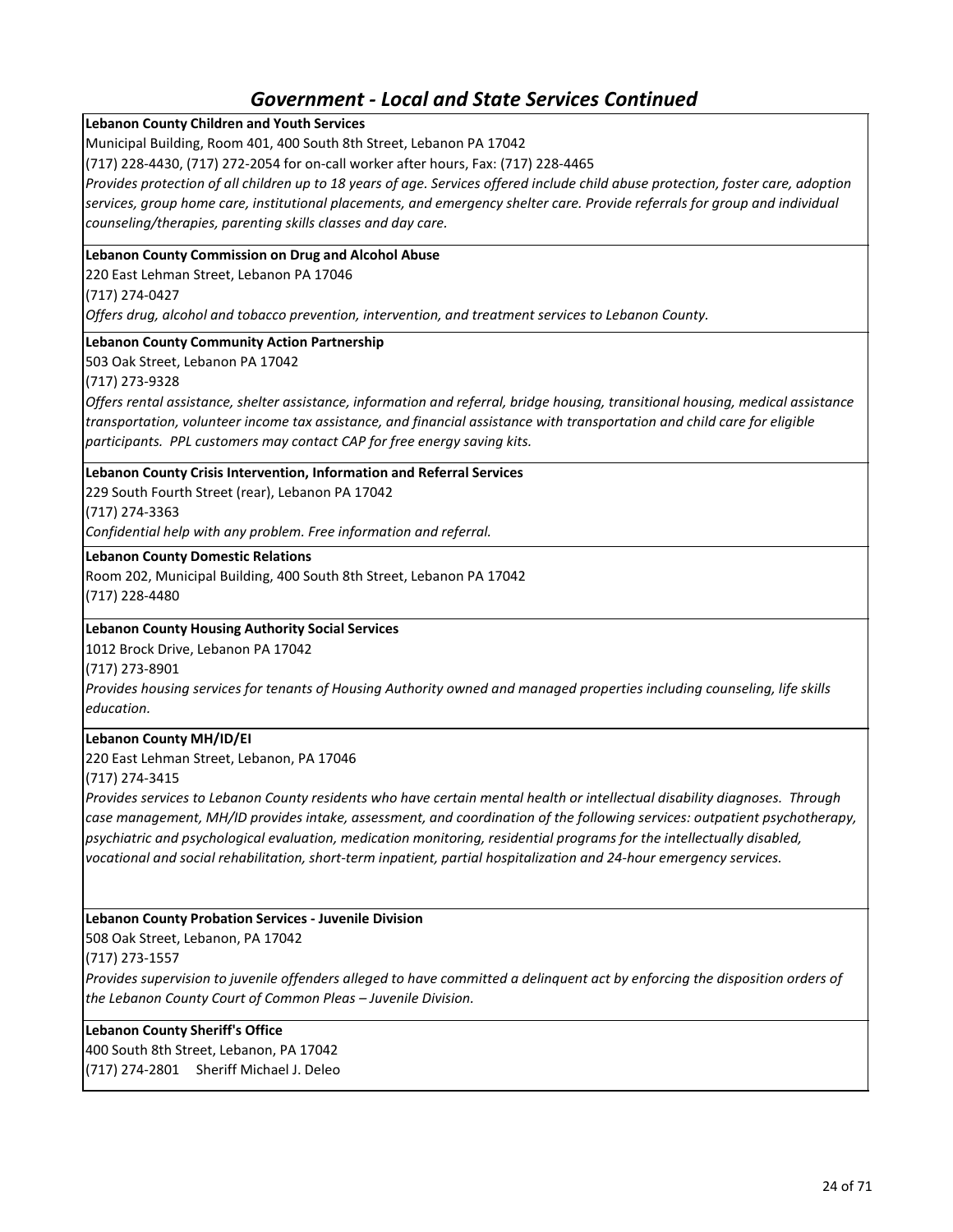## Government - Local and State Services Continued

**Lebanon County Children and Youth Services**
Municipal Building, Room 401, 400 South 8th Street, Lebanon PA 17042
(717) 228-4430, (717) 272-2054 for on-call worker after hours, Fax: (717) 228-4465
*Provides protection of all children up to 18 years of age. Services offered include child abuse protection, foster care, adoption services, group home care, institutional placements, and emergency shelter care. Provide referrals for group and individual counseling/therapies, parenting skills classes and day care.*

**Lebanon County Commission on Drug and Alcohol Abuse**
220 East Lehman Street, Lebanon PA 17046
(717) 274-0427
*Offers drug, alcohol and tobacco prevention, intervention, and treatment services to Lebanon County.*

**Lebanon County Community Action Partnership**
503 Oak Street, Lebanon PA 17042
(717) 273-9328
*Offers rental assistance, shelter assistance, information and referral, bridge housing, transitional housing, medical assistance transportation, volunteer income tax assistance, and financial assistance with transportation and child care for eligible participants. PPL customers may contact CAP for free energy saving kits.*

**Lebanon County Crisis Intervention, Information and Referral Services**
229 South Fourth Street (rear), Lebanon PA 17042
(717) 274-3363
*Confidential help with any problem. Free information and referral.*

**Lebanon County Domestic Relations**
Room 202, Municipal Building, 400 South 8th Street, Lebanon PA 17042
(717) 228-4480

**Lebanon County Housing Authority Social Services**
1012 Brock Drive, Lebanon PA 17042
(717) 273-8901
*Provides housing services for tenants of Housing Authority owned and managed properties including counseling, life skills education.*

**Lebanon County MH/ID/EI**
220 East Lehman Street, Lebanon, PA 17046
(717) 274-3415
*Provides services to Lebanon County residents who have certain mental health or intellectual disability diagnoses. Through case management, MH/ID provides intake, assessment, and coordination of the following services: outpatient psychotherapy, psychiatric and psychological evaluation, medication monitoring, residential programs for the intellectually disabled, vocational and social rehabilitation, short-term inpatient, partial hospitalization and 24-hour emergency services.*

**Lebanon County Probation Services - Juvenile Division**
508 Oak Street, Lebanon, PA 17042
(717) 273-1557
*Provides supervision to juvenile offenders alleged to have committed a delinquent act by enforcing the disposition orders of the Lebanon County Court of Common Pleas – Juvenile Division.*

**Lebanon County Sheriff's Office**
400 South 8th Street, Lebanon, PA 17042
(717) 274-2801 Sheriff Michael J. Deleo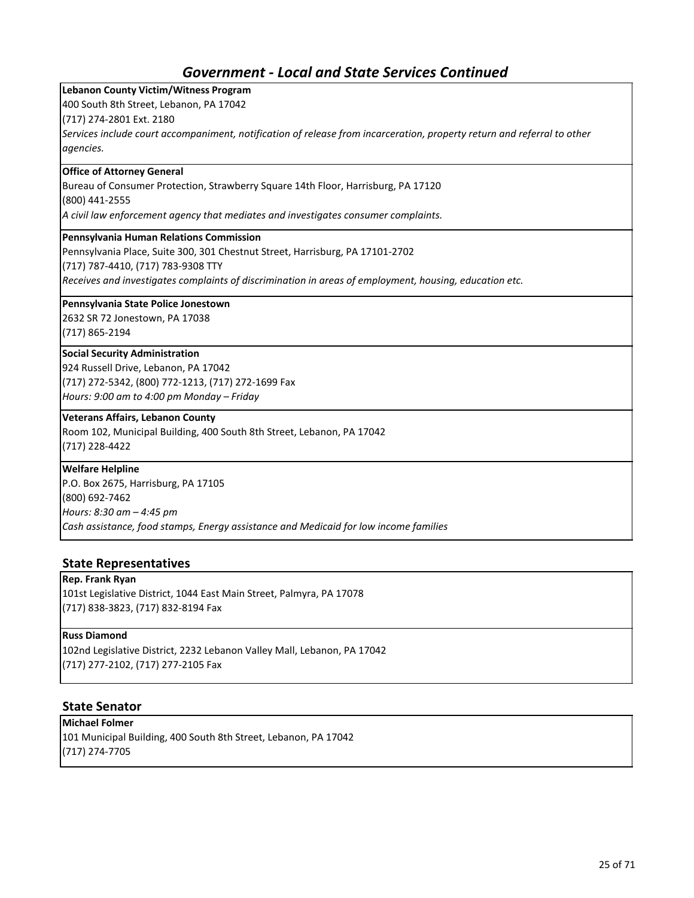## Government - Local and State Services Continued

**Lebanon County Victim/Witness Program**
400 South 8th Street, Lebanon, PA 17042
(717) 274-2801 Ext. 2180
*Services include court accompaniment, notification of release from incarceration, property return and referral to other agencies.*

**Office of Attorney General**
Bureau of Consumer Protection, Strawberry Square 14th Floor, Harrisburg, PA 17120
(800) 441-2555
*A civil law enforcement agency that mediates and investigates consumer complaints.*

**Pennsylvania Human Relations Commission**
Pennsylvania Place, Suite 300, 301 Chestnut Street, Harrisburg, PA 17101-2702
(717) 787-4410, (717) 783-9308 TTY
*Receives and investigates complaints of discrimination in areas of employment, housing, education etc.*

**Pennsylvania State Police Jonestown**
2632 SR 72 Jonestown, PA 17038
(717) 865-2194

**Social Security Administration**
924 Russell Drive, Lebanon, PA 17042
(717) 272-5342, (800) 772-1213, (717) 272-1699 Fax
*Hours: 9:00 am to 4:00 pm Monday – Friday*

**Veterans Affairs, Lebanon County**
Room 102, Municipal Building, 400 South 8th Street, Lebanon, PA 17042
(717) 228-4422

**Welfare Helpline**
P.O. Box 2675, Harrisburg, PA 17105
(800) 692-7462
*Hours: 8:30 am – 4:45 pm*
*Cash assistance, food stamps, Energy assistance and Medicaid for low income families*

### State Representatives

**Rep. Frank Ryan**
101st Legislative District, 1044 East Main Street, Palmyra, PA 17078
(717) 838-3823, (717) 832-8194 Fax

**Russ Diamond**
102nd Legislative District, 2232 Lebanon Valley Mall, Lebanon, PA 17042
(717) 277-2102, (717) 277-2105 Fax

### State Senator

**Michael Folmer**
101 Municipal Building, 400 South 8th Street, Lebanon, PA 17042
(717) 274-7705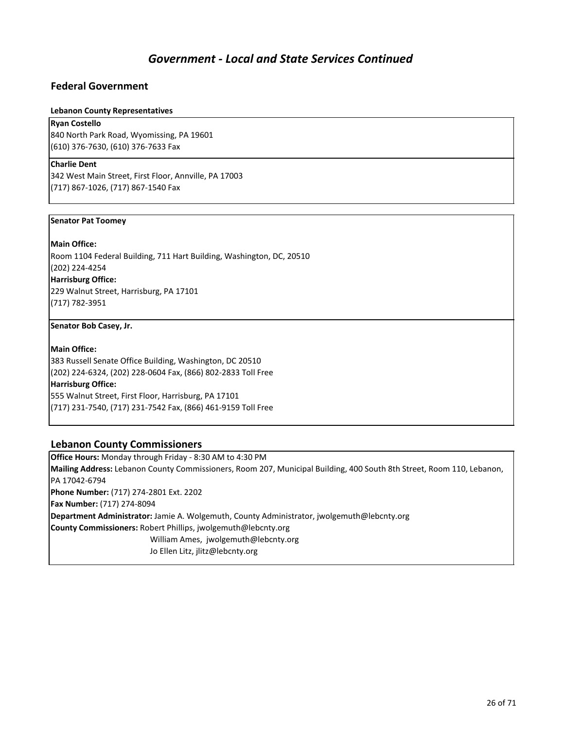# *Government - Local and State Services Continued*

## Federal Government

**Lebanon County Representatives**

**Ryan Costello**
840 North Park Road, Wyomissing, PA 19601
(610) 376-7630, (610) 376-7633 Fax

**Charlie Dent**
342 West Main Street, First Floor, Annville, PA 17003
(717) 867-1026, (717) 867-1540 Fax

**Senator Pat Toomey**

**Main Office:**
Room 1104 Federal Building, 711 Hart Building, Washington, DC, 20510
(202) 224-4254
**Harrisburg Office:**
229 Walnut Street, Harrisburg, PA 17101
(717) 782-3951

**Senator Bob Casey, Jr.**

**Main Office:**
383 Russell Senate Office Building, Washington, DC 20510
(202) 224-6324, (202) 228-0604 Fax, (866) 802-2833 Toll Free
**Harrisburg Office:**
555 Walnut Street, First Floor, Harrisburg, PA 17101
(717) 231-7540, (717) 231-7542 Fax, (866) 461-9159 Toll Free

## Lebanon County Commissioners

**Office Hours:** Monday through Friday - 8:30 AM to 4:30 PM
**Mailing Address:** Lebanon County Commissioners, Room 207, Municipal Building, 400 South 8th Street, Room 110, Lebanon, PA 17042-6794
**Phone Number:** (717) 274-2801 Ext. 2202
**Fax Number:** (717) 274-8094
**Department Administrator:** Jamie A. Wolgemuth, County Administrator, jwolgemuth@lebcnty.org
**County Commissioners:** Robert Phillips, jwolgemuth@lebcnty.org
William Ames, jwolgemuth@lebcnty.org
Jo Ellen Litz, jlitz@lebcnty.org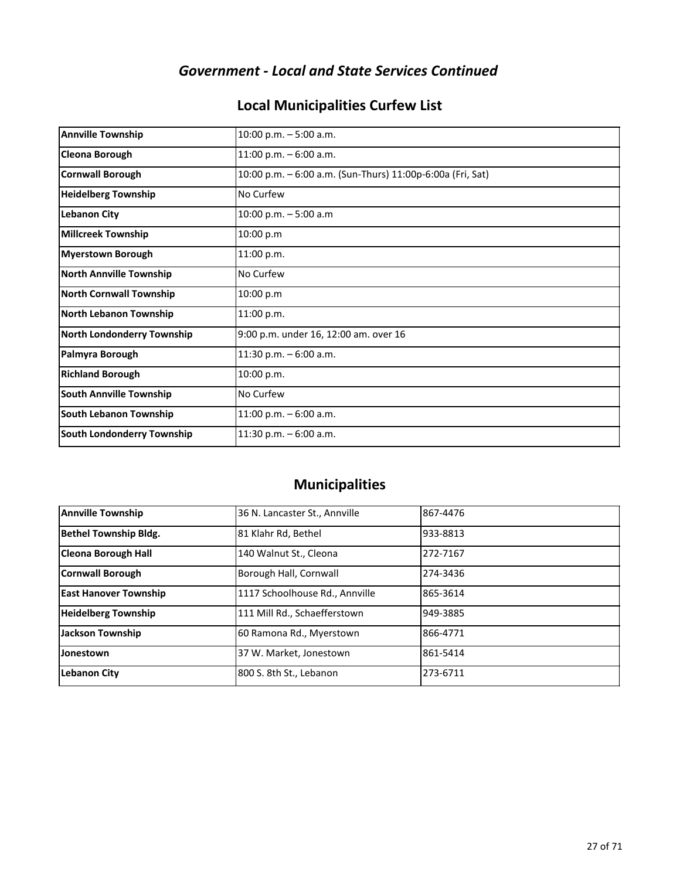## *Government - Local and State Services Continued*

### Local Municipalities Curfew List

| **Annville Township** | 10:00 p.m. – 5:00 a.m. |
|---|---|
| **Cleona Borough** | 11:00 p.m. – 6:00 a.m. |
| **Cornwall Borough** | 10:00 p.m. – 6:00 a.m. (Sun-Thurs) 11:00p-6:00a (Fri, Sat) |
| **Heidelberg Township** | No Curfew |
| **Lebanon City** | 10:00 p.m. – 5:00 a.m |
| **Millcreek Township** | 10:00 p.m |
| **Myerstown Borough** | 11:00 p.m. |
| **North Annville Township** | No Curfew |
| **North Cornwall Township** | 10:00 p.m |
| **North Lebanon Township** | 11:00 p.m. |
| **North Londonderry Township** | 9:00 p.m. under 16, 12:00 am. over 16 |
| **Palmyra Borough** | 11:30 p.m. – 6:00 a.m. |
| **Richland Borough** | 10:00 p.m. |
| **South Annville Township** | No Curfew |
| **South Lebanon Township** | 11:00 p.m. – 6:00 a.m. |
| **South Londonderry Township** | 11:30 p.m. – 6:00 a.m. |

### Municipalities

| **Annville Township** | 36 N. Lancaster St., Annville | 867-4476 |
|---|---|---|
| **Bethel Township Bldg.** | 81 Klahr Rd, Bethel | 933-8813 |
| **Cleona Borough Hall** | 140 Walnut St., Cleona | 272-7167 |
| **Cornwall Borough** | Borough Hall, Cornwall | 274-3436 |
| **East Hanover Township** | 1117 Schoolhouse Rd., Annville | 865-3614 |
| **Heidelberg Township** | 111 Mill Rd., Schaefferstown | 949-3885 |
| **Jackson Township** | 60 Ramona Rd., Myerstown | 866-4771 |
| **Jonestown** | 37 W. Market, Jonestown | 861-5414 |
| **Lebanon City** | 800 S. 8th St., Lebanon | 273-6711 |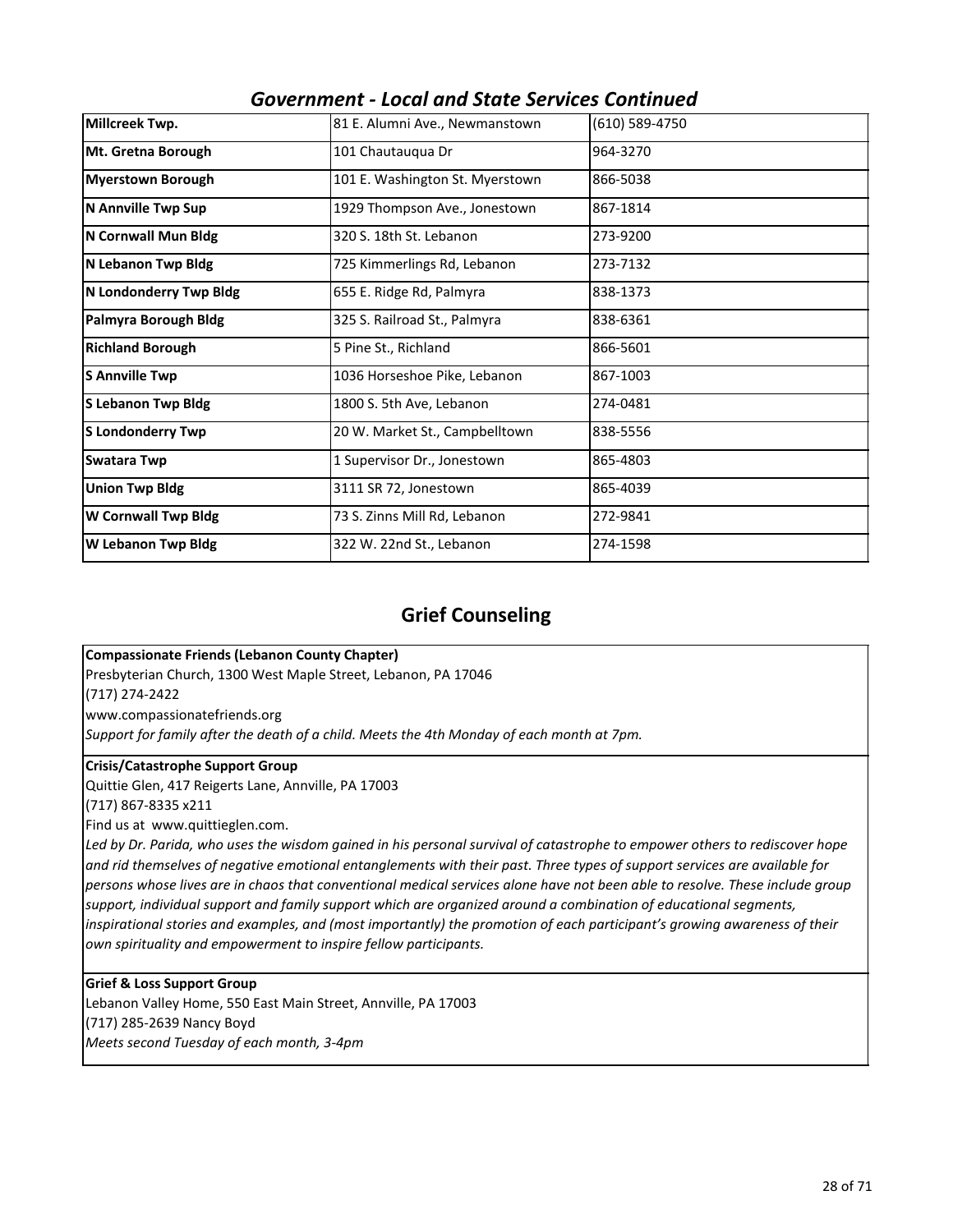## *Government - Local and State Services Continued*

| | | |
|---|---|---|
| **Millcreek Twp.** | 81 E. Alumni Ave., Newmanstown | (610) 589-4750 |
| **Mt. Gretna Borough** | 101 Chautauqua Dr | 964-3270 |
| **Myerstown Borough** | 101 E. Washington St. Myerstown | 866-5038 |
| **N Annville Twp Sup** | 1929 Thompson Ave., Jonestown | 867-1814 |
| **N Cornwall Mun Bldg** | 320 S. 18th St. Lebanon | 273-9200 |
| **N Lebanon Twp Bldg** | 725 Kimmerlings Rd, Lebanon | 273-7132 |
| **N Londonderry Twp Bldg** | 655 E. Ridge Rd, Palmyra | 838-1373 |
| **Palmyra Borough Bldg** | 325 S. Railroad St., Palmyra | 838-6361 |
| **Richland Borough** | 5 Pine St., Richland | 866-5601 |
| **S Annville Twp** | 1036 Horseshoe Pike, Lebanon | 867-1003 |
| **S Lebanon Twp Bldg** | 1800 S. 5th Ave, Lebanon | 274-0481 |
| **S Londonderry Twp** | 20 W. Market St., Campbelltown | 838-5556 |
| **Swatara Twp** | 1 Supervisor Dr., Jonestown | 865-4803 |
| **Union Twp Bldg** | 3111 SR 72, Jonestown | 865-4039 |
| **W Cornwall Twp Bldg** | 73 S. Zinns Mill Rd, Lebanon | 272-9841 |
| **W Lebanon Twp Bldg** | 322 W. 22nd St., Lebanon | 274-1598 |

## Grief Counseling

**Compassionate Friends (Lebanon County Chapter)**
Presbyterian Church, 1300 West Maple Street, Lebanon, PA 17046
(717) 274-2422
www.compassionatefriends.org
*Support for family after the death of a child. Meets the 4th Monday of each month at 7pm.*

**Crisis/Catastrophe Support Group**
Quittie Glen, 417 Reigerts Lane, Annville, PA 17003
(717) 867-8335 x211
Find us at www.quittieglen.com.
*Led by Dr. Parida, who uses the wisdom gained in his personal survival of catastrophe to empower others to rediscover hope and rid themselves of negative emotional entanglements with their past. Three types of support services are available for persons whose lives are in chaos that conventional medical services alone have not been able to resolve. These include group support, individual support and family support which are organized around a combination of educational segments, inspirational stories and examples, and (most importantly) the promotion of each participant's growing awareness of their own spirituality and empowerment to inspire fellow participants.*

**Grief & Loss Support Group**
Lebanon Valley Home, 550 East Main Street, Annville, PA 17003
(717) 285-2639 Nancy Boyd
*Meets second Tuesday of each month, 3-4pm*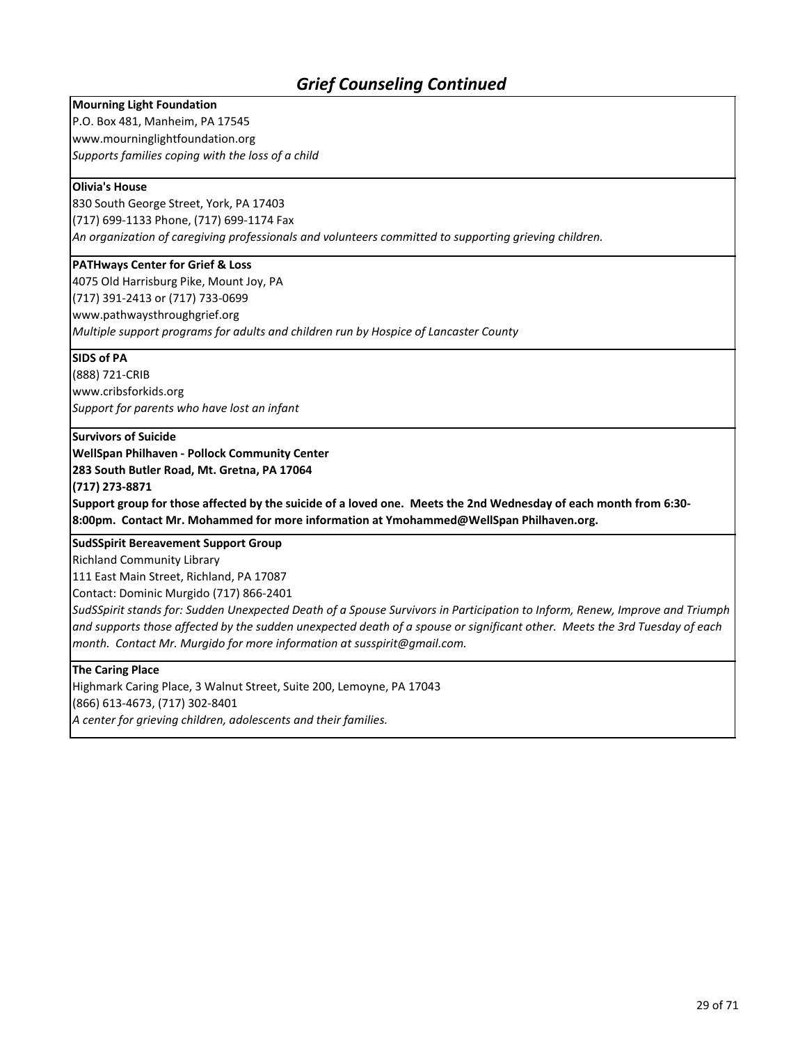## *Grief Counseling Continued*

**Mourning Light Foundation**
P.O. Box 481, Manheim, PA 17545
www.mourninglightfoundation.org
*Supports families coping with the loss of a child*

**Olivia's House**
830 South George Street, York, PA 17403
(717) 699-1133 Phone, (717) 699-1174 Fax
*An organization of caregiving professionals and volunteers committed to supporting grieving children.*

**PATHways Center for Grief & Loss**
4075 Old Harrisburg Pike, Mount Joy, PA
(717) 391-2413 or (717) 733-0699
www.pathwaysthroughgrief.org
*Multiple support programs for adults and children run by Hospice of Lancaster County*

**SIDS of PA**
(888) 721-CRIB
www.cribsforkids.org
*Support for parents who have lost an infant*

**Survivors of Suicide**
**WellSpan Philhaven - Pollock Community Center**
**283 South Butler Road, Mt. Gretna, PA 17064**
**(717) 273-8871**
**Support group for those affected by the suicide of a loved one. Meets the 2nd Wednesday of each month from 6:30-8:00pm. Contact Mr. Mohammed for more information at Ymohammed@WellSpan Philhaven.org.**

**SudSSpirit Bereavement Support Group**
Richland Community Library
111 East Main Street, Richland, PA 17087
Contact: Dominic Murgido (717) 866-2401
*SudSSpirit stands for: Sudden Unexpected Death of a Spouse Survivors in Participation to Inform, Renew, Improve and Triumph and supports those affected by the sudden unexpected death of a spouse or significant other. Meets the 3rd Tuesday of each month. Contact Mr. Murgido for more information at susspirit@gmail.com.*

**The Caring Place**
Highmark Caring Place, 3 Walnut Street, Suite 200, Lemoyne, PA 17043
(866) 613-4673, (717) 302-8401
*A center for grieving children, adolescents and their families.*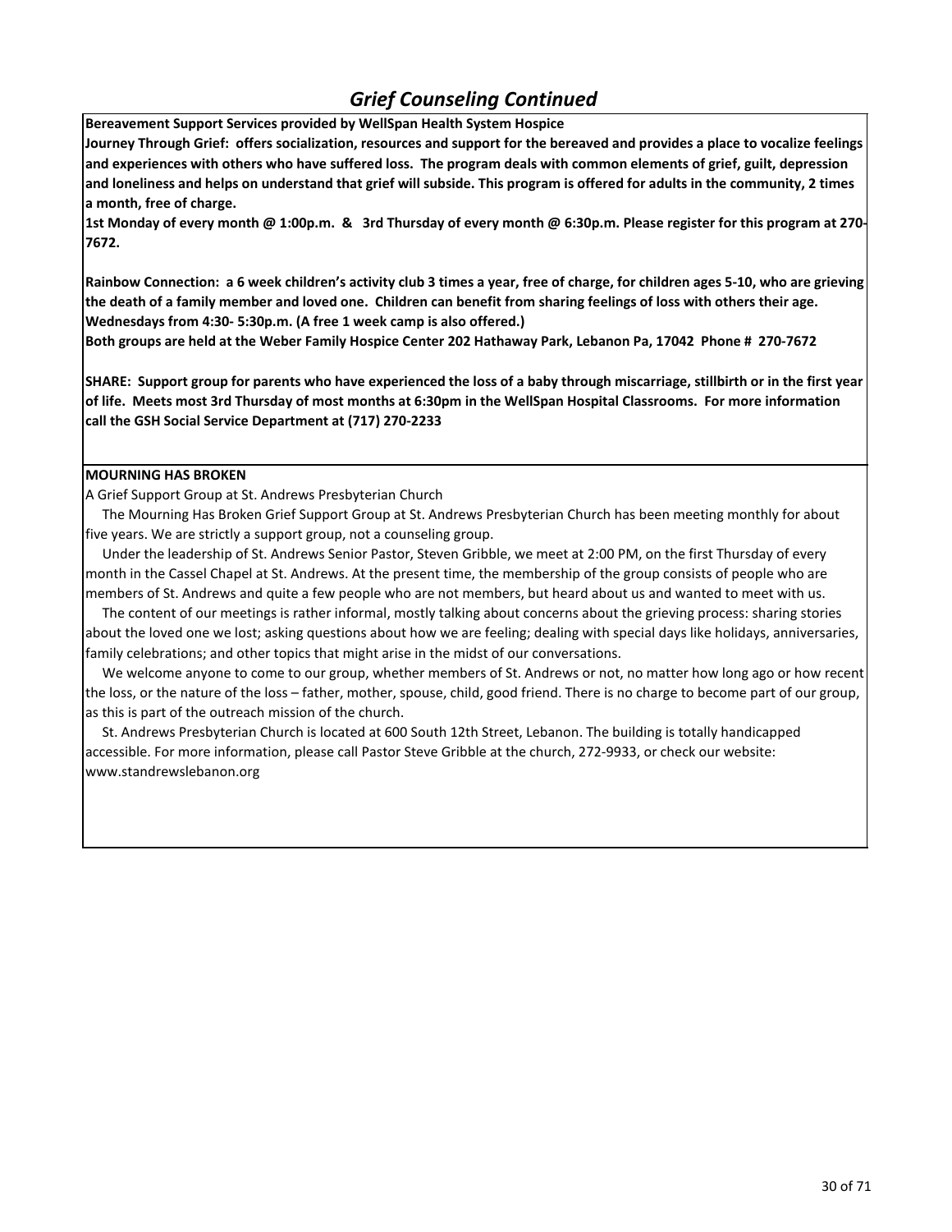## *Grief Counseling Continued*

**Bereavement Support Services provided by WellSpan Health System Hospice**

**Journey Through Grief: offers socialization, resources and support for the bereaved and provides a place to vocalize feelings and experiences with others who have suffered loss. The program deals with common elements of grief, guilt, depression and loneliness and helps on understand that grief will subside. This program is offered for adults in the community, 2 times a month, free of charge.**

**1st Monday of every month @ 1:00p.m. & 3rd Thursday of every month @ 6:30p.m. Please register for this program at 270-7672.**

**Rainbow Connection: a 6 week children's activity club 3 times a year, free of charge, for children ages 5-10, who are grieving the death of a family member and loved one. Children can benefit from sharing feelings of loss with others their age. Wednesdays from 4:30- 5:30p.m. (A free 1 week camp is also offered.)**

**Both groups are held at the Weber Family Hospice Center 202 Hathaway Park, Lebanon Pa, 17042 Phone # 270-7672**

**SHARE: Support group for parents who have experienced the loss of a baby through miscarriage, stillbirth or in the first year of life. Meets most 3rd Thursday of most months at 6:30pm in the WellSpan Hospital Classrooms. For more information call the GSH Social Service Department at (717) 270-2233**

**MOURNING HAS BROKEN**

A Grief Support Group at St. Andrews Presbyterian Church

The Mourning Has Broken Grief Support Group at St. Andrews Presbyterian Church has been meeting monthly for about five years. We are strictly a support group, not a counseling group.

Under the leadership of St. Andrews Senior Pastor, Steven Gribble, we meet at 2:00 PM, on the first Thursday of every month in the Cassel Chapel at St. Andrews. At the present time, the membership of the group consists of people who are members of St. Andrews and quite a few people who are not members, but heard about us and wanted to meet with us.

The content of our meetings is rather informal, mostly talking about concerns about the grieving process: sharing stories about the loved one we lost; asking questions about how we are feeling; dealing with special days like holidays, anniversaries, family celebrations; and other topics that might arise in the midst of our conversations.

We welcome anyone to come to our group, whether members of St. Andrews or not, no matter how long ago or how recent the loss, or the nature of the loss – father, mother, spouse, child, good friend. There is no charge to become part of our group, as this is part of the outreach mission of the church.

St. Andrews Presbyterian Church is located at 600 South 12th Street, Lebanon. The building is totally handicapped accessible. For more information, please call Pastor Steve Gribble at the church, 272-9933, or check our website: www.standrewslebanon.org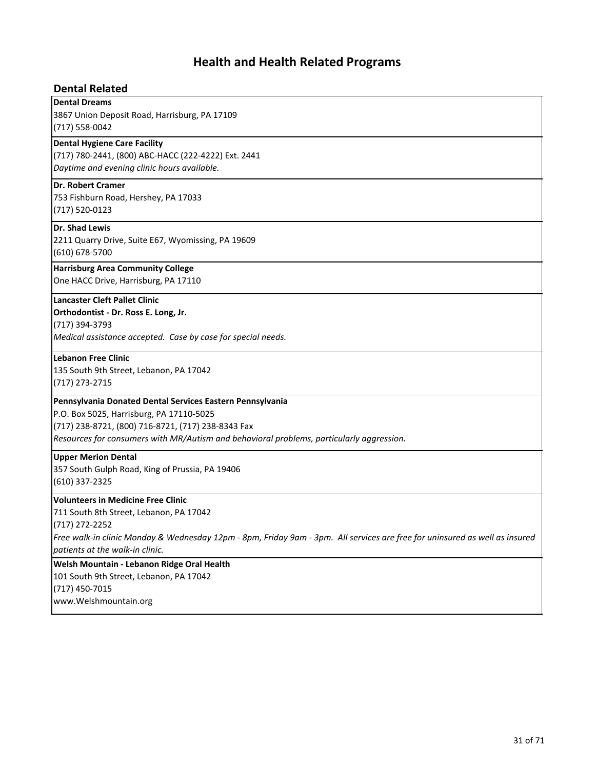# Health and Health Related Programs

## Dental Related

**Dental Dreams**
3867 Union Deposit Road, Harrisburg, PA 17109
(717) 558-0042

**Dental Hygiene Care Facility**
(717) 780-2441, (800) ABC-HACC (222-4222) Ext. 2441
*Daytime and evening clinic hours available.*

**Dr. Robert Cramer**
753 Fishburn Road, Hershey, PA 17033
(717) 520-0123

**Dr. Shad Lewis**
2211 Quarry Drive, Suite E67, Wyomissing, PA 19609
(610) 678-5700

**Harrisburg Area Community College**
One HACC Drive, Harrisburg, PA 17110

**Lancaster Cleft Pallet Clinic**
**Orthodontist - Dr. Ross E. Long, Jr.**
(717) 394-3793
*Medical assistance accepted. Case by case for special needs.*

**Lebanon Free Clinic**
135 South 9th Street, Lebanon, PA 17042
(717) 273-2715

**Pennsylvania Donated Dental Services Eastern Pennsylvania**
P.O. Box 5025, Harrisburg, PA 17110-5025
(717) 238-8721, (800) 716-8721, (717) 238-8343 Fax
*Resources for consumers with MR/Autism and behavioral problems, particularly aggression.*

**Upper Merion Dental**
357 South Gulph Road, King of Prussia, PA 19406
(610) 337-2325

**Volunteers in Medicine Free Clinic**
711 South 8th Street, Lebanon, PA 17042
(717) 272-2252
*Free walk-in clinic Monday & Wednesday 12pm - 8pm, Friday 9am - 3pm. All services are free for uninsured as well as insured patients at the walk-in clinic.*

**Welsh Mountain - Lebanon Ridge Oral Health**
101 South 9th Street, Lebanon, PA 17042
(717) 450-7015
www.Welshmountain.org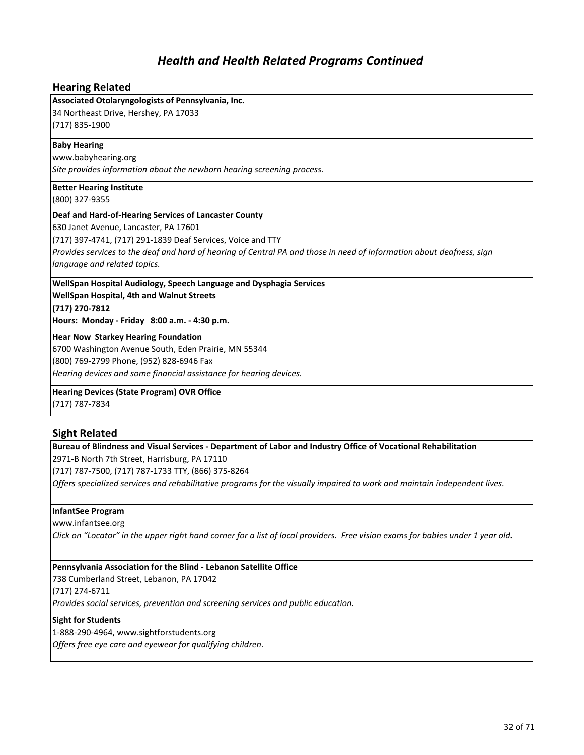# *Health and Health Related Programs Continued*

## Hearing Related

**Associated Otolaryngologists of Pennsylvania, Inc.**
34 Northeast Drive, Hershey, PA 17033
(717) 835-1900

**Baby Hearing**
www.babyhearing.org
*Site provides information about the newborn hearing screening process.*

**Better Hearing Institute**
(800) 327-9355

**Deaf and Hard-of-Hearing Services of Lancaster County**
630 Janet Avenue, Lancaster, PA 17601
(717) 397-4741, (717) 291-1839 Deaf Services, Voice and TTY
*Provides services to the deaf and hard of hearing of Central PA and those in need of information about deafness, sign language and related topics.*

**WellSpan Hospital Audiology, Speech Language and Dysphagia Services**
**WellSpan Hospital, 4th and Walnut Streets**
**(717) 270-7812**
**Hours: Monday - Friday 8:00 a.m. - 4:30 p.m.**

**Hear Now Starkey Hearing Foundation**
6700 Washington Avenue South, Eden Prairie, MN 55344
(800) 769-2799 Phone, (952) 828-6946 Fax
*Hearing devices and some financial assistance for hearing devices.*

**Hearing Devices (State Program) OVR Office**
(717) 787-7834

## Sight Related

**Bureau of Blindness and Visual Services - Department of Labor and Industry Office of Vocational Rehabilitation**
2971-B North 7th Street, Harrisburg, PA 17110
(717) 787-7500, (717) 787-1733 TTY, (866) 375-8264
*Offers specialized services and rehabilitative programs for the visually impaired to work and maintain independent lives.*

**InfantSee Program**
www.infantsee.org
*Click on "Locator" in the upper right hand corner for a list of local providers. Free vision exams for babies under 1 year old.*

**Pennsylvania Association for the Blind - Lebanon Satellite Office**
738 Cumberland Street, Lebanon, PA 17042
(717) 274-6711
*Provides social services, prevention and screening services and public education.*

**Sight for Students**
1-888-290-4964, www.sightforstudents.org
*Offers free eye care and eyewear for qualifying children.*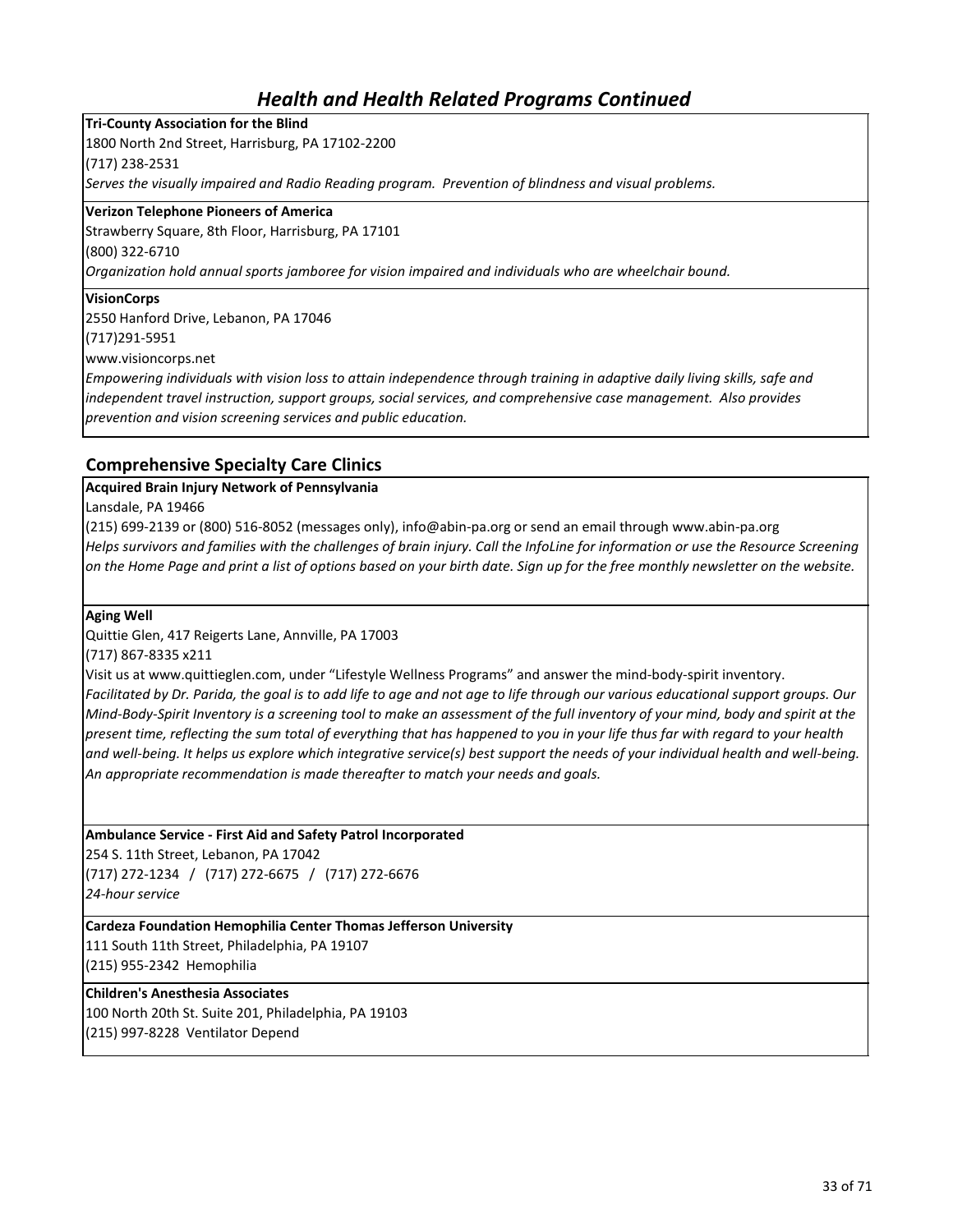# *Health and Health Related Programs Continued*

**Tri-County Association for the Blind**
1800 North 2nd Street, Harrisburg, PA 17102-2200
(717) 238-2531
*Serves the visually impaired and Radio Reading program. Prevention of blindness and visual problems.*

**Verizon Telephone Pioneers of America**
Strawberry Square, 8th Floor, Harrisburg, PA 17101
(800) 322-6710
*Organization hold annual sports jamboree for vision impaired and individuals who are wheelchair bound.*

**VisionCorps**
2550 Hanford Drive, Lebanon, PA 17046
(717)291-5951
www.visioncorps.net
*Empowering individuals with vision loss to attain independence through training in adaptive daily living skills, safe and independent travel instruction, support groups, social services, and comprehensive case management. Also provides prevention and vision screening services and public education.*

## Comprehensive Specialty Care Clinics

**Acquired Brain Injury Network of Pennsylvania**
Lansdale, PA 19466
(215) 699-2139 or (800) 516-8052 (messages only), info@abin-pa.org or send an email through www.abin-pa.org
*Helps survivors and families with the challenges of brain injury. Call the InfoLine for information or use the Resource Screening on the Home Page and print a list of options based on your birth date. Sign up for the free monthly newsletter on the website.*

**Aging Well**
Quittie Glen, 417 Reigerts Lane, Annville, PA 17003
(717) 867-8335 x211
Visit us at www.quittieglen.com, under "Lifestyle Wellness Programs" and answer the mind-body-spirit inventory.
*Facilitated by Dr. Parida, the goal is to add life to age and not age to life through our various educational support groups. Our Mind-Body-Spirit Inventory is a screening tool to make an assessment of the full inventory of your mind, body and spirit at the present time, reflecting the sum total of everything that has happened to you in your life thus far with regard to your health and well-being. It helps us explore which integrative service(s) best support the needs of your individual health and well-being. An appropriate recommendation is made thereafter to match your needs and goals.*

**Ambulance Service - First Aid and Safety Patrol Incorporated**
254 S. 11th Street, Lebanon, PA 17042
(717) 272-1234 / (717) 272-6675 / (717) 272-6676
*24-hour service*

**Cardeza Foundation Hemophilia Center Thomas Jefferson University**
111 South 11th Street, Philadelphia, PA 19107
(215) 955-2342 Hemophilia

**Children's Anesthesia Associates**
100 North 20th St. Suite 201, Philadelphia, PA 19103
(215) 997-8228 Ventilator Depend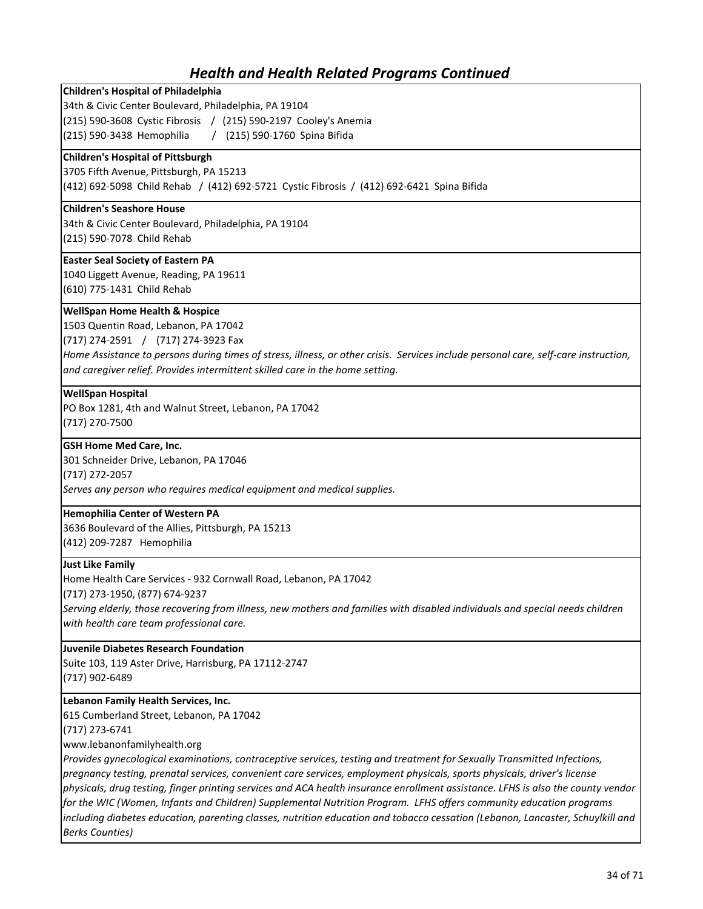## Health and Health Related Programs Continued

**Children's Hospital of Philadelphia**
34th & Civic Center Boulevard, Philadelphia, PA 19104
(215) 590-3608 Cystic Fibrosis / (215) 590-2197 Cooley's Anemia
(215) 590-3438 Hemophilia / (215) 590-1760 Spina Bifida

**Children's Hospital of Pittsburgh**
3705 Fifth Avenue, Pittsburgh, PA 15213
(412) 692-5098 Child Rehab / (412) 692-5721 Cystic Fibrosis / (412) 692-6421 Spina Bifida

**Children's Seashore House**
34th & Civic Center Boulevard, Philadelphia, PA 19104
(215) 590-7078 Child Rehab

**Easter Seal Society of Eastern PA**
1040 Liggett Avenue, Reading, PA 19611
(610) 775-1431 Child Rehab

**WellSpan Home Health & Hospice**
1503 Quentin Road, Lebanon, PA 17042
(717) 274-2591 / (717) 274-3923 Fax
*Home Assistance to persons during times of stress, illness, or other crisis. Services include personal care, self-care instruction, and caregiver relief. Provides intermittent skilled care in the home setting.*

**WellSpan Hospital**
PO Box 1281, 4th and Walnut Street, Lebanon, PA 17042
(717) 270-7500

**GSH Home Med Care, Inc.**
301 Schneider Drive, Lebanon, PA 17046
(717) 272-2057
*Serves any person who requires medical equipment and medical supplies.*

**Hemophilia Center of Western PA**
3636 Boulevard of the Allies, Pittsburgh, PA 15213
(412) 209-7287 Hemophilia

**Just Like Family**
Home Health Care Services - 932 Cornwall Road, Lebanon, PA 17042
(717) 273-1950, (877) 674-9237
*Serving elderly, those recovering from illness, new mothers and families with disabled individuals and special needs children with health care team professional care.*

**Juvenile Diabetes Research Foundation**
Suite 103, 119 Aster Drive, Harrisburg, PA 17112-2747
(717) 902-6489

**Lebanon Family Health Services, Inc.**
615 Cumberland Street, Lebanon, PA 17042
(717) 273-6741
www.lebanonfamilyhealth.org
*Provides gynecological examinations, contraceptive services, testing and treatment for Sexually Transmitted Infections, pregnancy testing, prenatal services, convenient care services, employment physicals, sports physicals, driver's license physicals, drug testing, finger printing services and ACA health insurance enrollment assistance. LFHS is also the county vendor for the WIC (Women, Infants and Children) Supplemental Nutrition Program. LFHS offers community education programs including diabetes education, parenting classes, nutrition education and tobacco cessation (Lebanon, Lancaster, Schuylkill and Berks Counties)*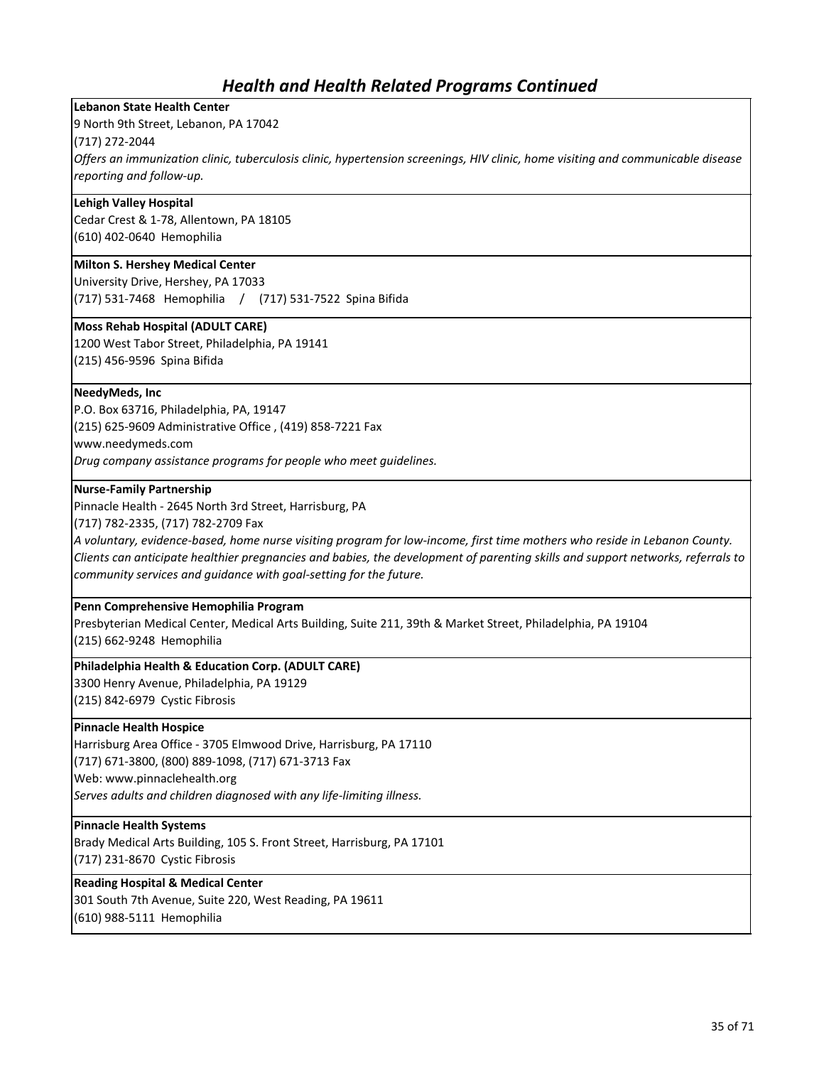## *Health and Health Related Programs Continued*

**Lebanon State Health Center**
9 North 9th Street, Lebanon, PA 17042
(717) 272-2044
*Offers an immunization clinic, tuberculosis clinic, hypertension screenings, HIV clinic, home visiting and communicable disease reporting and follow-up.*

**Lehigh Valley Hospital**
Cedar Crest & 1-78, Allentown, PA 18105
(610) 402-0640 Hemophilia

**Milton S. Hershey Medical Center**
University Drive, Hershey, PA 17033
(717) 531-7468 Hemophilia / (717) 531-7522 Spina Bifida

**Moss Rehab Hospital (ADULT CARE)**
1200 West Tabor Street, Philadelphia, PA 19141
(215) 456-9596 Spina Bifida

**NeedyMeds, Inc**
P.O. Box 63716, Philadelphia, PA, 19147
(215) 625-9609 Administrative Office , (419) 858-7221 Fax
www.needymeds.com
*Drug company assistance programs for people who meet guidelines.*

**Nurse-Family Partnership**
Pinnacle Health - 2645 North 3rd Street, Harrisburg, PA
(717) 782-2335, (717) 782-2709 Fax
*A voluntary, evidence-based, home nurse visiting program for low-income, first time mothers who reside in Lebanon County. Clients can anticipate healthier pregnancies and babies, the development of parenting skills and support networks, referrals to community services and guidance with goal-setting for the future.*

**Penn Comprehensive Hemophilia Program**
Presbyterian Medical Center, Medical Arts Building, Suite 211, 39th & Market Street, Philadelphia, PA 19104
(215) 662-9248 Hemophilia

**Philadelphia Health & Education Corp. (ADULT CARE)**
3300 Henry Avenue, Philadelphia, PA 19129
(215) 842-6979 Cystic Fibrosis

**Pinnacle Health Hospice**
Harrisburg Area Office - 3705 Elmwood Drive, Harrisburg, PA 17110
(717) 671-3800, (800) 889-1098, (717) 671-3713 Fax
Web: www.pinnaclehealth.org
*Serves adults and children diagnosed with any life-limiting illness.*

**Pinnacle Health Systems**
Brady Medical Arts Building, 105 S. Front Street, Harrisburg, PA 17101
(717) 231-8670 Cystic Fibrosis

**Reading Hospital & Medical Center**
301 South 7th Avenue, Suite 220, West Reading, PA 19611
(610) 988-5111 Hemophilia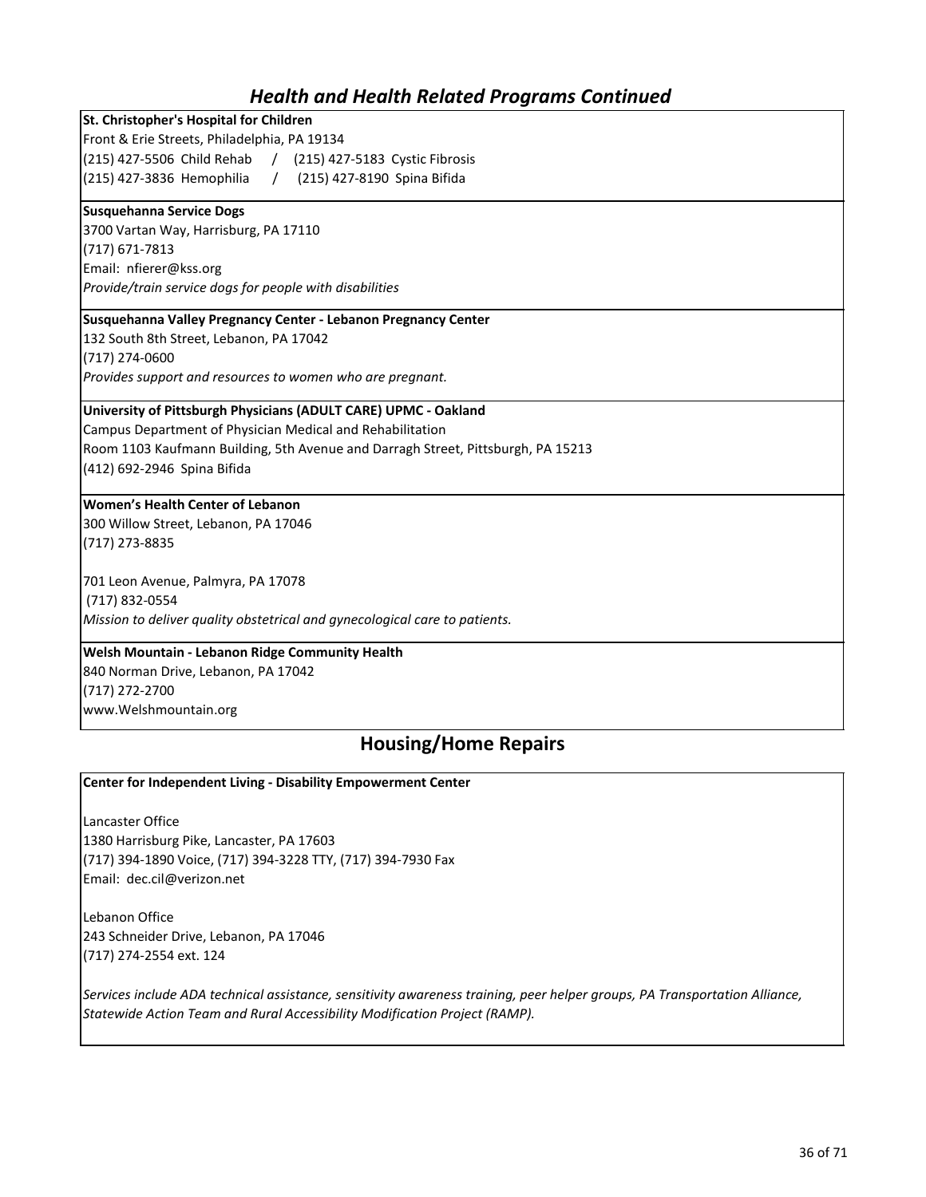## *Health and Health Related Programs Continued*

**St. Christopher's Hospital for Children**
Front & Erie Streets, Philadelphia, PA 19134
(215) 427-5506 Child Rehab / (215) 427-5183 Cystic Fibrosis
(215) 427-3836 Hemophilia / (215) 427-8190 Spina Bifida

**Susquehanna Service Dogs**
3700 Vartan Way, Harrisburg, PA 17110
(717) 671-7813
Email: nfierer@kss.org
*Provide/train service dogs for people with disabilities*

**Susquehanna Valley Pregnancy Center - Lebanon Pregnancy Center**
132 South 8th Street, Lebanon, PA 17042
(717) 274-0600
*Provides support and resources to women who are pregnant.*

**University of Pittsburgh Physicians (ADULT CARE) UPMC - Oakland**
Campus Department of Physician Medical and Rehabilitation
Room 1103 Kaufmann Building, 5th Avenue and Darragh Street, Pittsburgh, PA 15213
(412) 692-2946 Spina Bifida

**Women's Health Center of Lebanon**
300 Willow Street, Lebanon, PA 17046
(717) 273-8835

701 Leon Avenue, Palmyra, PA 17078
(717) 832-0554
*Mission to deliver quality obstetrical and gynecological care to patients.*

**Welsh Mountain - Lebanon Ridge Community Health**
840 Norman Drive, Lebanon, PA 17042
(717) 272-2700
www.Welshmountain.org

## Housing/Home Repairs

**Center for Independent Living - Disability Empowerment Center**

Lancaster Office
1380 Harrisburg Pike, Lancaster, PA 17603
(717) 394-1890 Voice, (717) 394-3228 TTY, (717) 394-7930 Fax
Email: dec.cil@verizon.net

Lebanon Office
243 Schneider Drive, Lebanon, PA 17046
(717) 274-2554 ext. 124

*Services include ADA technical assistance, sensitivity awareness training, peer helper groups, PA Transportation Alliance, Statewide Action Team and Rural Accessibility Modification Project (RAMP).*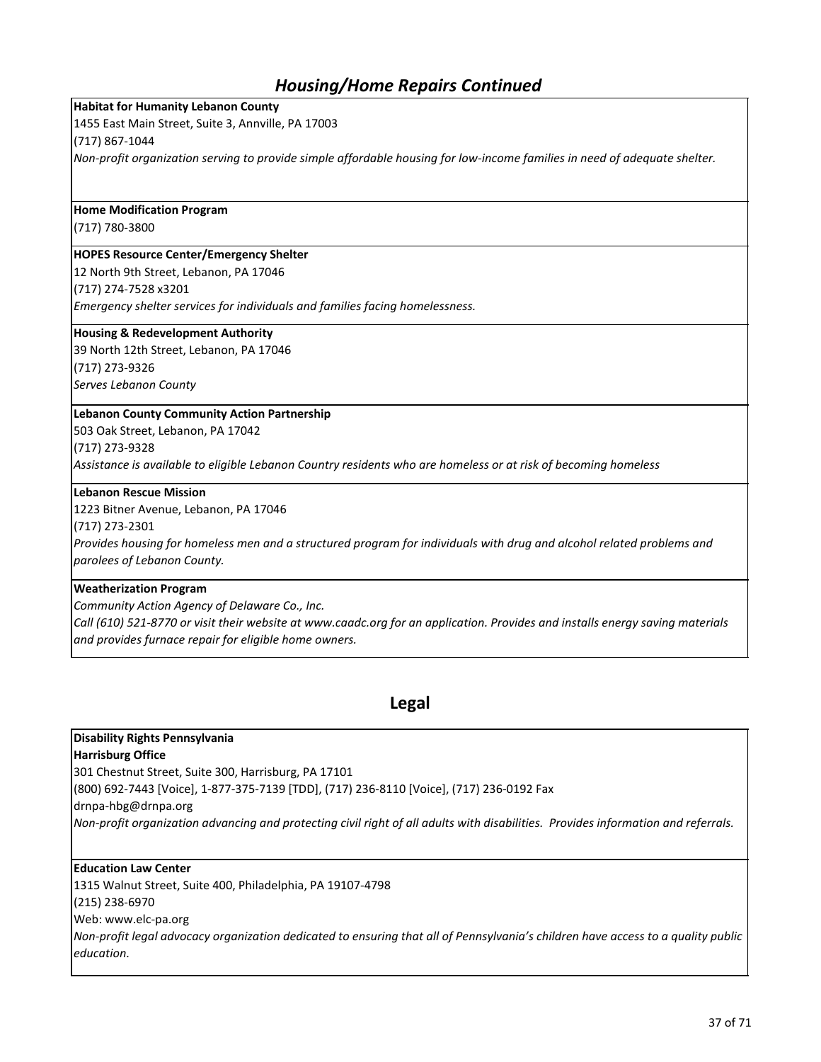## *Housing/Home Repairs Continued*

**Habitat for Humanity Lebanon County**
1455 East Main Street, Suite 3, Annville, PA 17003
(717) 867-1044
*Non-profit organization serving to provide simple affordable housing for low-income families in need of adequate shelter.*

**Home Modification Program**
(717) 780-3800

**HOPES Resource Center/Emergency Shelter**
12 North 9th Street, Lebanon, PA 17046
(717) 274-7528 x3201
*Emergency shelter services for individuals and families facing homelessness.*

**Housing & Redevelopment Authority**
39 North 12th Street, Lebanon, PA 17046
(717) 273-9326
*Serves Lebanon County*

**Lebanon County Community Action Partnership**
503 Oak Street, Lebanon, PA 17042
(717) 273-9328
*Assistance is available to eligible Lebanon Country residents who are homeless or at risk of becoming homeless*

**Lebanon Rescue Mission**
1223 Bitner Avenue, Lebanon, PA 17046
(717) 273-2301
*Provides housing for homeless men and a structured program for individuals with drug and alcohol related problems and parolees of Lebanon County.*

**Weatherization Program**
*Community Action Agency of Delaware Co., Inc.*
*Call (610) 521-8770 or visit their website at www.caadc.org for an application. Provides and installs energy saving materials and provides furnace repair for eligible home owners.*

## Legal

**Disability Rights Pennsylvania**
**Harrisburg Office**
301 Chestnut Street, Suite 300, Harrisburg, PA 17101
(800) 692-7443 [Voice], 1-877-375-7139 [TDD], (717) 236-8110 [Voice], (717) 236-0192 Fax
drnpa-hbg@drnpa.org
*Non-profit organization advancing and protecting civil right of all adults with disabilities. Provides information and referrals.*

**Education Law Center**
1315 Walnut Street, Suite 400, Philadelphia, PA 19107-4798
(215) 238-6970
Web: www.elc-pa.org
*Non-profit legal advocacy organization dedicated to ensuring that all of Pennsylvania's children have access to a quality public education.*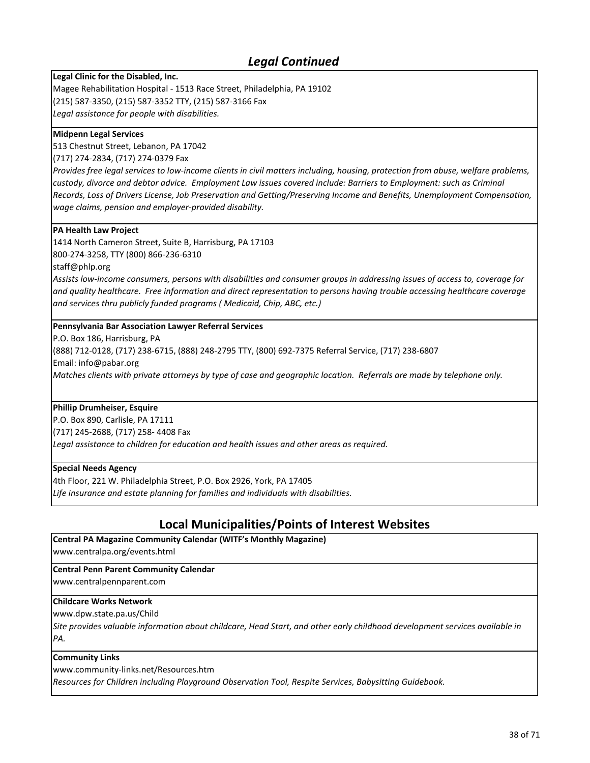## *Legal Continued*

**Legal Clinic for the Disabled, Inc.**
Magee Rehabilitation Hospital - 1513 Race Street, Philadelphia, PA 19102
(215) 587-3350, (215) 587-3352 TTY, (215) 587-3166 Fax
*Legal assistance for people with disabilities.*

**Midpenn Legal Services**
513 Chestnut Street, Lebanon, PA 17042
(717) 274-2834, (717) 274-0379 Fax
*Provides free legal services to low-income clients in civil matters including, housing, protection from abuse, welfare problems, custody, divorce and debtor advice. Employment Law issues covered include: Barriers to Employment: such as Criminal Records, Loss of Drivers License, Job Preservation and Getting/Preserving Income and Benefits, Unemployment Compensation, wage claims, pension and employer-provided disability.*

**PA Health Law Project**
1414 North Cameron Street, Suite B, Harrisburg, PA 17103
800-274-3258, TTY (800) 866-236-6310
staff@phlp.org
*Assists low-income consumers, persons with disabilities and consumer groups in addressing issues of access to, coverage for and quality healthcare. Free information and direct representation to persons having trouble accessing healthcare coverage and services thru publicly funded programs ( Medicaid, Chip, ABC, etc.)*

**Pennsylvania Bar Association Lawyer Referral Services**
P.O. Box 186, Harrisburg, PA
(888) 712-0128, (717) 238-6715, (888) 248-2795 TTY, (800) 692-7375 Referral Service, (717) 238-6807
Email: info@pabar.org
*Matches clients with private attorneys by type of case and geographic location. Referrals are made by telephone only.*

**Phillip Drumheiser, Esquire**
P.O. Box 890, Carlisle, PA 17111
(717) 245-2688, (717) 258- 4408 Fax
*Legal assistance to children for education and health issues and other areas as required.*

**Special Needs Agency**
4th Floor, 221 W. Philadelphia Street, P.O. Box 2926, York, PA 17405
*Life insurance and estate planning for families and individuals with disabilities.*

## Local Municipalities/Points of Interest Websites

**Central PA Magazine Community Calendar (WITF's Monthly Magazine)**
www.centralpa.org/events.html

**Central Penn Parent Community Calendar**
www.centralpennparent.com

**Childcare Works Network**
www.dpw.state.pa.us/Child
*Site provides valuable information about childcare, Head Start, and other early childhood development services available in PA.*

**Community Links**
www.community-links.net/Resources.htm
*Resources for Children including Playground Observation Tool, Respite Services, Babysitting Guidebook.*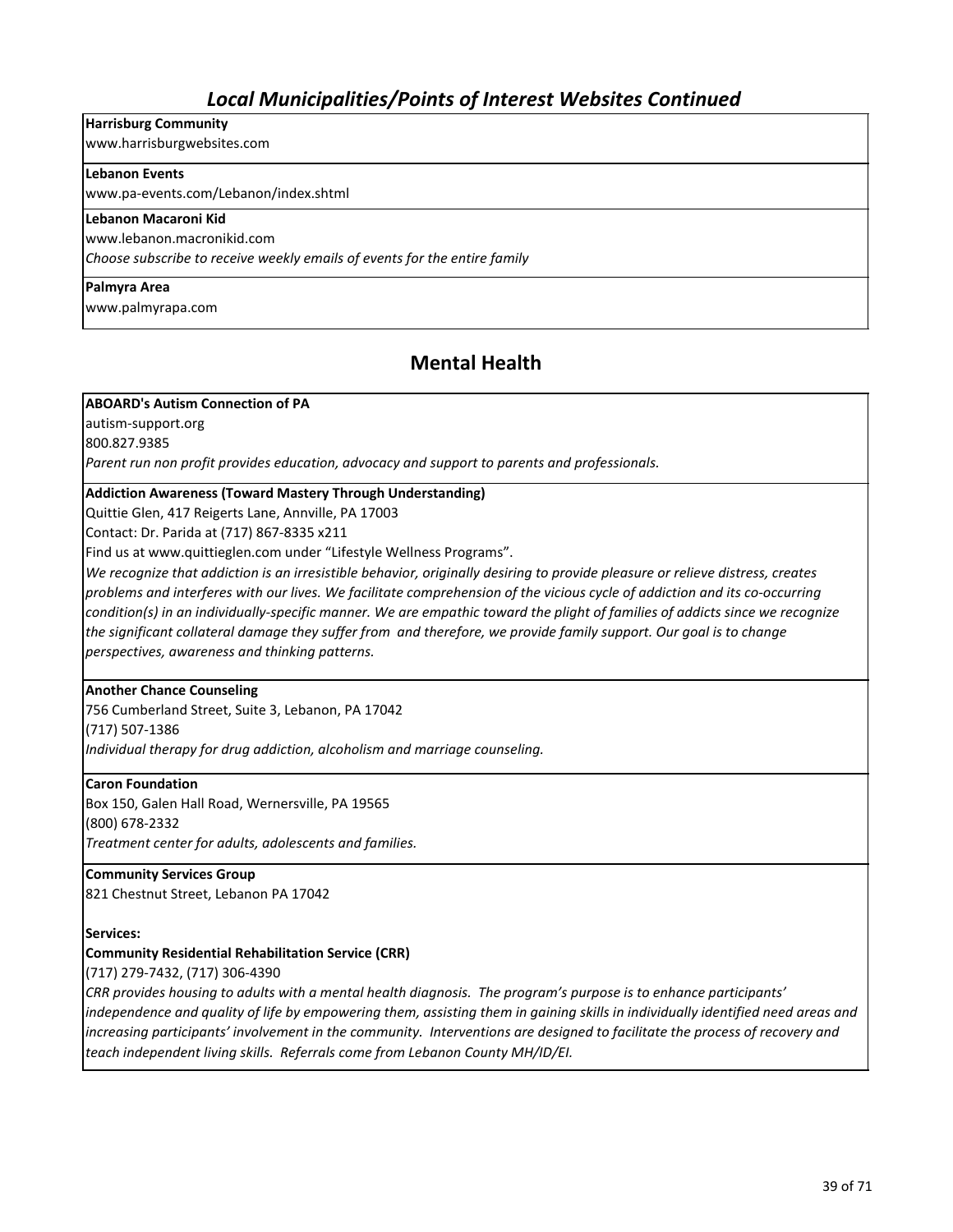## *Local Municipalities/Points of Interest Websites Continued*

**Harrisburg Community**
www.harrisburgwebsites.com

**Lebanon Events**
www.pa-events.com/Lebanon/index.shtml

**Lebanon Macaroni Kid**
www.lebanon.macronikid.com
*Choose subscribe to receive weekly emails of events for the entire family*

**Palmyra Area**
www.palmyrapa.com

## Mental Health

**ABOARD's Autism Connection of PA**
autism-support.org
800.827.9385
*Parent run non profit provides education, advocacy and support to parents and professionals.*

**Addiction Awareness (Toward Mastery Through Understanding)**
Quittie Glen, 417 Reigerts Lane, Annville, PA 17003
Contact: Dr. Parida at (717) 867-8335 x211
Find us at www.quittieglen.com under "Lifestyle Wellness Programs".
*We recognize that addiction is an irresistible behavior, originally desiring to provide pleasure or relieve distress, creates problems and interferes with our lives. We facilitate comprehension of the vicious cycle of addiction and its co-occurring condition(s) in an individually-specific manner. We are empathic toward the plight of families of addicts since we recognize the significant collateral damage they suffer from and therefore, we provide family support. Our goal is to change perspectives, awareness and thinking patterns.*

**Another Chance Counseling**
756 Cumberland Street, Suite 3, Lebanon, PA 17042
(717) 507-1386
*Individual therapy for drug addiction, alcoholism and marriage counseling.*

**Caron Foundation**
Box 150, Galen Hall Road, Wernersville, PA 19565
(800) 678-2332
*Treatment center for adults, adolescents and families.*

**Community Services Group**
821 Chestnut Street, Lebanon PA 17042

**Services:**

**Community Residential Rehabilitation Service (CRR)**
(717) 279-7432, (717) 306-4390
*CRR provides housing to adults with a mental health diagnosis. The program's purpose is to enhance participants' independence and quality of life by empowering them, assisting them in gaining skills in individually identified need areas and increasing participants' involvement in the community. Interventions are designed to facilitate the process of recovery and teach independent living skills. Referrals come from Lebanon County MH/ID/EI.*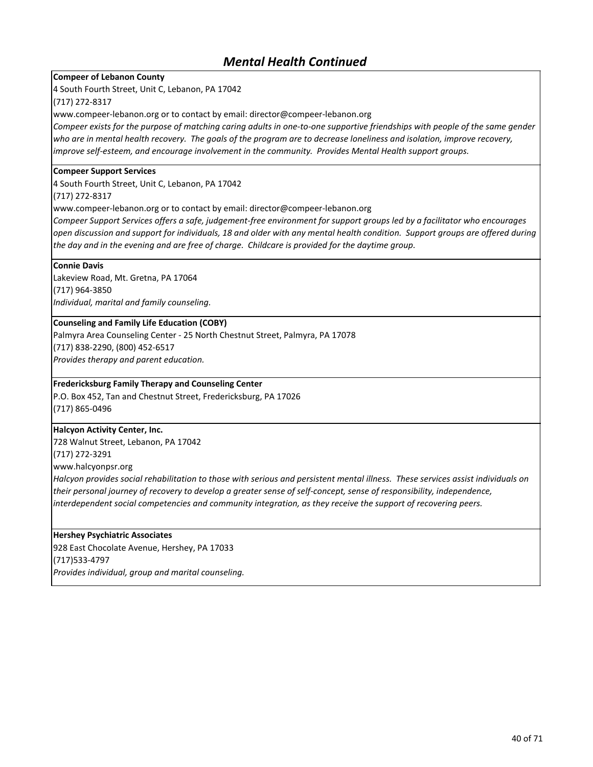## *Mental Health Continued*

**Compeer of Lebanon County**
4 South Fourth Street, Unit C, Lebanon, PA 17042
(717) 272-8317
www.compeer-lebanon.org or to contact by email: director@compeer-lebanon.org
*Compeer exists for the purpose of matching caring adults in one-to-one supportive friendships with people of the same gender who are in mental health recovery. The goals of the program are to decrease loneliness and isolation, improve recovery, improve self-esteem, and encourage involvement in the community. Provides Mental Health support groups.*

**Compeer Support Services**
4 South Fourth Street, Unit C, Lebanon, PA 17042
(717) 272-8317
www.compeer-lebanon.org or to contact by email: director@compeer-lebanon.org
*Compeer Support Services offers a safe, judgement-free environment for support groups led by a facilitator who encourages open discussion and support for individuals, 18 and older with any mental health condition. Support groups are offered during the day and in the evening and are free of charge. Childcare is provided for the daytime group.*

**Connie Davis**
Lakeview Road, Mt. Gretna, PA 17064
(717) 964-3850
*Individual, marital and family counseling.*

**Counseling and Family Life Education (COBY)**
Palmyra Area Counseling Center - 25 North Chestnut Street, Palmyra, PA 17078
(717) 838-2290, (800) 452-6517
*Provides therapy and parent education.*

**Fredericksburg Family Therapy and Counseling Center**
P.O. Box 452, Tan and Chestnut Street, Fredericksburg, PA 17026
(717) 865-0496

**Halcyon Activity Center, Inc.**
728 Walnut Street, Lebanon, PA 17042
(717) 272-3291
www.halcyonpsr.org
*Halcyon provides social rehabilitation to those with serious and persistent mental illness. These services assist individuals on their personal journey of recovery to develop a greater sense of self-concept, sense of responsibility, independence, interdependent social competencies and community integration, as they receive the support of recovering peers.*

**Hershey Psychiatric Associates**
928 East Chocolate Avenue, Hershey, PA 17033
(717)533-4797
*Provides individual, group and marital counseling.*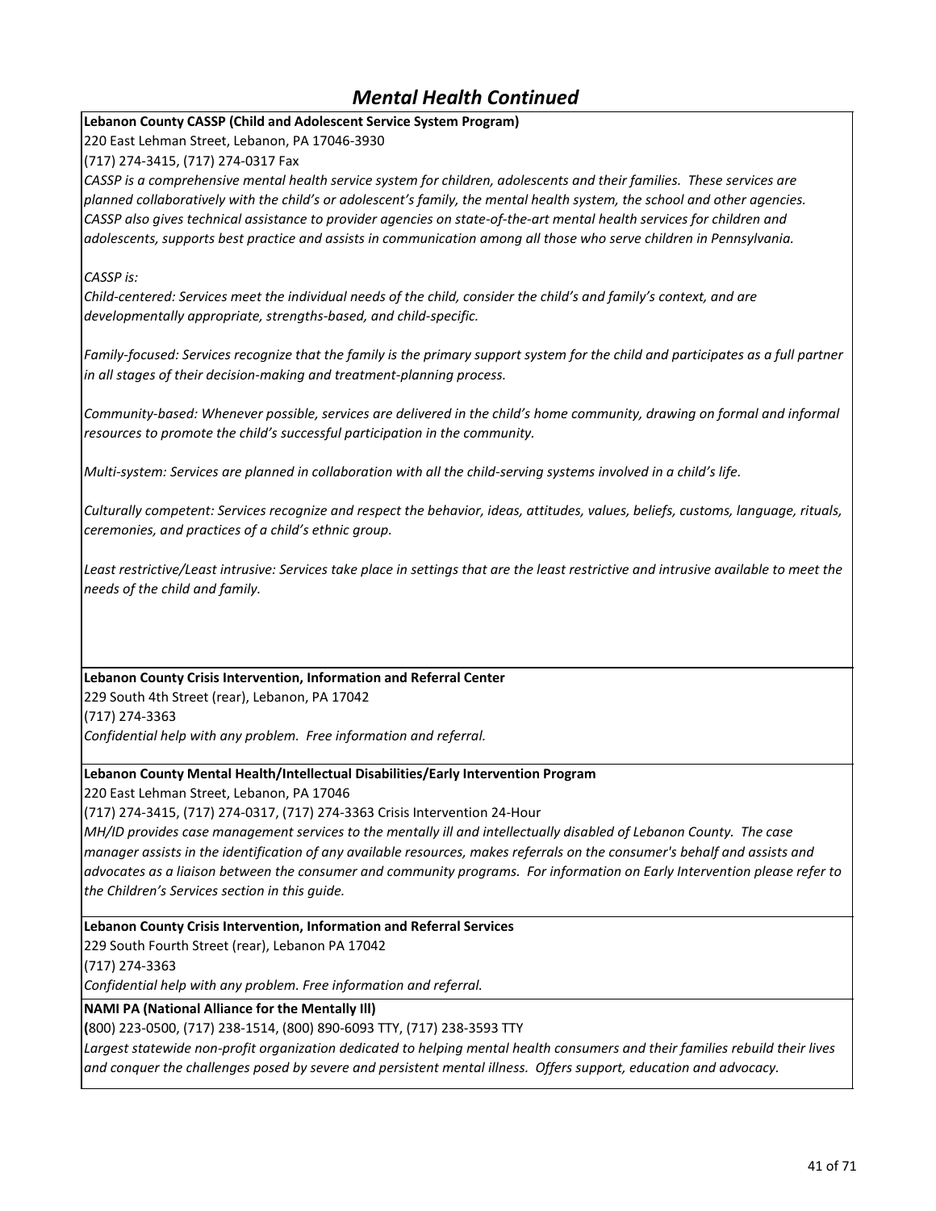# *Mental Health Continued*

**Lebanon County CASSP (Child and Adolescent Service System Program)**
220 East Lehman Street, Lebanon, PA 17046-3930
(717) 274-3415, (717) 274-0317 Fax

*CASSP is a comprehensive mental health service system for children, adolescents and their families. These services are planned collaboratively with the child's or adolescent's family, the mental health system, the school and other agencies. CASSP also gives technical assistance to provider agencies on state-of-the-art mental health services for children and adolescents, supports best practice and assists in communication among all those who serve children in Pennsylvania.*

*CASSP is:*

*Child-centered: Services meet the individual needs of the child, consider the child's and family's context, and are developmentally appropriate, strengths-based, and child-specific.*

*Family-focused: Services recognize that the family is the primary support system for the child and participates as a full partner in all stages of their decision-making and treatment-planning process.*

*Community-based: Whenever possible, services are delivered in the child's home community, drawing on formal and informal resources to promote the child's successful participation in the community.*

*Multi-system: Services are planned in collaboration with all the child-serving systems involved in a child's life.*

*Culturally competent: Services recognize and respect the behavior, ideas, attitudes, values, beliefs, customs, language, rituals, ceremonies, and practices of a child's ethnic group.*

*Least restrictive/Least intrusive: Services take place in settings that are the least restrictive and intrusive available to meet the needs of the child and family.*

**Lebanon County Crisis Intervention, Information and Referral Center**
229 South 4th Street (rear), Lebanon, PA 17042
(717) 274-3363
*Confidential help with any problem. Free information and referral.*

**Lebanon County Mental Health/Intellectual Disabilities/Early Intervention Program**
220 East Lehman Street, Lebanon, PA 17046
(717) 274-3415, (717) 274-0317, (717) 274-3363 Crisis Intervention 24-Hour
*MH/ID provides case management services to the mentally ill and intellectually disabled of Lebanon County. The case manager assists in the identification of any available resources, makes referrals on the consumer's behalf and assists and advocates as a liaison between the consumer and community programs. For information on Early Intervention please refer to the Children's Services section in this guide.*

**Lebanon County Crisis Intervention, Information and Referral Services**
229 South Fourth Street (rear), Lebanon PA 17042
(717) 274-3363
*Confidential help with any problem. Free information and referral.*

**NAMI PA (National Alliance for the Mentally Ill)**
**(**800) 223-0500, (717) 238-1514, (800) 890-6093 TTY, (717) 238-3593 TTY
*Largest statewide non-profit organization dedicated to helping mental health consumers and their families rebuild their lives and conquer the challenges posed by severe and persistent mental illness. Offers support, education and advocacy.*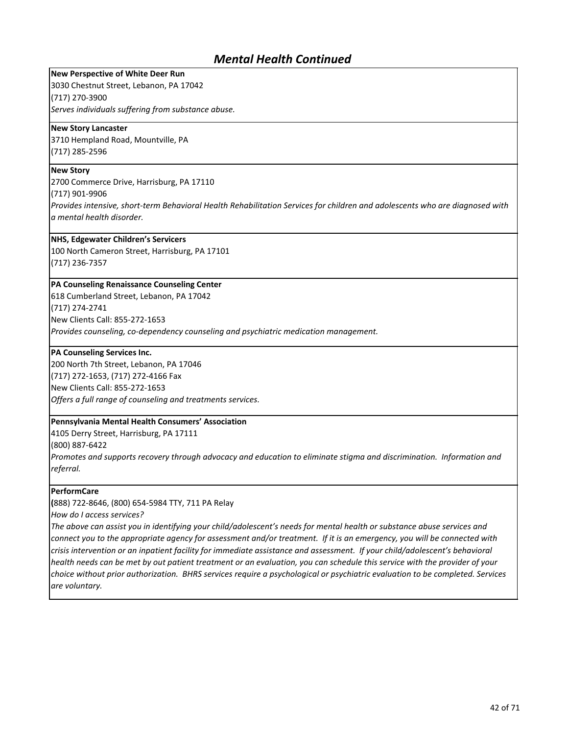## *Mental Health Continued*

**New Perspective of White Deer Run**
3030 Chestnut Street, Lebanon, PA 17042
(717) 270-3900
*Serves individuals suffering from substance abuse.*

**New Story Lancaster**
3710 Hempland Road, Mountville, PA
(717) 285-2596

**New Story**
2700 Commerce Drive, Harrisburg, PA 17110
(717) 901-9906
*Provides intensive, short-term Behavioral Health Rehabilitation Services for children and adolescents who are diagnosed with a mental health disorder.*

**NHS, Edgewater Children's Servicers**
100 North Cameron Street, Harrisburg, PA 17101
(717) 236-7357

**PA Counseling Renaissance Counseling Center**
618 Cumberland Street, Lebanon, PA 17042
(717) 274-2741
New Clients Call: 855-272-1653
*Provides counseling, co-dependency counseling and psychiatric medication management.*

**PA Counseling Services Inc.**
200 North 7th Street, Lebanon, PA 17046
(717) 272-1653, (717) 272-4166 Fax
New Clients Call: 855-272-1653
*Offers a full range of counseling and treatments services.*

**Pennsylvania Mental Health Consumers' Association**
4105 Derry Street, Harrisburg, PA 17111
(800) 887-6422
*Promotes and supports recovery through advocacy and education to eliminate stigma and discrimination. Information and referral.*

**PerformCare**
**(**888) 722-8646, (800) 654-5984 TTY, 711 PA Relay
*How do I access services?*
*The above can assist you in identifying your child/adolescent's needs for mental health or substance abuse services and connect you to the appropriate agency for assessment and/or treatment. If it is an emergency, you will be connected with crisis intervention or an inpatient facility for immediate assistance and assessment. If your child/adolescent's behavioral health needs can be met by out patient treatment or an evaluation, you can schedule this service with the provider of your choice without prior authorization. BHRS services require a psychological or psychiatric evaluation to be completed. Services are voluntary.*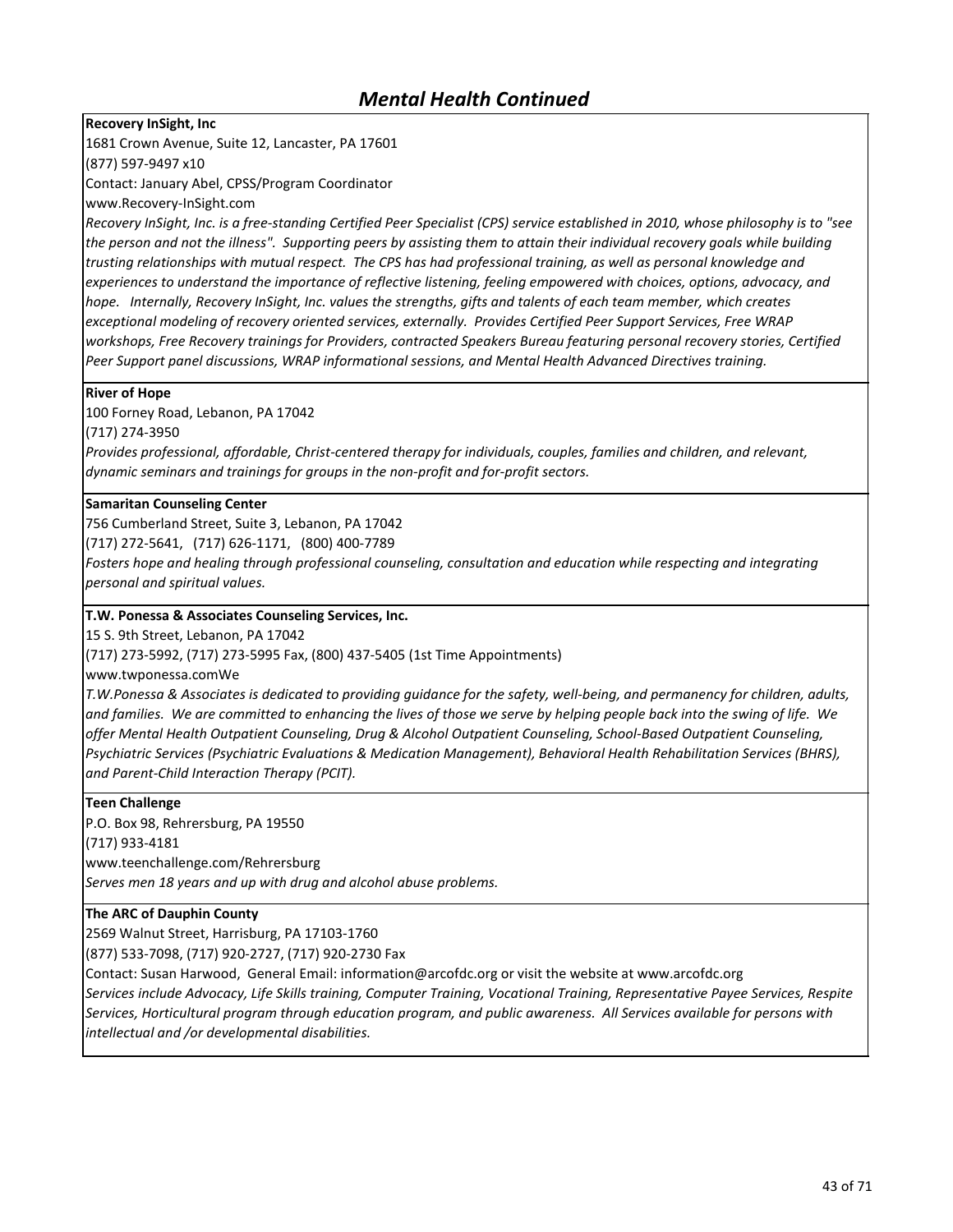# Mental Health Continued

**Recovery InSight, Inc**

1681 Crown Avenue, Suite 12, Lancaster, PA 17601

(877) 597-9497 x10

Contact: January Abel, CPSS/Program Coordinator

www.Recovery-InSight.com

*Recovery InSight, Inc. is a free-standing Certified Peer Specialist (CPS) service established in 2010, whose philosophy is to "see the person and not the illness". Supporting peers by assisting them to attain their individual recovery goals while building trusting relationships with mutual respect. The CPS has had professional training, as well as personal knowledge and experiences to understand the importance of reflective listening, feeling empowered with choices, options, advocacy, and hope. Internally, Recovery InSight, Inc. values the strengths, gifts and talents of each team member, which creates exceptional modeling of recovery oriented services, externally. Provides Certified Peer Support Services, Free WRAP workshops, Free Recovery trainings for Providers, contracted Speakers Bureau featuring personal recovery stories, Certified Peer Support panel discussions, WRAP informational sessions, and Mental Health Advanced Directives training.*

**River of Hope**

100 Forney Road, Lebanon, PA 17042

(717) 274-3950

*Provides professional, affordable, Christ-centered therapy for individuals, couples, families and children, and relevant, dynamic seminars and trainings for groups in the non-profit and for-profit sectors.*

**Samaritan Counseling Center**

756 Cumberland Street, Suite 3, Lebanon, PA 17042

(717) 272-5641, (717) 626-1171, (800) 400-7789

*Fosters hope and healing through professional counseling, consultation and education while respecting and integrating personal and spiritual values.*

**T.W. Ponessa & Associates Counseling Services, Inc.**

15 S. 9th Street, Lebanon, PA 17042

(717) 273-5992, (717) 273-5995 Fax, (800) 437-5405 (1st Time Appointments)

www.twponessa.comWe

*T.W.Ponessa & Associates is dedicated to providing guidance for the safety, well-being, and permanency for children, adults, and families. We are committed to enhancing the lives of those we serve by helping people back into the swing of life. We offer Mental Health Outpatient Counseling, Drug & Alcohol Outpatient Counseling, School-Based Outpatient Counseling, Psychiatric Services (Psychiatric Evaluations & Medication Management), Behavioral Health Rehabilitation Services (BHRS), and Parent-Child Interaction Therapy (PCIT).*

**Teen Challenge**

P.O. Box 98, Rehrersburg, PA 19550

(717) 933-4181

www.teenchallenge.com/Rehrersburg

*Serves men 18 years and up with drug and alcohol abuse problems.*

**The ARC of Dauphin County**

2569 Walnut Street, Harrisburg, PA 17103-1760

(877) 533-7098, (717) 920-2727, (717) 920-2730 Fax

Contact: Susan Harwood, General Email: information@arcofdc.org or visit the website at www.arcofdc.org

*Services include Advocacy, Life Skills training, Computer Training, Vocational Training, Representative Payee Services, Respite Services, Horticultural program through education program, and public awareness. All Services available for persons with intellectual and /or developmental disabilities.*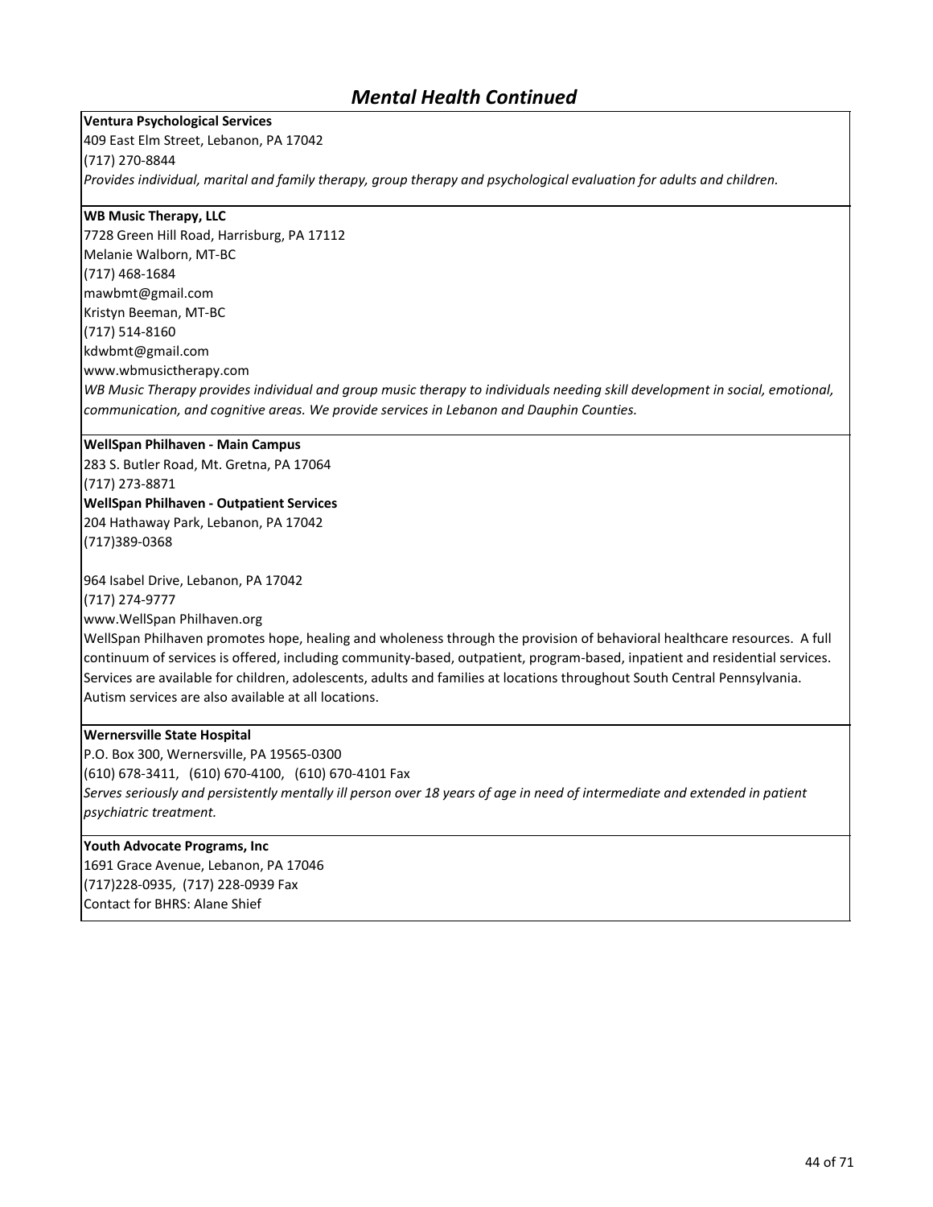## *Mental Health Continued*

**Ventura Psychological Services**
409 East Elm Street, Lebanon, PA 17042
(717) 270-8844
*Provides individual, marital and family therapy, group therapy and psychological evaluation for adults and children.*

**WB Music Therapy, LLC**
7728 Green Hill Road, Harrisburg, PA 17112
Melanie Walborn, MT-BC
(717) 468-1684
mawbmt@gmail.com
Kristyn Beeman, MT-BC
(717) 514-8160
kdwbmt@gmail.com
www.wbmusictherapy.com
*WB Music Therapy provides individual and group music therapy to individuals needing skill development in social, emotional, communication, and cognitive areas. We provide services in Lebanon and Dauphin Counties.*

**WellSpan Philhaven - Main Campus**
283 S. Butler Road, Mt. Gretna, PA 17064
(717) 273-8871
**WellSpan Philhaven - Outpatient Services**
204 Hathaway Park, Lebanon, PA 17042
(717)389-0368

964 Isabel Drive, Lebanon, PA 17042
(717) 274-9777
www.WellSpan Philhaven.org
WellSpan Philhaven promotes hope, healing and wholeness through the provision of behavioral healthcare resources. A full continuum of services is offered, including community-based, outpatient, program-based, inpatient and residential services. Services are available for children, adolescents, adults and families at locations throughout South Central Pennsylvania. Autism services are also available at all locations.

**Wernersville State Hospital**
P.O. Box 300, Wernersville, PA 19565-0300
(610) 678-3411, (610) 670-4100, (610) 670-4101 Fax
*Serves seriously and persistently mentally ill person over 18 years of age in need of intermediate and extended in patient psychiatric treatment.*

**Youth Advocate Programs, Inc**
1691 Grace Avenue, Lebanon, PA 17046
(717)228-0935, (717) 228-0939 Fax
Contact for BHRS: Alane Shief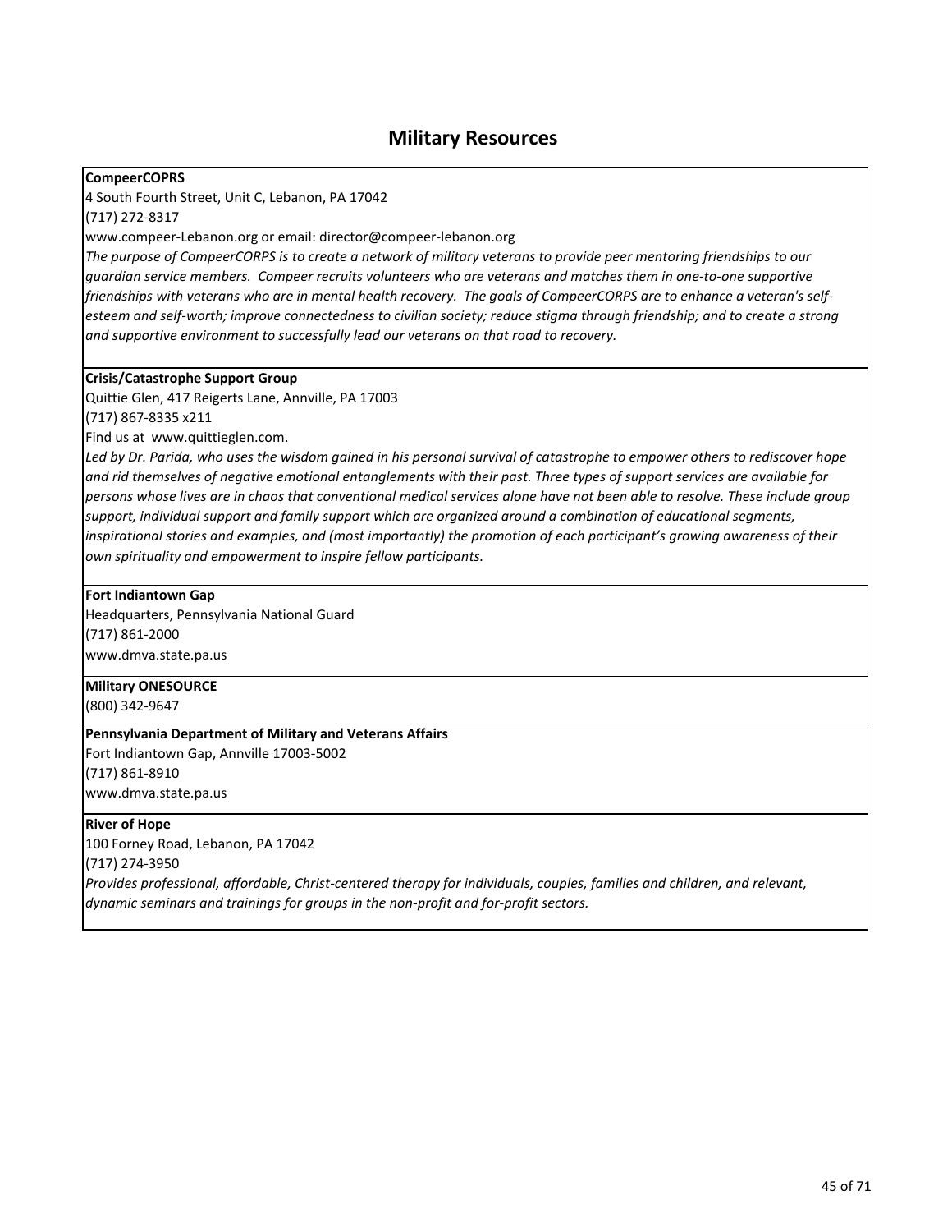# Military Resources

**CompeerCOPRS**
4 South Fourth Street, Unit C, Lebanon, PA 17042
(717) 272-8317
www.compeer-Lebanon.org or email: director@compeer-lebanon.org
*The purpose of CompeerCORPS is to create a network of military veterans to provide peer mentoring friendships to our guardian service members. Compeer recruits volunteers who are veterans and matches them in one-to-one supportive friendships with veterans who are in mental health recovery. The goals of CompeerCORPS are to enhance a veteran's self-esteem and self-worth; improve connectedness to civilian society; reduce stigma through friendship; and to create a strong and supportive environment to successfully lead our veterans on that road to recovery.*

**Crisis/Catastrophe Support Group**
Quittie Glen, 417 Reigerts Lane, Annville, PA 17003
(717) 867-8335 x211
Find us at www.quittieglen.com.
*Led by Dr. Parida, who uses the wisdom gained in his personal survival of catastrophe to empower others to rediscover hope and rid themselves of negative emotional entanglements with their past. Three types of support services are available for persons whose lives are in chaos that conventional medical services alone have not been able to resolve. These include group support, individual support and family support which are organized around a combination of educational segments, inspirational stories and examples, and (most importantly) the promotion of each participant's growing awareness of their own spirituality and empowerment to inspire fellow participants.*

**Fort Indiantown Gap**
Headquarters, Pennsylvania National Guard
(717) 861-2000
www.dmva.state.pa.us

**Military ONESOURCE**
(800) 342-9647

**Pennsylvania Department of Military and Veterans Affairs**
Fort Indiantown Gap, Annville 17003-5002
(717) 861-8910
www.dmva.state.pa.us

**River of Hope**
100 Forney Road, Lebanon, PA 17042
(717) 274-3950
*Provides professional, affordable, Christ-centered therapy for individuals, couples, families and children, and relevant, dynamic seminars and trainings for groups in the non-profit and for-profit sectors.*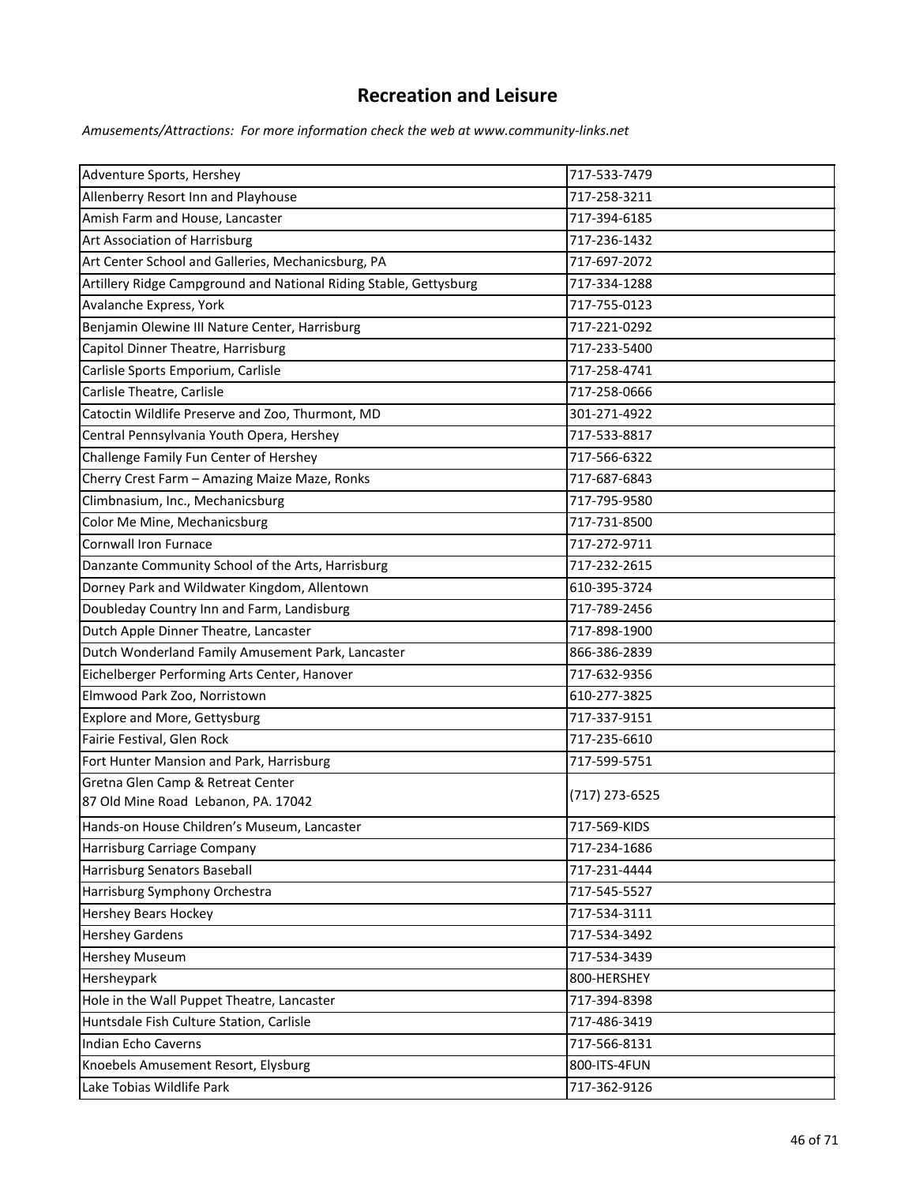# Recreation and Leisure

*Amusements/Attractions: For more information check the web at www.community-links.net*

| | |
|---|---|
| Adventure Sports, Hershey | 717-533-7479 |
| Allenberry Resort Inn and Playhouse | 717-258-3211 |
| Amish Farm and House, Lancaster | 717-394-6185 |
| Art Association of Harrisburg | 717-236-1432 |
| Art Center School and Galleries, Mechanicsburg, PA | 717-697-2072 |
| Artillery Ridge Campground and National Riding Stable, Gettysburg | 717-334-1288 |
| Avalanche Express, York | 717-755-0123 |
| Benjamin Olewine III Nature Center, Harrisburg | 717-221-0292 |
| Capitol Dinner Theatre, Harrisburg | 717-233-5400 |
| Carlisle Sports Emporium, Carlisle | 717-258-4741 |
| Carlisle Theatre, Carlisle | 717-258-0666 |
| Catoctin Wildlife Preserve and Zoo, Thurmont, MD | 301-271-4922 |
| Central Pennsylvania Youth Opera, Hershey | 717-533-8817 |
| Challenge Family Fun Center of Hershey | 717-566-6322 |
| Cherry Crest Farm – Amazing Maize Maze, Ronks | 717-687-6843 |
| Climbnasium, Inc., Mechanicsburg | 717-795-9580 |
| Color Me Mine, Mechanicsburg | 717-731-8500 |
| Cornwall Iron Furnace | 717-272-9711 |
| Danzante Community School of the Arts, Harrisburg | 717-232-2615 |
| Dorney Park and Wildwater Kingdom, Allentown | 610-395-3724 |
| Doubleday Country Inn and Farm, Landisburg | 717-789-2456 |
| Dutch Apple Dinner Theatre, Lancaster | 717-898-1900 |
| Dutch Wonderland Family Amusement Park, Lancaster | 866-386-2839 |
| Eichelberger Performing Arts Center, Hanover | 717-632-9356 |
| Elmwood Park Zoo, Norristown | 610-277-3825 |
| Explore and More, Gettysburg | 717-337-9151 |
| Fairie Festival, Glen Rock | 717-235-6610 |
| Fort Hunter Mansion and Park, Harrisburg | 717-599-5751 |
| Gretna Glen Camp & Retreat Center<br>87 Old Mine Road Lebanon, PA. 17042 | (717) 273-6525 |
| Hands-on House Children's Museum, Lancaster | 717-569-KIDS |
| Harrisburg Carriage Company | 717-234-1686 |
| Harrisburg Senators Baseball | 717-231-4444 |
| Harrisburg Symphony Orchestra | 717-545-5527 |
| Hershey Bears Hockey | 717-534-3111 |
| Hershey Gardens | 717-534-3492 |
| Hershey Museum | 717-534-3439 |
| Hersheypark | 800-HERSHEY |
| Hole in the Wall Puppet Theatre, Lancaster | 717-394-8398 |
| Huntsdale Fish Culture Station, Carlisle | 717-486-3419 |
| Indian Echo Caverns | 717-566-8131 |
| Knoebels Amusement Resort, Elysburg | 800-ITS-4FUN |
| Lake Tobias Wildlife Park | 717-362-9126 |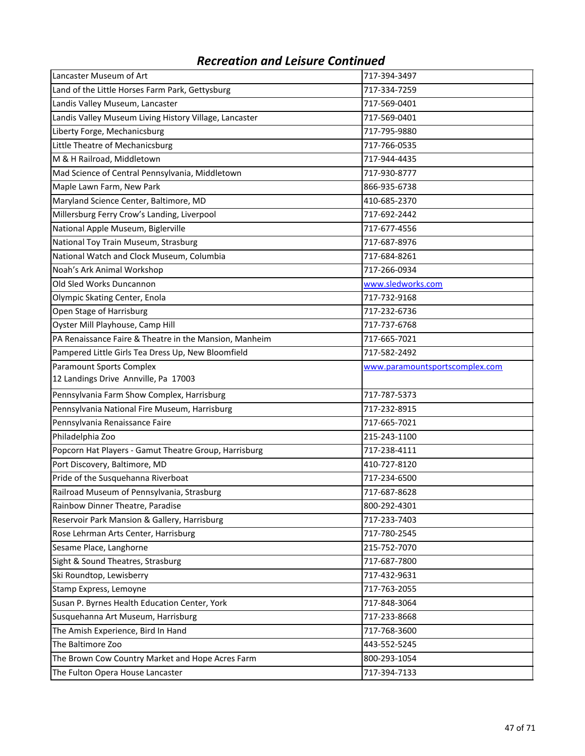## *Recreation and Leisure Continued*

| | |
|---|---|
| Lancaster Museum of Art | 717-394-3497 |
| Land of the Little Horses Farm Park, Gettysburg | 717-334-7259 |
| Landis Valley Museum, Lancaster | 717-569-0401 |
| Landis Valley Museum Living History Village, Lancaster | 717-569-0401 |
| Liberty Forge, Mechanicsburg | 717-795-9880 |
| Little Theatre of Mechanicsburg | 717-766-0535 |
| M & H Railroad, Middletown | 717-944-4435 |
| Mad Science of Central Pennsylvania, Middletown | 717-930-8777 |
| Maple Lawn Farm, New Park | 866-935-6738 |
| Maryland Science Center, Baltimore, MD | 410-685-2370 |
| Millersburg Ferry Crow's Landing, Liverpool | 717-692-2442 |
| National Apple Museum, Biglerville | 717-677-4556 |
| National Toy Train Museum, Strasburg | 717-687-8976 |
| National Watch and Clock Museum, Columbia | 717-684-8261 |
| Noah's Ark Animal Workshop | 717-266-0934 |
| Old Sled Works Duncannon | www.sledworks.com |
| Olympic Skating Center, Enola | 717-732-9168 |
| Open Stage of Harrisburg | 717-232-6736 |
| Oyster Mill Playhouse, Camp Hill | 717-737-6768 |
| PA Renaissance Faire & Theatre in the Mansion, Manheim | 717-665-7021 |
| Pampered Little Girls Tea Dress Up, New Bloomfield | 717-582-2492 |
| Paramount Sports Complex<br>12 Landings Drive Annville, Pa 17003 | www.paramountsportscomplex.com |
| Pennsylvania Farm Show Complex, Harrisburg | 717-787-5373 |
| Pennsylvania National Fire Museum, Harrisburg | 717-232-8915 |
| Pennsylvania Renaissance Faire | 717-665-7021 |
| Philadelphia Zoo | 215-243-1100 |
| Popcorn Hat Players - Gamut Theatre Group, Harrisburg | 717-238-4111 |
| Port Discovery, Baltimore, MD | 410-727-8120 |
| Pride of the Susquehanna Riverboat | 717-234-6500 |
| Railroad Museum of Pennsylvania, Strasburg | 717-687-8628 |
| Rainbow Dinner Theatre, Paradise | 800-292-4301 |
| Reservoir Park Mansion & Gallery, Harrisburg | 717-233-7403 |
| Rose Lehrman Arts Center, Harrisburg | 717-780-2545 |
| Sesame Place, Langhorne | 215-752-7070 |
| Sight & Sound Theatres, Strasburg | 717-687-7800 |
| Ski Roundtop, Lewisberry | 717-432-9631 |
| Stamp Express, Lemoyne | 717-763-2055 |
| Susan P. Byrnes Health Education Center, York | 717-848-3064 |
| Susquehanna Art Museum, Harrisburg | 717-233-8668 |
| The Amish Experience, Bird In Hand | 717-768-3600 |
| The Baltimore Zoo | 443-552-5245 |
| The Brown Cow Country Market and Hope Acres Farm | 800-293-1054 |
| The Fulton Opera House Lancaster | 717-394-7133 |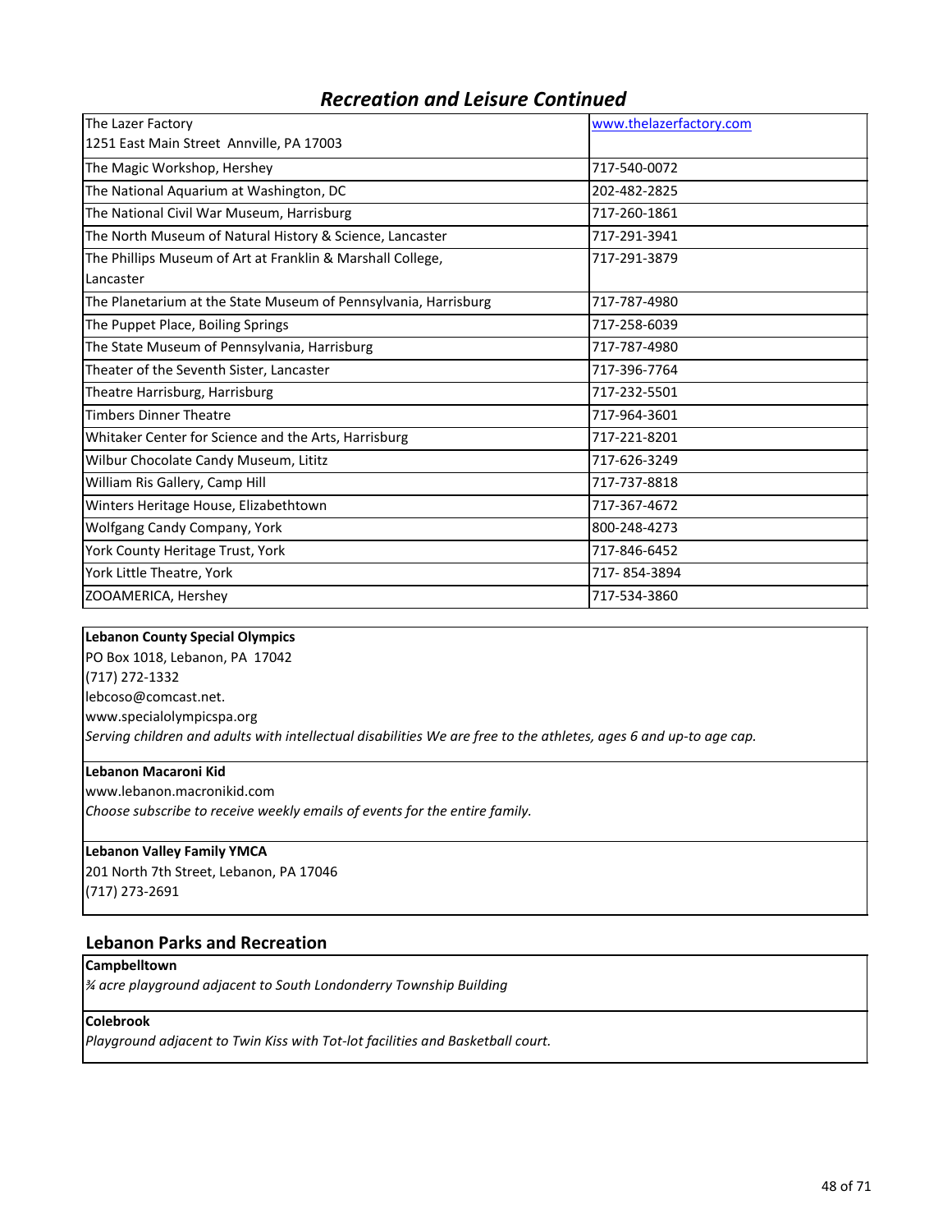## Recreation and Leisure Continued

| | |
|---|---|
| The Lazer Factory<br>1251 East Main Street Annville, PA 17003 | www.thelazerfactory.com |
| The Magic Workshop, Hershey | 717-540-0072 |
| The National Aquarium at Washington, DC | 202-482-2825 |
| The National Civil War Museum, Harrisburg | 717-260-1861 |
| The North Museum of Natural History & Science, Lancaster | 717-291-3941 |
| The Phillips Museum of Art at Franklin & Marshall College, Lancaster | 717-291-3879 |
| The Planetarium at the State Museum of Pennsylvania, Harrisburg | 717-787-4980 |
| The Puppet Place, Boiling Springs | 717-258-6039 |
| The State Museum of Pennsylvania, Harrisburg | 717-787-4980 |
| Theater of the Seventh Sister, Lancaster | 717-396-7764 |
| Theatre Harrisburg, Harrisburg | 717-232-5501 |
| Timbers Dinner Theatre | 717-964-3601 |
| Whitaker Center for Science and the Arts, Harrisburg | 717-221-8201 |
| Wilbur Chocolate Candy Museum, Lititz | 717-626-3249 |
| William Ris Gallery, Camp Hill | 717-737-8818 |
| Winters Heritage House, Elizabethtown | 717-367-4672 |
| Wolfgang Candy Company, York | 800-248-4273 |
| York County Heritage Trust, York | 717-846-6452 |
| York Little Theatre, York | 717- 854-3894 |
| ZOOAMERICA, Hershey | 717-534-3860 |

**Lebanon County Special Olympics**
PO Box 1018, Lebanon, PA 17042
(717) 272-1332
lebcoso@comcast.net.
www.specialolympicspa.org
*Serving children and adults with intellectual disabilities We are free to the athletes, ages 6 and up-to age cap.*

**Lebanon Macaroni Kid**
www.lebanon.macronikid.com
*Choose subscribe to receive weekly emails of events for the entire family.*

**Lebanon Valley Family YMCA**
201 North 7th Street, Lebanon, PA 17046
(717) 273-2691

## Lebanon Parks and Recreation

**Campbelltown**
*¾ acre playground adjacent to South Londonderry Township Building*

**Colebrook**
*Playground adjacent to Twin Kiss with Tot-lot facilities and Basketball court.*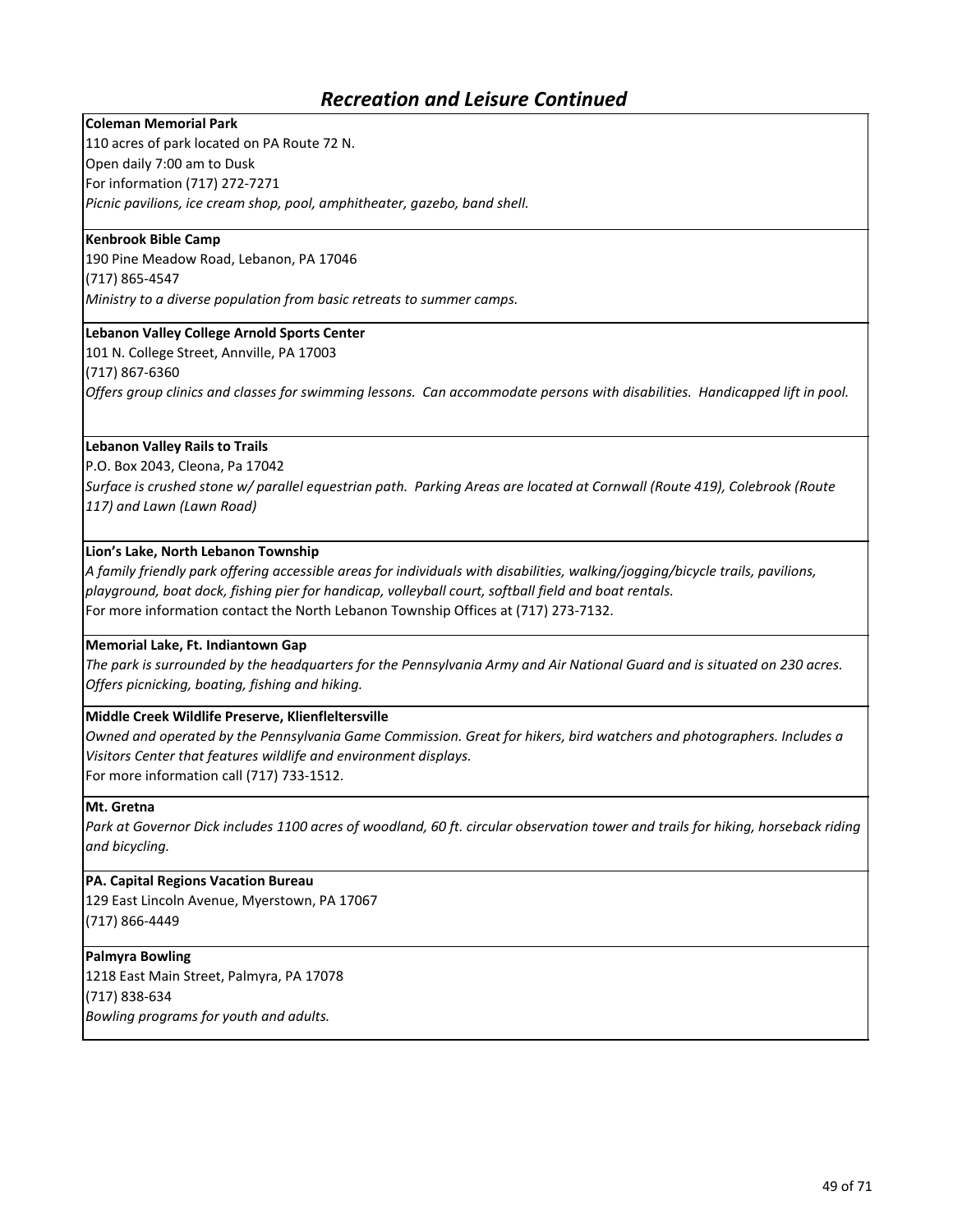## *Recreation and Leisure Continued*

**Coleman Memorial Park**
110 acres of park located on PA Route 72 N.
Open daily 7:00 am to Dusk
For information (717) 272-7271
*Picnic pavilions, ice cream shop, pool, amphitheater, gazebo, band shell.*

**Kenbrook Bible Camp**
190 Pine Meadow Road, Lebanon, PA 17046
(717) 865-4547
*Ministry to a diverse population from basic retreats to summer camps.*

**Lebanon Valley College Arnold Sports Center**
101 N. College Street, Annville, PA 17003
(717) 867-6360
*Offers group clinics and classes for swimming lessons. Can accommodate persons with disabilities. Handicapped lift in pool.*

**Lebanon Valley Rails to Trails**
P.O. Box 2043, Cleona, Pa 17042
*Surface is crushed stone w/ parallel equestrian path. Parking Areas are located at Cornwall (Route 419), Colebrook (Route 117) and Lawn (Lawn Road)*

**Lion's Lake, North Lebanon Township**
*A family friendly park offering accessible areas for individuals with disabilities, walking/jogging/bicycle trails, pavilions, playground, boat dock, fishing pier for handicap, volleyball court, softball field and boat rentals.*
For more information contact the North Lebanon Township Offices at (717) 273-7132.

**Memorial Lake, Ft. Indiantown Gap**
*The park is surrounded by the headquarters for the Pennsylvania Army and Air National Guard and is situated on 230 acres. Offers picnicking, boating, fishing and hiking.*

**Middle Creek Wildlife Preserve, Klienfleltersville**
*Owned and operated by the Pennsylvania Game Commission. Great for hikers, bird watchers and photographers. Includes a Visitors Center that features wildlife and environment displays.*
For more information call (717) 733-1512.

**Mt. Gretna**
*Park at Governor Dick includes 1100 acres of woodland, 60 ft. circular observation tower and trails for hiking, horseback riding and bicycling.*

**PA. Capital Regions Vacation Bureau**
129 East Lincoln Avenue, Myerstown, PA 17067
(717) 866-4449

**Palmyra Bowling**
1218 East Main Street, Palmyra, PA 17078
(717) 838-634
*Bowling programs for youth and adults.*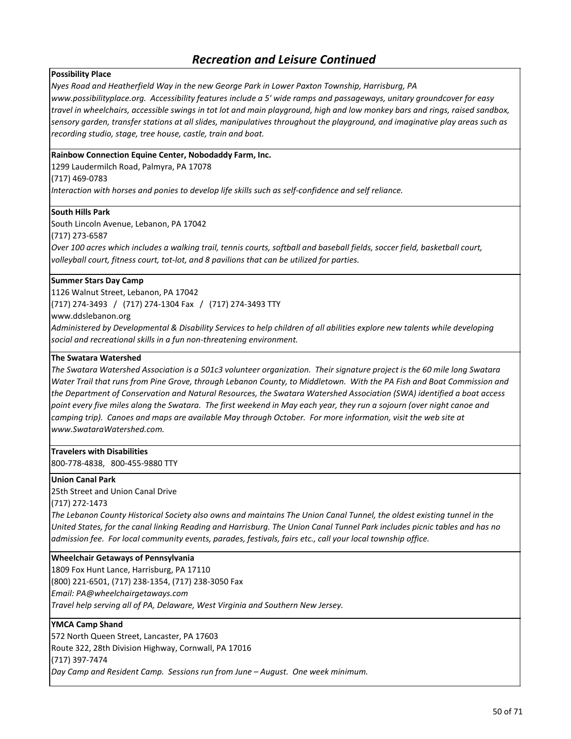## *Recreation and Leisure Continued*

**Possibility Place**

*Nyes Road and Heatherfield Way in the new George Park in Lower Paxton Township, Harrisburg, PA*

*www.possibilityplace.org. Accessibility features include a 5' wide ramps and passageways, unitary groundcover for easy travel in wheelchairs, accessible swings in tot lot and main playground, high and low monkey bars and rings, raised sandbox, sensory garden, transfer stations at all slides, manipulatives throughout the playground, and imaginative play areas such as recording studio, stage, tree house, castle, train and boat.*

**Rainbow Connection Equine Center, Nobodaddy Farm, Inc.**

1299 Laudermilch Road, Palmyra, PA 17078

(717) 469-0783

*Interaction with horses and ponies to develop life skills such as self-confidence and self reliance.*

**South Hills Park**

South Lincoln Avenue, Lebanon, PA 17042

(717) 273-6587

*Over 100 acres which includes a walking trail, tennis courts, softball and baseball fields, soccer field, basketball court, volleyball court, fitness court, tot-lot, and 8 pavilions that can be utilized for parties.*

**Summer Stars Day Camp**

1126 Walnut Street, Lebanon, PA 17042

(717) 274-3493 / (717) 274-1304 Fax / (717) 274-3493 TTY

www.ddslebanon.org

*Administered by Developmental & Disability Services to help children of all abilities explore new talents while developing social and recreational skills in a fun non-threatening environment.*

**The Swatara Watershed**

*The Swatara Watershed Association is a 501c3 volunteer organization. Their signature project is the 60 mile long Swatara Water Trail that runs from Pine Grove, through Lebanon County, to Middletown. With the PA Fish and Boat Commission and the Department of Conservation and Natural Resources, the Swatara Watershed Association (SWA) identified a boat access point every five miles along the Swatara. The first weekend in May each year, they run a sojourn (over night canoe and camping trip). Canoes and maps are available May through October. For more information, visit the web site at www.SwataraWatershed.com.*

**Travelers with Disabilities**

800-778-4838, 800-455-9880 TTY

**Union Canal Park**

25th Street and Union Canal Drive

(717) 272-1473

*The Lebanon County Historical Society also owns and maintains The Union Canal Tunnel, the oldest existing tunnel in the United States, for the canal linking Reading and Harrisburg. The Union Canal Tunnel Park includes picnic tables and has no admission fee. For local community events, parades, festivals, fairs etc., call your local township office.*

**Wheelchair Getaways of Pennsylvania**

1809 Fox Hunt Lance, Harrisburg, PA 17110

(800) 221-6501, (717) 238-1354, (717) 238-3050 Fax

*Email: PA@wheelchairgetaways.com*

*Travel help serving all of PA, Delaware, West Virginia and Southern New Jersey.*

**YMCA Camp Shand**

572 North Queen Street, Lancaster, PA 17603

Route 322, 28th Division Highway, Cornwall, PA 17016

(717) 397-7474

*Day Camp and Resident Camp. Sessions run from June – August. One week minimum.*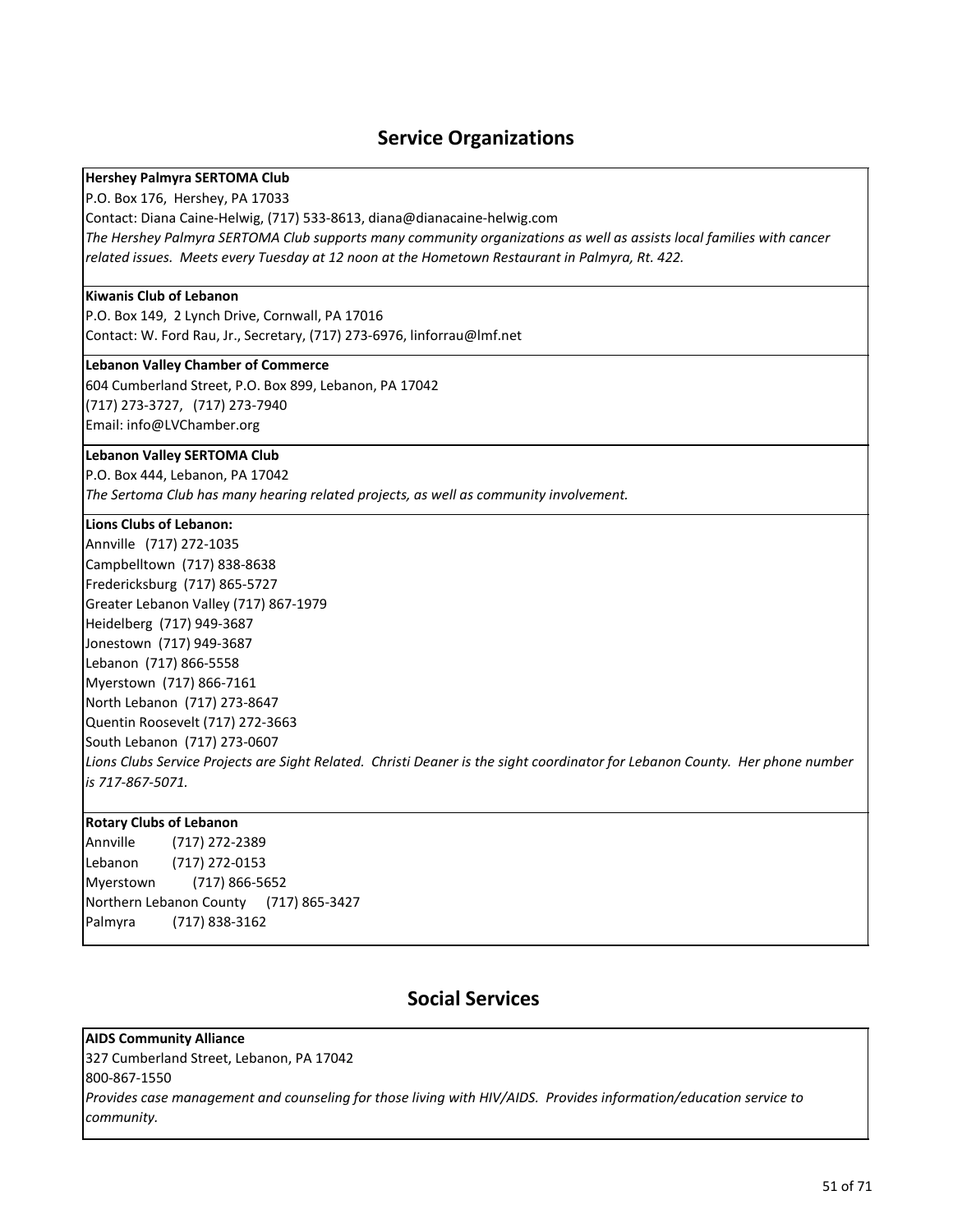## Service Organizations

**Hershey Palmyra SERTOMA Club**
P.O. Box 176, Hershey, PA 17033
Contact: Diana Caine-Helwig, (717) 533-8613, diana@dianacaine-helwig.com
*The Hershey Palmyra SERTOMA Club supports many community organizations as well as assists local families with cancer related issues. Meets every Tuesday at 12 noon at the Hometown Restaurant in Palmyra, Rt. 422.*

**Kiwanis Club of Lebanon**
P.O. Box 149, 2 Lynch Drive, Cornwall, PA 17016
Contact: W. Ford Rau, Jr., Secretary, (717) 273-6976, linforrau@lmf.net

**Lebanon Valley Chamber of Commerce**
604 Cumberland Street, P.O. Box 899, Lebanon, PA 17042
(717) 273-3727, (717) 273-7940
Email: info@LVChamber.org

**Lebanon Valley SERTOMA Club**
P.O. Box 444, Lebanon, PA 17042
*The Sertoma Club has many hearing related projects, as well as community involvement.*

**Lions Clubs of Lebanon:**
Annville (717) 272-1035
Campbelltown (717) 838-8638
Fredericksburg (717) 865-5727
Greater Lebanon Valley (717) 867-1979
Heidelberg (717) 949-3687
Jonestown (717) 949-3687
Lebanon (717) 866-5558
Myerstown (717) 866-7161
North Lebanon (717) 273-8647
Quentin Roosevelt (717) 272-3663
South Lebanon (717) 273-0607
*Lions Clubs Service Projects are Sight Related. Christi Deaner is the sight coordinator for Lebanon County. Her phone number is 717-867-5071.*

**Rotary Clubs of Lebanon**
Annville (717) 272-2389
Lebanon (717) 272-0153
Myerstown (717) 866-5652
Northern Lebanon County (717) 865-3427
Palmyra (717) 838-3162

## Social Services

**AIDS Community Alliance**
327 Cumberland Street, Lebanon, PA 17042
800-867-1550
*Provides case management and counseling for those living with HIV/AIDS. Provides information/education service to community.*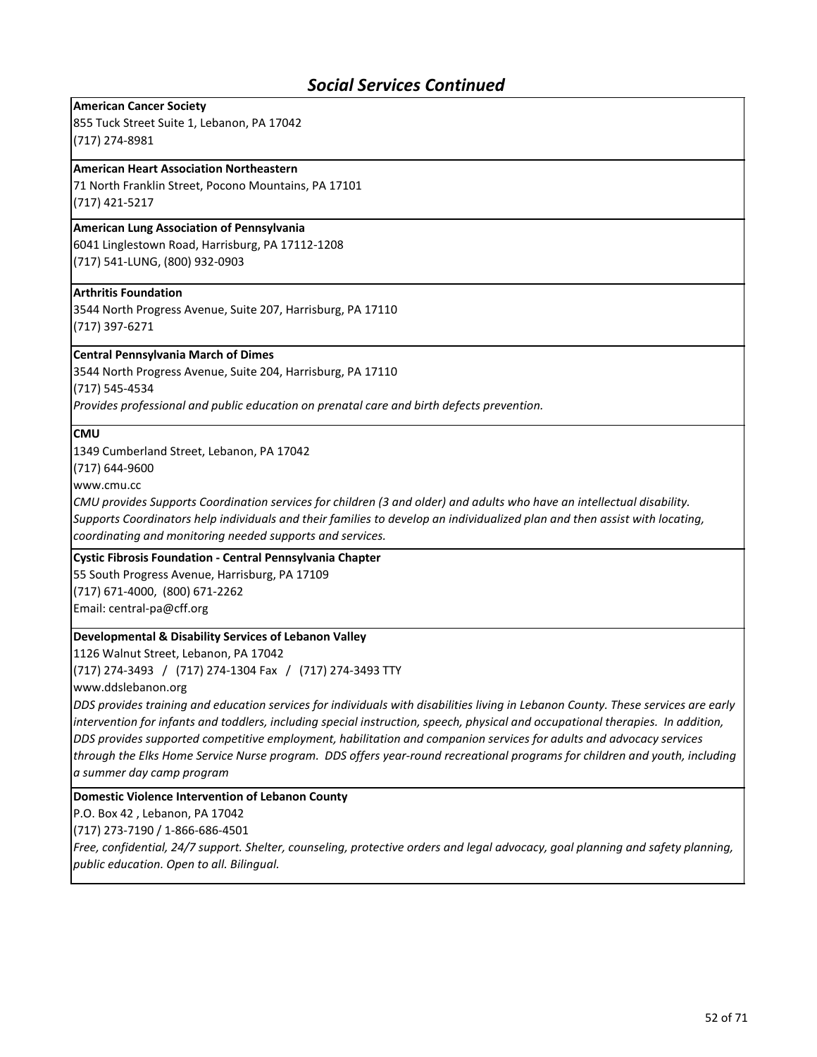## *Social Services Continued*

**American Cancer Society**
855 Tuck Street Suite 1, Lebanon, PA 17042
(717) 274-8981

**American Heart Association Northeastern**
71 North Franklin Street, Pocono Mountains, PA 17101
(717) 421-5217

**American Lung Association of Pennsylvania**
6041 Linglestown Road, Harrisburg, PA 17112-1208
(717) 541-LUNG, (800) 932-0903

**Arthritis Foundation**
3544 North Progress Avenue, Suite 207, Harrisburg, PA 17110
(717) 397-6271

**Central Pennsylvania March of Dimes**
3544 North Progress Avenue, Suite 204, Harrisburg, PA 17110
(717) 545-4534
*Provides professional and public education on prenatal care and birth defects prevention.*

**CMU**
1349 Cumberland Street, Lebanon, PA 17042
(717) 644-9600
www.cmu.cc
*CMU provides Supports Coordination services for children (3 and older) and adults who have an intellectual disability. Supports Coordinators help individuals and their families to develop an individualized plan and then assist with locating, coordinating and monitoring needed supports and services.*

**Cystic Fibrosis Foundation - Central Pennsylvania Chapter**
55 South Progress Avenue, Harrisburg, PA 17109
(717) 671-4000, (800) 671-2262
Email: central-pa@cff.org

**Developmental & Disability Services of Lebanon Valley**
1126 Walnut Street, Lebanon, PA 17042
(717) 274-3493 / (717) 274-1304 Fax / (717) 274-3493 TTY
www.ddslebanon.org
*DDS provides training and education services for individuals with disabilities living in Lebanon County. These services are early intervention for infants and toddlers, including special instruction, speech, physical and occupational therapies. In addition, DDS provides supported competitive employment, habilitation and companion services for adults and advocacy services through the Elks Home Service Nurse program. DDS offers year-round recreational programs for children and youth, including a summer day camp program*

**Domestic Violence Intervention of Lebanon County**
P.O. Box 42 , Lebanon, PA 17042
(717) 273-7190 / 1-866-686-4501
*Free, confidential, 24/7 support. Shelter, counseling, protective orders and legal advocacy, goal planning and safety planning, public education. Open to all. Bilingual.*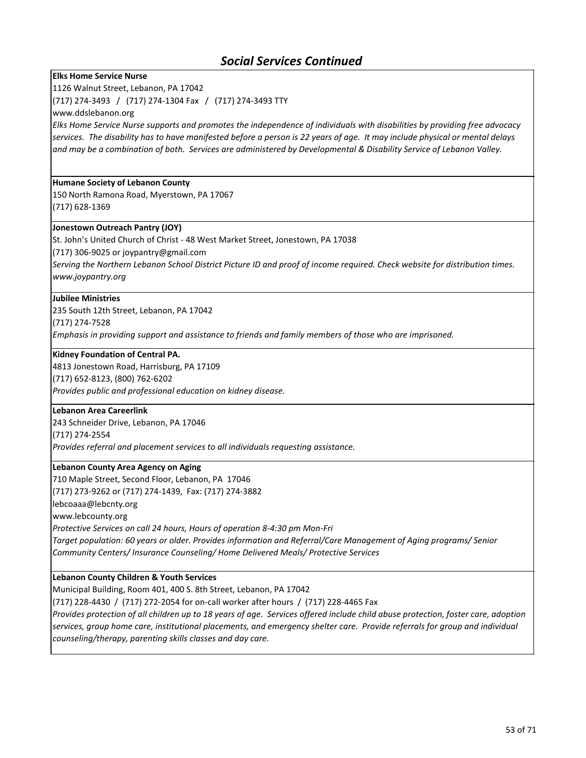## *Social Services Continued*

**Elks Home Service Nurse**
1126 Walnut Street, Lebanon, PA 17042
(717) 274-3493 / (717) 274-1304 Fax / (717) 274-3493 TTY
www.ddslebanon.org
*Elks Home Service Nurse supports and promotes the independence of individuals with disabilities by providing free advocacy services. The disability has to have manifested before a person is 22 years of age. It may include physical or mental delays and may be a combination of both. Services are administered by Developmental & Disability Service of Lebanon Valley.*

**Humane Society of Lebanon County**
150 North Ramona Road, Myerstown, PA 17067
(717) 628-1369

**Jonestown Outreach Pantry (JOY)**
St. John's United Church of Christ - 48 West Market Street, Jonestown, PA 17038
(717) 306-9025 or joypantry@gmail.com
*Serving the Northern Lebanon School District Picture ID and proof of income required. Check website for distribution times. www.joypantry.org*

**Jubilee Ministries**
235 South 12th Street, Lebanon, PA 17042
(717) 274-7528
*Emphasis in providing support and assistance to friends and family members of those who are imprisoned.*

**Kidney Foundation of Central PA.**
4813 Jonestown Road, Harrisburg, PA 17109
(717) 652-8123, (800) 762-6202
*Provides public and professional education on kidney disease.*

**Lebanon Area Careerlink**
243 Schneider Drive, Lebanon, PA 17046
(717) 274-2554
*Provides referral and placement services to all individuals requesting assistance.*

**Lebanon County Area Agency on Aging**
710 Maple Street, Second Floor, Lebanon, PA 17046
(717) 273-9262 or (717) 274-1439, Fax: (717) 274-3882
lebcoaaa@lebcnty.org
www.lebcounty.org
*Protective Services on call 24 hours, Hours of operation 8-4:30 pm Mon-Fri*
*Target population: 60 years or older. Provides information and Referral/Care Management of Aging programs/ Senior Community Centers/ Insurance Counseling/ Home Delivered Meals/ Protective Services*

**Lebanon County Children & Youth Services**
Municipal Building, Room 401, 400 S. 8th Street, Lebanon, PA 17042
(717) 228-4430 / (717) 272-2054 for on-call worker after hours / (717) 228-4465 Fax
*Provides protection of all children up to 18 years of age. Services offered include child abuse protection, foster care, adoption services, group home care, institutional placements, and emergency shelter care. Provide referrals for group and individual counseling/therapy, parenting skills classes and day care.*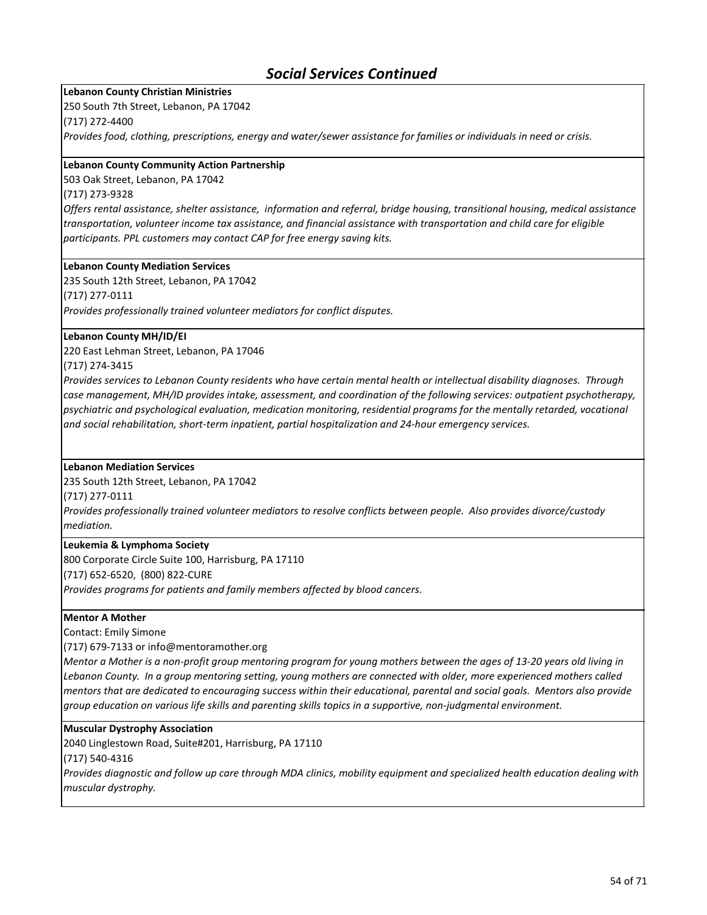## Social Services Continued

**Lebanon County Christian Ministries**
250 South 7th Street, Lebanon, PA 17042
(717) 272-4400
*Provides food, clothing, prescriptions, energy and water/sewer assistance for families or individuals in need or crisis.*

**Lebanon County Community Action Partnership**
503 Oak Street, Lebanon, PA 17042
(717) 273-9328
*Offers rental assistance, shelter assistance, information and referral, bridge housing, transitional housing, medical assistance transportation, volunteer income tax assistance, and financial assistance with transportation and child care for eligible participants. PPL customers may contact CAP for free energy saving kits.*

**Lebanon County Mediation Services**
235 South 12th Street, Lebanon, PA 17042
(717) 277-0111
*Provides professionally trained volunteer mediators for conflict disputes.*

**Lebanon County MH/ID/EI**
220 East Lehman Street, Lebanon, PA 17046
(717) 274-3415
*Provides services to Lebanon County residents who have certain mental health or intellectual disability diagnoses. Through case management, MH/ID provides intake, assessment, and coordination of the following services: outpatient psychotherapy, psychiatric and psychological evaluation, medication monitoring, residential programs for the mentally retarded, vocational and social rehabilitation, short-term inpatient, partial hospitalization and 24-hour emergency services.*

**Lebanon Mediation Services**
235 South 12th Street, Lebanon, PA 17042
(717) 277-0111
*Provides professionally trained volunteer mediators to resolve conflicts between people. Also provides divorce/custody mediation.*

**Leukemia & Lymphoma Society**
800 Corporate Circle Suite 100, Harrisburg, PA 17110
(717) 652-6520, (800) 822-CURE
*Provides programs for patients and family members affected by blood cancers.*

**Mentor A Mother**
Contact: Emily Simone
(717) 679-7133 or info@mentoramother.org
*Mentor a Mother is a non-profit group mentoring program for young mothers between the ages of 13-20 years old living in Lebanon County. In a group mentoring setting, young mothers are connected with older, more experienced mothers called mentors that are dedicated to encouraging success within their educational, parental and social goals. Mentors also provide group education on various life skills and parenting skills topics in a supportive, non-judgmental environment.*

**Muscular Dystrophy Association**
2040 Linglestown Road, Suite#201, Harrisburg, PA 17110
(717) 540-4316
*Provides diagnostic and follow up care through MDA clinics, mobility equipment and specialized health education dealing with muscular dystrophy.*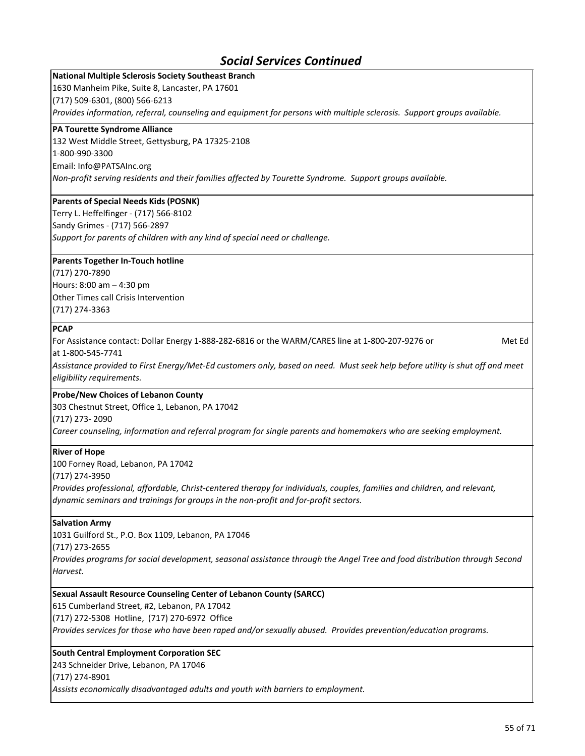## *Social Services Continued*

**National Multiple Sclerosis Society Southeast Branch**
1630 Manheim Pike, Suite 8, Lancaster, PA 17601
(717) 509-6301, (800) 566-6213
*Provides information, referral, counseling and equipment for persons with multiple sclerosis. Support groups available.*

**PA Tourette Syndrome Alliance**
132 West Middle Street, Gettysburg, PA 17325-2108
1-800-990-3300
Email: Info@PATSAInc.org
*Non-profit serving residents and their families affected by Tourette Syndrome. Support groups available.*

**Parents of Special Needs Kids (POSNK)**
Terry L. Heffelfinger - (717) 566-8102
Sandy Grimes - (717) 566-2897
*Support for parents of children with any kind of special need or challenge.*

**Parents Together In-Touch hotline**
(717) 270-7890
Hours: 8:00 am – 4:30 pm
Other Times call Crisis Intervention
(717) 274-3363

**PCAP**
For Assistance contact: Dollar Energy 1-888-282-6816 or the WARM/CARES line at 1-800-207-9276 or Met Ed at 1-800-545-7741
*Assistance provided to First Energy/Met-Ed customers only, based on need. Must seek help before utility is shut off and meet eligibility requirements.*

**Probe/New Choices of Lebanon County**
303 Chestnut Street, Office 1, Lebanon, PA 17042
(717) 273- 2090
*Career counseling, information and referral program for single parents and homemakers who are seeking employment.*

**River of Hope**
100 Forney Road, Lebanon, PA 17042
(717) 274-3950
*Provides professional, affordable, Christ-centered therapy for individuals, couples, families and children, and relevant, dynamic seminars and trainings for groups in the non-profit and for-profit sectors.*

**Salvation Army**
1031 Guilford St., P.O. Box 1109, Lebanon, PA 17046
(717) 273-2655
*Provides programs for social development, seasonal assistance through the Angel Tree and food distribution through Second Harvest.*

**Sexual Assault Resource Counseling Center of Lebanon County (SARCC)**
615 Cumberland Street, #2, Lebanon, PA 17042
(717) 272-5308 Hotline, (717) 270-6972 Office
*Provides services for those who have been raped and/or sexually abused. Provides prevention/education programs.*

**South Central Employment Corporation SEC**
243 Schneider Drive, Lebanon, PA 17046
(717) 274-8901
*Assists economically disadvantaged adults and youth with barriers to employment.*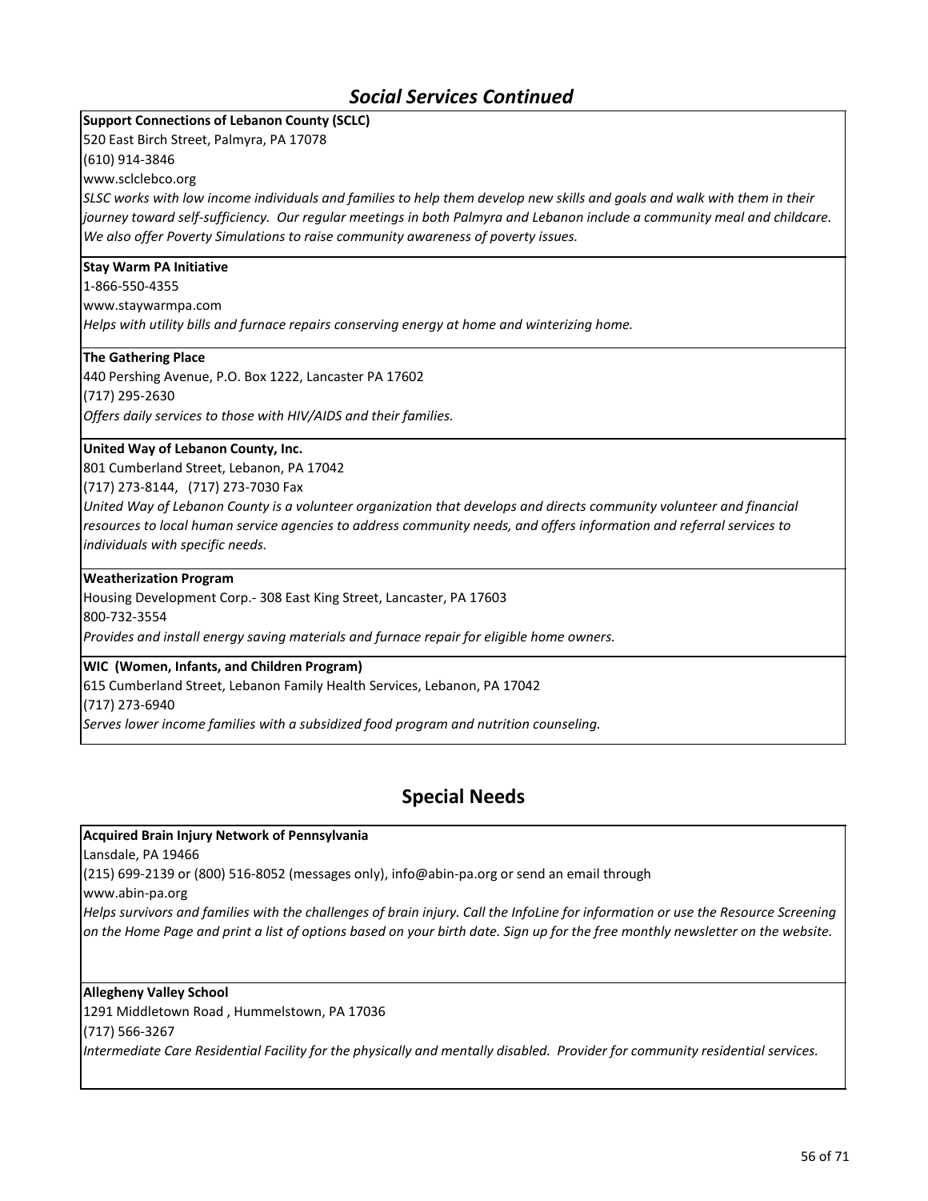## *Social Services Continued*

**Support Connections of Lebanon County (SCLC)**
520 East Birch Street, Palmyra, PA 17078
(610) 914-3846
www.sclclebco.org
*SLSC works with low income individuals and families to help them develop new skills and goals and walk with them in their journey toward self-sufficiency. Our regular meetings in both Palmyra and Lebanon include a community meal and childcare. We also offer Poverty Simulations to raise community awareness of poverty issues.*

**Stay Warm PA Initiative**
1-866-550-4355
www.staywarmpa.com
*Helps with utility bills and furnace repairs conserving energy at home and winterizing home.*

**The Gathering Place**
440 Pershing Avenue, P.O. Box 1222, Lancaster PA 17602
(717) 295-2630
*Offers daily services to those with HIV/AIDS and their families.*

**United Way of Lebanon County, Inc.**
801 Cumberland Street, Lebanon, PA 17042
(717) 273-8144, (717) 273-7030 Fax
*United Way of Lebanon County is a volunteer organization that develops and directs community volunteer and financial resources to local human service agencies to address community needs, and offers information and referral services to individuals with specific needs.*

**Weatherization Program**
Housing Development Corp.- 308 East King Street, Lancaster, PA 17603
800-732-3554
*Provides and install energy saving materials and furnace repair for eligible home owners.*

**WIC (Women, Infants, and Children Program)**
615 Cumberland Street, Lebanon Family Health Services, Lebanon, PA 17042
(717) 273-6940
*Serves lower income families with a subsidized food program and nutrition counseling.*

## Special Needs

**Acquired Brain Injury Network of Pennsylvania**
Lansdale, PA 19466
(215) 699-2139 or (800) 516-8052 (messages only), info@abin-pa.org or send an email through
www.abin-pa.org
*Helps survivors and families with the challenges of brain injury. Call the InfoLine for information or use the Resource Screening on the Home Page and print a list of options based on your birth date. Sign up for the free monthly newsletter on the website.*

**Allegheny Valley School**
1291 Middletown Road , Hummelstown, PA 17036
(717) 566-3267
*Intermediate Care Residential Facility for the physically and mentally disabled. Provider for community residential services.*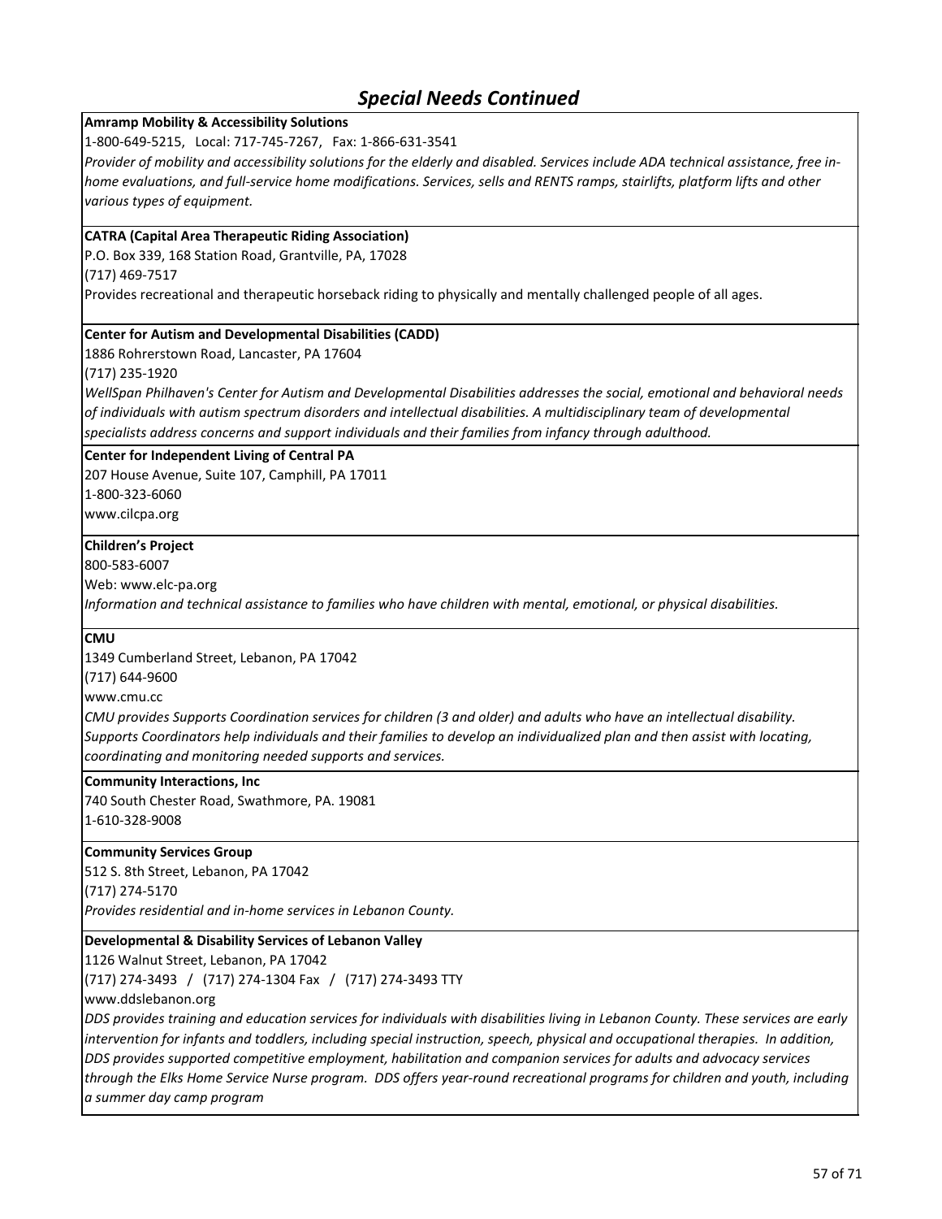## *Special Needs Continued*

**Amramp Mobility & Accessibility Solutions**

1-800-649-5215, Local: 717-745-7267, Fax: 1-866-631-3541

*Provider of mobility and accessibility solutions for the elderly and disabled. Services include ADA technical assistance, free in-home evaluations, and full-service home modifications. Services, sells and RENTS ramps, stairlifts, platform lifts and other various types of equipment.*

**CATRA (Capital Area Therapeutic Riding Association)**

P.O. Box 339, 168 Station Road, Grantville, PA, 17028

(717) 469-7517

Provides recreational and therapeutic horseback riding to physically and mentally challenged people of all ages.

**Center for Autism and Developmental Disabilities (CADD)**

1886 Rohrerstown Road, Lancaster, PA 17604

(717) 235-1920

*WellSpan Philhaven's Center for Autism and Developmental Disabilities addresses the social, emotional and behavioral needs of individuals with autism spectrum disorders and intellectual disabilities. A multidisciplinary team of developmental specialists address concerns and support individuals and their families from infancy through adulthood.*

**Center for Independent Living of Central PA**

207 House Avenue, Suite 107, Camphill, PA 17011

1-800-323-6060

www.cilcpa.org

**Children's Project**

800-583-6007

Web: www.elc-pa.org

*Information and technical assistance to families who have children with mental, emotional, or physical disabilities.*

**CMU**

1349 Cumberland Street, Lebanon, PA 17042

(717) 644-9600

www.cmu.cc

*CMU provides Supports Coordination services for children (3 and older) and adults who have an intellectual disability. Supports Coordinators help individuals and their families to develop an individualized plan and then assist with locating, coordinating and monitoring needed supports and services.*

**Community Interactions, Inc**

740 South Chester Road, Swathmore, PA. 19081

1-610-328-9008

**Community Services Group**

512 S. 8th Street, Lebanon, PA 17042

(717) 274-5170

*Provides residential and in-home services in Lebanon County.*

**Developmental & Disability Services of Lebanon Valley**

1126 Walnut Street, Lebanon, PA 17042

(717) 274-3493 / (717) 274-1304 Fax / (717) 274-3493 TTY

www.ddslebanon.org

*DDS provides training and education services for individuals with disabilities living in Lebanon County. These services are early intervention for infants and toddlers, including special instruction, speech, physical and occupational therapies. In addition, DDS provides supported competitive employment, habilitation and companion services for adults and advocacy services through the Elks Home Service Nurse program. DDS offers year-round recreational programs for children and youth, including a summer day camp program*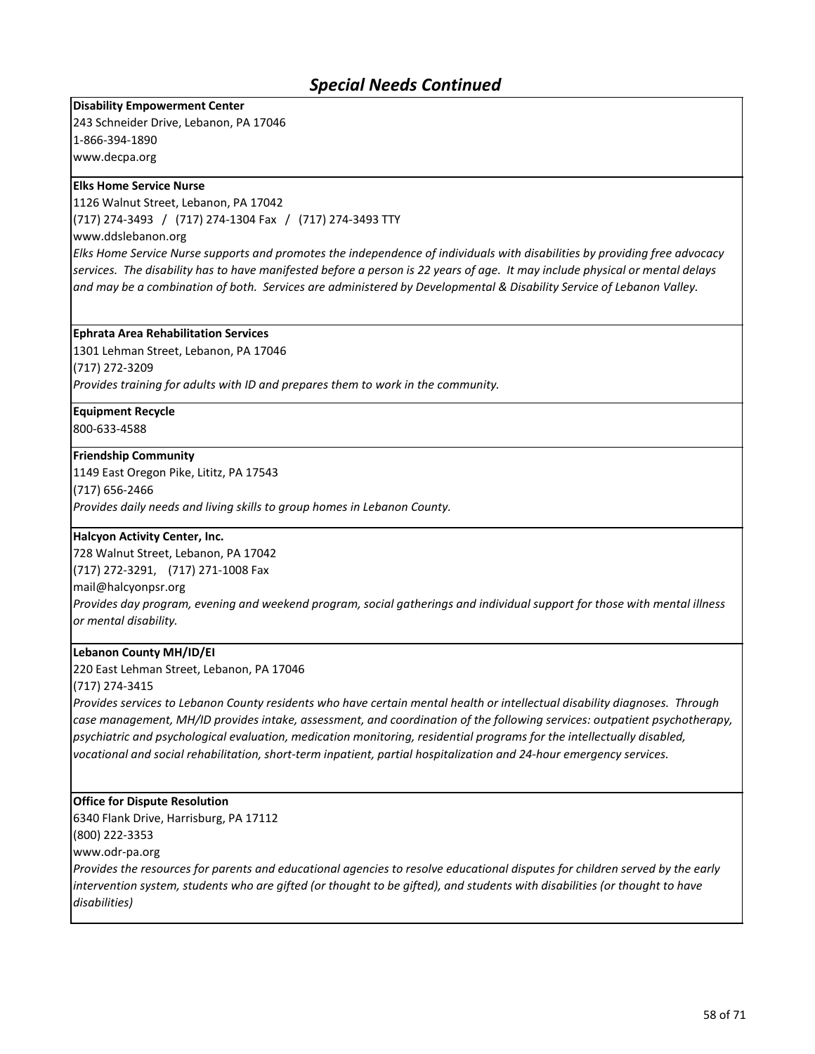## *Special Needs Continued*

**Disability Empowerment Center**
243 Schneider Drive, Lebanon, PA 17046
1-866-394-1890
www.decpa.org

**Elks Home Service Nurse**
1126 Walnut Street, Lebanon, PA 17042
(717) 274-3493 / (717) 274-1304 Fax / (717) 274-3493 TTY
www.ddslebanon.org
*Elks Home Service Nurse supports and promotes the independence of individuals with disabilities by providing free advocacy services. The disability has to have manifested before a person is 22 years of age. It may include physical or mental delays and may be a combination of both. Services are administered by Developmental & Disability Service of Lebanon Valley.*

**Ephrata Area Rehabilitation Services**
1301 Lehman Street, Lebanon, PA 17046
(717) 272-3209
*Provides training for adults with ID and prepares them to work in the community.*

**Equipment Recycle**
800-633-4588

**Friendship Community**
1149 East Oregon Pike, Lititz, PA 17543
(717) 656-2466
*Provides daily needs and living skills to group homes in Lebanon County.*

**Halcyon Activity Center, Inc.**
728 Walnut Street, Lebanon, PA 17042
(717) 272-3291, (717) 271-1008 Fax
mail@halcyonpsr.org
*Provides day program, evening and weekend program, social gatherings and individual support for those with mental illness or mental disability.*

**Lebanon County MH/ID/EI**
220 East Lehman Street, Lebanon, PA 17046
(717) 274-3415
*Provides services to Lebanon County residents who have certain mental health or intellectual disability diagnoses. Through case management, MH/ID provides intake, assessment, and coordination of the following services: outpatient psychotherapy, psychiatric and psychological evaluation, medication monitoring, residential programs for the intellectually disabled, vocational and social rehabilitation, short-term inpatient, partial hospitalization and 24-hour emergency services.*

**Office for Dispute Resolution**
6340 Flank Drive, Harrisburg, PA 17112
(800) 222-3353
www.odr-pa.org
*Provides the resources for parents and educational agencies to resolve educational disputes for children served by the early intervention system, students who are gifted (or thought to be gifted), and students with disabilities (or thought to have disabilities)*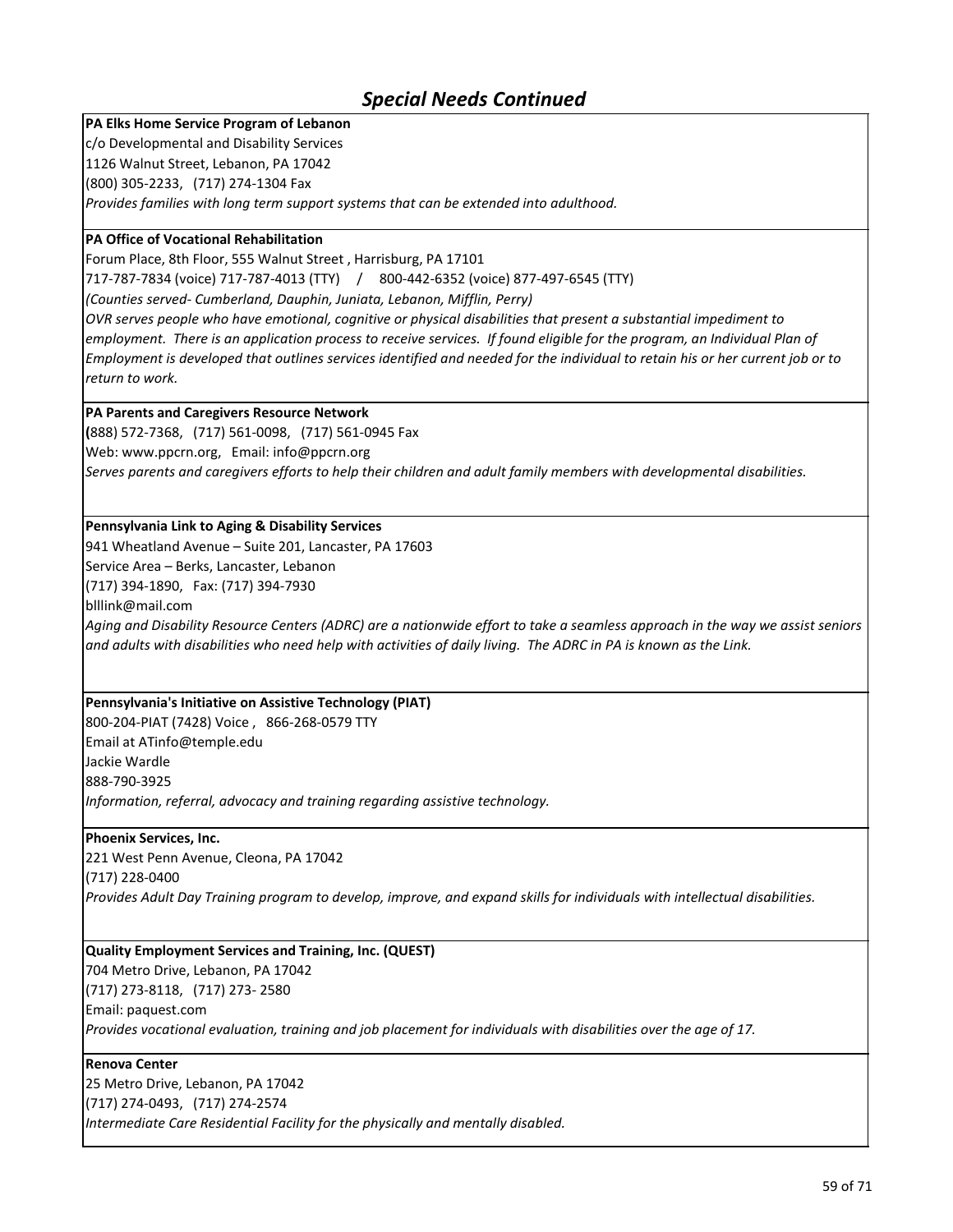## Special Needs Continued

**PA Elks Home Service Program of Lebanon**
c/o Developmental and Disability Services
1126 Walnut Street, Lebanon, PA 17042
(800) 305-2233, (717) 274-1304 Fax
*Provides families with long term support systems that can be extended into adulthood.*

**PA Office of Vocational Rehabilitation**
Forum Place, 8th Floor, 555 Walnut Street , Harrisburg, PA 17101
717-787-7834 (voice) 717-787-4013 (TTY) / 800-442-6352 (voice) 877-497-6545 (TTY)
*(Counties served- Cumberland, Dauphin, Juniata, Lebanon, Mifflin, Perry)*
*OVR serves people who have emotional, cognitive or physical disabilities that present a substantial impediment to employment. There is an application process to receive services. If found eligible for the program, an Individual Plan of Employment is developed that outlines services identified and needed for the individual to retain his or her current job or to return to work.*

**PA Parents and Caregivers Resource Network**
**(**888) 572-7368, (717) 561-0098, (717) 561-0945 Fax
Web: www.ppcrn.org, Email: info@ppcrn.org
*Serves parents and caregivers efforts to help their children and adult family members with developmental disabilities.*

**Pennsylvania Link to Aging & Disability Services**
941 Wheatland Avenue – Suite 201, Lancaster, PA 17603
Service Area – Berks, Lancaster, Lebanon
(717) 394-1890, Fax: (717) 394-7930
blllink@mail.com
*Aging and Disability Resource Centers (ADRC) are a nationwide effort to take a seamless approach in the way we assist seniors and adults with disabilities who need help with activities of daily living. The ADRC in PA is known as the Link.*

**Pennsylvania's Initiative on Assistive Technology (PIAT)**
800-204-PIAT (7428) Voice , 866-268-0579 TTY
Email at ATinfo@temple.edu
Jackie Wardle
888-790-3925
*Information, referral, advocacy and training regarding assistive technology.*

**Phoenix Services, Inc.**
221 West Penn Avenue, Cleona, PA 17042
(717) 228-0400
*Provides Adult Day Training program to develop, improve, and expand skills for individuals with intellectual disabilities.*

**Quality Employment Services and Training, Inc. (QUEST)**
704 Metro Drive, Lebanon, PA 17042
(717) 273-8118, (717) 273- 2580
Email: paquest.com
*Provides vocational evaluation, training and job placement for individuals with disabilities over the age of 17.*

**Renova Center**
25 Metro Drive, Lebanon, PA 17042
(717) 274-0493, (717) 274-2574
*Intermediate Care Residential Facility for the physically and mentally disabled.*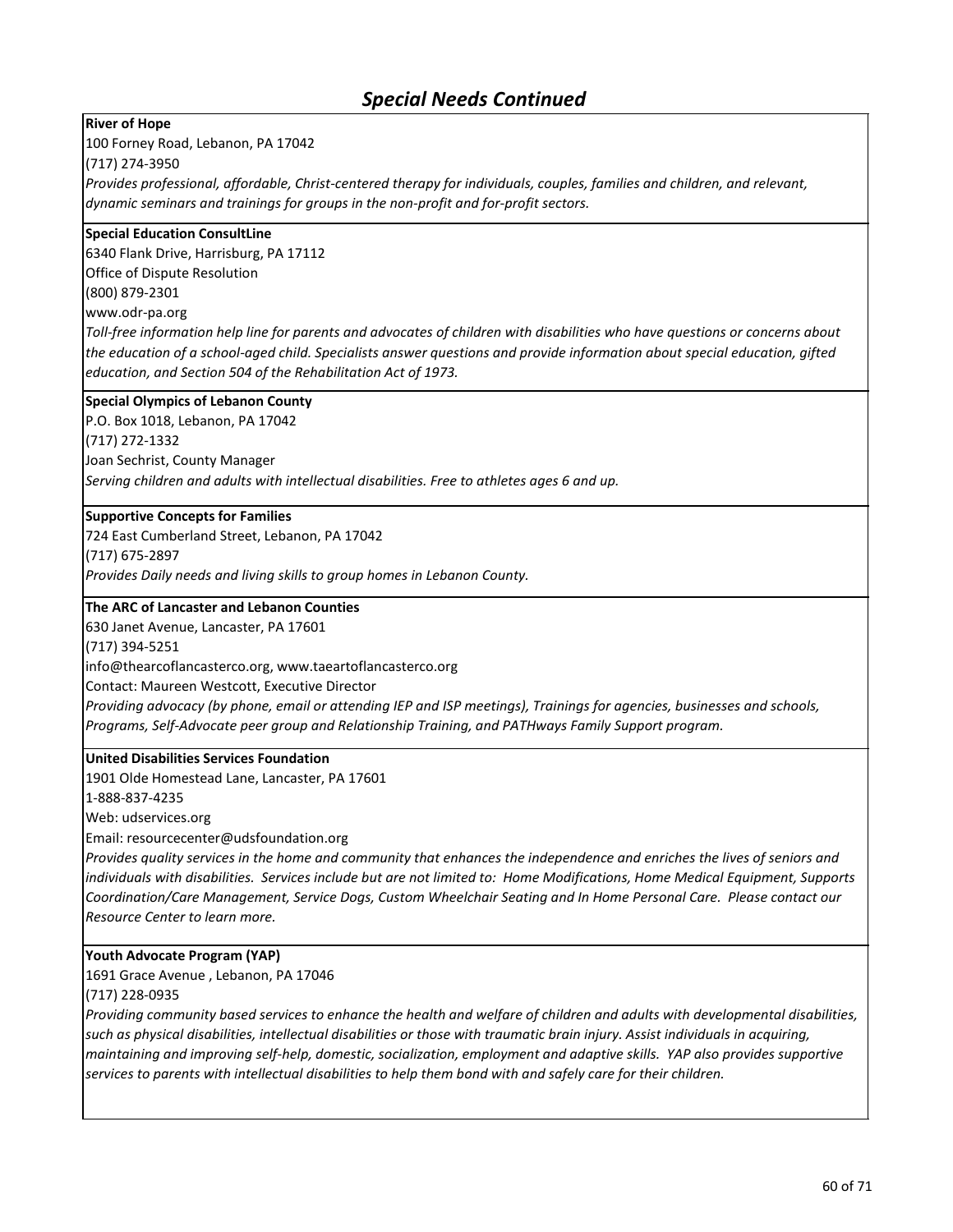## Special Needs Continued

**River of Hope**
100 Forney Road, Lebanon, PA 17042
(717) 274-3950
*Provides professional, affordable, Christ-centered therapy for individuals, couples, families and children, and relevant, dynamic seminars and trainings for groups in the non-profit and for-profit sectors.*

**Special Education ConsultLine**
6340 Flank Drive, Harrisburg, PA 17112
Office of Dispute Resolution
(800) 879-2301
www.odr-pa.org
*Toll-free information help line for parents and advocates of children with disabilities who have questions or concerns about the education of a school-aged child. Specialists answer questions and provide information about special education, gifted education, and Section 504 of the Rehabilitation Act of 1973.*

**Special Olympics of Lebanon County**
P.O. Box 1018, Lebanon, PA 17042
(717) 272-1332
Joan Sechrist, County Manager
*Serving children and adults with intellectual disabilities. Free to athletes ages 6 and up.*

**Supportive Concepts for Families**
724 East Cumberland Street, Lebanon, PA 17042
(717) 675-2897
*Provides Daily needs and living skills to group homes in Lebanon County.*

**The ARC of Lancaster and Lebanon Counties**
630 Janet Avenue, Lancaster, PA 17601
(717) 394-5251
info@thearcoflancasterco.org, www.taeartoflancasterco.org
Contact: Maureen Westcott, Executive Director
*Providing advocacy (by phone, email or attending IEP and ISP meetings), Trainings for agencies, businesses and schools, Programs, Self-Advocate peer group and Relationship Training, and PATHways Family Support program.*

**United Disabilities Services Foundation**
1901 Olde Homestead Lane, Lancaster, PA 17601
1-888-837-4235
Web: udservices.org
Email: resourcecenter@udsfoundation.org
*Provides quality services in the home and community that enhances the independence and enriches the lives of seniors and individuals with disabilities. Services include but are not limited to: Home Modifications, Home Medical Equipment, Supports Coordination/Care Management, Service Dogs, Custom Wheelchair Seating and In Home Personal Care. Please contact our Resource Center to learn more.*

**Youth Advocate Program (YAP)**
1691 Grace Avenue , Lebanon, PA 17046
(717) 228-0935
*Providing community based services to enhance the health and welfare of children and adults with developmental disabilities, such as physical disabilities, intellectual disabilities or those with traumatic brain injury. Assist individuals in acquiring, maintaining and improving self-help, domestic, socialization, employment and adaptive skills. YAP also provides supportive services to parents with intellectual disabilities to help them bond with and safely care for their children.*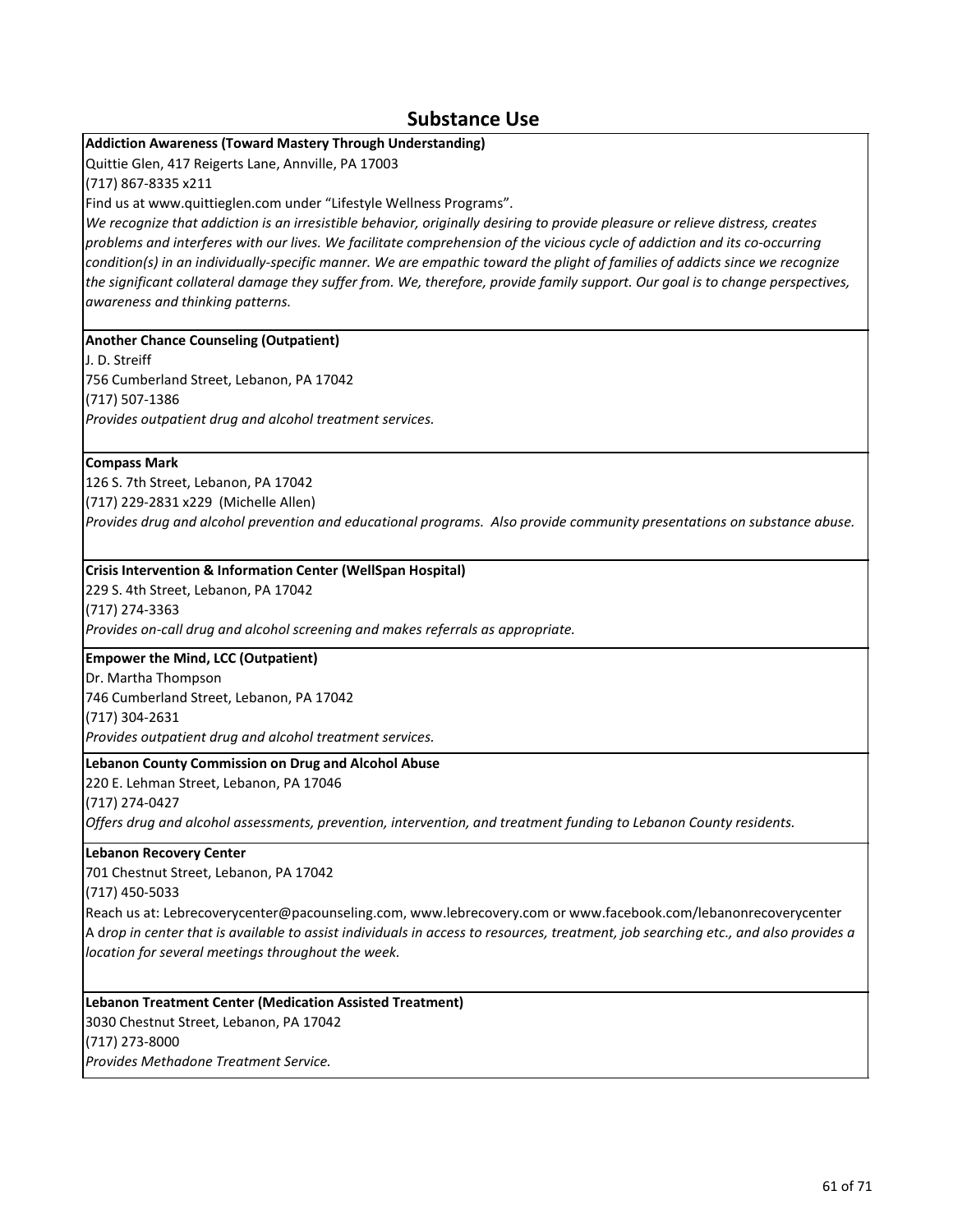# Substance Use

**Addiction Awareness (Toward Mastery Through Understanding)**
Quittie Glen, 417 Reigerts Lane, Annville, PA 17003
(717) 867-8335 x211
Find us at www.quittieglen.com under "Lifestyle Wellness Programs".
*We recognize that addiction is an irresistible behavior, originally desiring to provide pleasure or relieve distress, creates problems and interferes with our lives. We facilitate comprehension of the vicious cycle of addiction and its co-occurring condition(s) in an individually-specific manner. We are empathic toward the plight of families of addicts since we recognize the significant collateral damage they suffer from. We, therefore, provide family support. Our goal is to change perspectives, awareness and thinking patterns.*

**Another Chance Counseling (Outpatient)**
J. D. Streiff
756 Cumberland Street, Lebanon, PA 17042
(717) 507-1386
*Provides outpatient drug and alcohol treatment services.*

**Compass Mark**
126 S. 7th Street, Lebanon, PA 17042
(717) 229-2831 x229 (Michelle Allen)
*Provides drug and alcohol prevention and educational programs. Also provide community presentations on substance abuse.*

**Crisis Intervention & Information Center (WellSpan Hospital)**
229 S. 4th Street, Lebanon, PA 17042
(717) 274-3363
*Provides on-call drug and alcohol screening and makes referrals as appropriate.*

**Empower the Mind, LCC (Outpatient)**
Dr. Martha Thompson
746 Cumberland Street, Lebanon, PA 17042
(717) 304-2631
*Provides outpatient drug and alcohol treatment services.*

**Lebanon County Commission on Drug and Alcohol Abuse**
220 E. Lehman Street, Lebanon, PA 17046
(717) 274-0427
*Offers drug and alcohol assessments, prevention, intervention, and treatment funding to Lebanon County residents.*

**Lebanon Recovery Center**
701 Chestnut Street, Lebanon, PA 17042
(717) 450-5033
Reach us at: Lebrecoverycenter@pacounseling.com, www.lebrecovery.com or www.facebook.com/lebanonrecoverycenter
A *drop in center that is available to assist individuals in access to resources, treatment, job searching etc., and also provides a location for several meetings throughout the week.*

**Lebanon Treatment Center (Medication Assisted Treatment)**
3030 Chestnut Street, Lebanon, PA 17042
(717) 273-8000
*Provides Methadone Treatment Service.*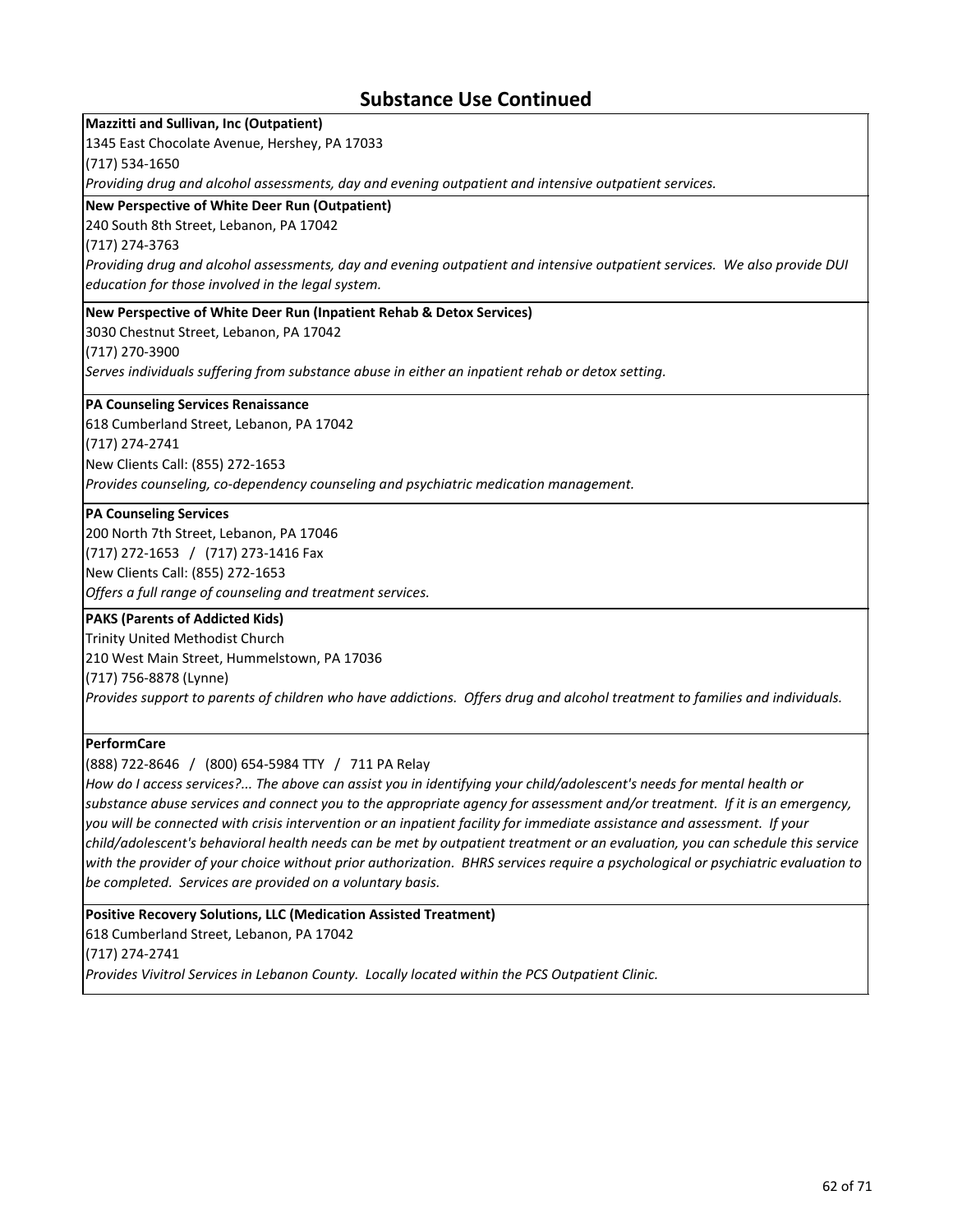## Substance Use Continued

**Mazzitti and Sullivan, Inc (Outpatient)**
1345 East Chocolate Avenue, Hershey, PA 17033
(717) 534-1650
*Providing drug and alcohol assessments, day and evening outpatient and intensive outpatient services.*

**New Perspective of White Deer Run (Outpatient)**
240 South 8th Street, Lebanon, PA 17042
(717) 274-3763
*Providing drug and alcohol assessments, day and evening outpatient and intensive outpatient services. We also provide DUI education for those involved in the legal system.*

**New Perspective of White Deer Run (Inpatient Rehab & Detox Services)**
3030 Chestnut Street, Lebanon, PA 17042
(717) 270-3900
*Serves individuals suffering from substance abuse in either an inpatient rehab or detox setting.*

**PA Counseling Services Renaissance**
618 Cumberland Street, Lebanon, PA 17042
(717) 274-2741
New Clients Call: (855) 272-1653
*Provides counseling, co-dependency counseling and psychiatric medication management.*

**PA Counseling Services**
200 North 7th Street, Lebanon, PA 17046
(717) 272-1653 / (717) 273-1416 Fax
New Clients Call: (855) 272-1653
*Offers a full range of counseling and treatment services.*

**PAKS (Parents of Addicted Kids)**
Trinity United Methodist Church
210 West Main Street, Hummelstown, PA 17036
(717) 756-8878 (Lynne)
*Provides support to parents of children who have addictions. Offers drug and alcohol treatment to families and individuals.*

**PerformCare**
(888) 722-8646 / (800) 654-5984 TTY / 711 PA Relay
*How do I access services?... The above can assist you in identifying your child/adolescent's needs for mental health or substance abuse services and connect you to the appropriate agency for assessment and/or treatment. If it is an emergency, you will be connected with crisis intervention or an inpatient facility for immediate assistance and assessment. If your child/adolescent's behavioral health needs can be met by outpatient treatment or an evaluation, you can schedule this service with the provider of your choice without prior authorization. BHRS services require a psychological or psychiatric evaluation to be completed. Services are provided on a voluntary basis.*

**Positive Recovery Solutions, LLC (Medication Assisted Treatment)**
618 Cumberland Street, Lebanon, PA 17042
(717) 274-2741
*Provides Vivitrol Services in Lebanon County. Locally located within the PCS Outpatient Clinic.*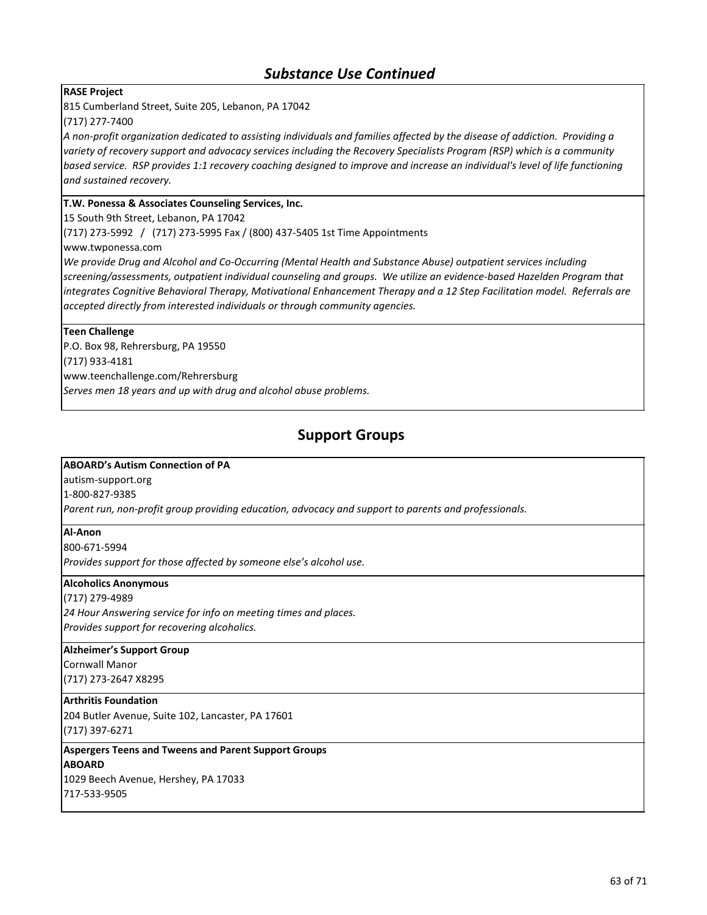## *Substance Use Continued*

**RASE Project**
815 Cumberland Street, Suite 205, Lebanon, PA 17042
(717) 277-7400
*A non-profit organization dedicated to assisting individuals and families affected by the disease of addiction. Providing a variety of recovery support and advocacy services including the Recovery Specialists Program (RSP) which is a community based service. RSP provides 1:1 recovery coaching designed to improve and increase an individual's level of life functioning and sustained recovery.*

**T.W. Ponessa & Associates Counseling Services, Inc.**
15 South 9th Street, Lebanon, PA 17042
(717) 273-5992 / (717) 273-5995 Fax / (800) 437-5405 1st Time Appointments
www.twponessa.com
*We provide Drug and Alcohol and Co-Occurring (Mental Health and Substance Abuse) outpatient services including screening/assessments, outpatient individual counseling and groups. We utilize an evidence-based Hazelden Program that integrates Cognitive Behavioral Therapy, Motivational Enhancement Therapy and a 12 Step Facilitation model. Referrals are accepted directly from interested individuals or through community agencies.*

**Teen Challenge**
P.O. Box 98, Rehrersburg, PA 19550
(717) 933-4181
www.teenchallenge.com/Rehrersburg
*Serves men 18 years and up with drug and alcohol abuse problems.*

## Support Groups

**ABOARD's Autism Connection of PA**
autism-support.org
1-800-827-9385
*Parent run, non-profit group providing education, advocacy and support to parents and professionals.*

**Al-Anon**
800-671-5994
*Provides support for those affected by someone else's alcohol use.*

**Alcoholics Anonymous**
(717) 279-4989
*24 Hour Answering service for info on meeting times and places.*
*Provides support for recovering alcoholics.*

**Alzheimer's Support Group**
Cornwall Manor
(717) 273-2647 X8295

**Arthritis Foundation**
204 Butler Avenue, Suite 102, Lancaster, PA 17601
(717) 397-6271

**Aspergers Teens and Tweens and Parent Support Groups**
**ABOARD**
1029 Beech Avenue, Hershey, PA 17033
717-533-9505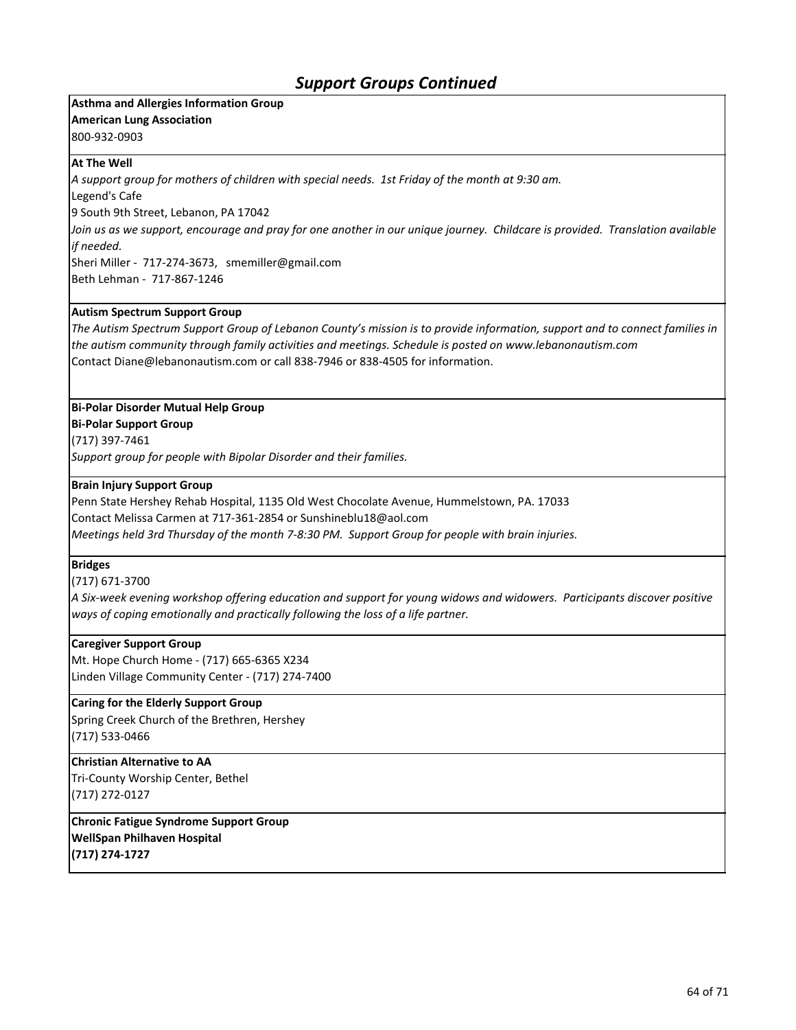## *Support Groups Continued*

**Asthma and Allergies Information Group**
**American Lung Association**
800-932-0903

**At The Well**
*A support group for mothers of children with special needs. 1st Friday of the month at 9:30 am.*
Legend's Cafe
9 South 9th Street, Lebanon, PA 17042
*Join us as we support, encourage and pray for one another in our unique journey. Childcare is provided. Translation available if needed.*
Sheri Miller - 717-274-3673, smemiller@gmail.com
Beth Lehman - 717-867-1246

**Autism Spectrum Support Group**
*The Autism Spectrum Support Group of Lebanon County's mission is to provide information, support and to connect families in the autism community through family activities and meetings. Schedule is posted on www.lebanonautism.com*
Contact Diane@lebanonautism.com or call 838-7946 or 838-4505 for information.

**Bi-Polar Disorder Mutual Help Group**
**Bi-Polar Support Group**
(717) 397-7461
*Support group for people with Bipolar Disorder and their families.*

**Brain Injury Support Group**
Penn State Hershey Rehab Hospital, 1135 Old West Chocolate Avenue, Hummelstown, PA. 17033
Contact Melissa Carmen at 717-361-2854 or Sunshineblu18@aol.com
*Meetings held 3rd Thursday of the month 7-8:30 PM. Support Group for people with brain injuries.*

**Bridges**
(717) 671-3700
*A Six-week evening workshop offering education and support for young widows and widowers. Participants discover positive ways of coping emotionally and practically following the loss of a life partner.*

**Caregiver Support Group**
Mt. Hope Church Home - (717) 665-6365 X234
Linden Village Community Center - (717) 274-7400

**Caring for the Elderly Support Group**
Spring Creek Church of the Brethren, Hershey
(717) 533-0466

**Christian Alternative to AA**
Tri-County Worship Center, Bethel
(717) 272-0127

**Chronic Fatigue Syndrome Support Group**
**WellSpan Philhaven Hospital**
**(717) 274-1727**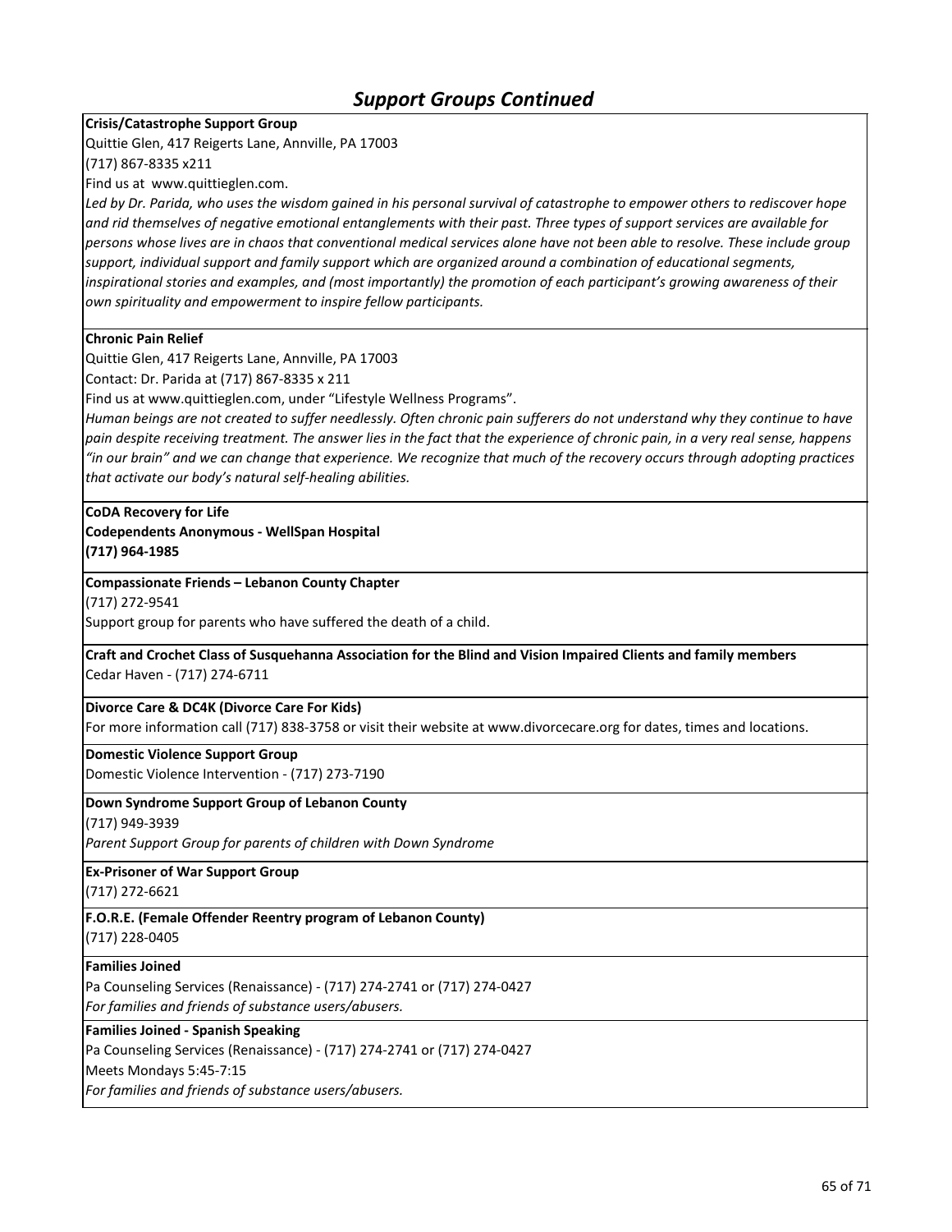## *Support Groups Continued*

**Crisis/Catastrophe Support Group**

Quittie Glen, 417 Reigerts Lane, Annville, PA 17003

(717) 867-8335 x211

Find us at www.quittieglen.com.

*Led by Dr. Parida, who uses the wisdom gained in his personal survival of catastrophe to empower others to rediscover hope and rid themselves of negative emotional entanglements with their past. Three types of support services are available for persons whose lives are in chaos that conventional medical services alone have not been able to resolve. These include group support, individual support and family support which are organized around a combination of educational segments, inspirational stories and examples, and (most importantly) the promotion of each participant's growing awareness of their own spirituality and empowerment to inspire fellow participants.*

**Chronic Pain Relief**

Quittie Glen, 417 Reigerts Lane, Annville, PA 17003

Contact: Dr. Parida at (717) 867-8335 x 211

Find us at www.quittieglen.com, under "Lifestyle Wellness Programs".

*Human beings are not created to suffer needlessly. Often chronic pain sufferers do not understand why they continue to have pain despite receiving treatment. The answer lies in the fact that the experience of chronic pain, in a very real sense, happens "in our brain" and we can change that experience. We recognize that much of the recovery occurs through adopting practices that activate our body's natural self-healing abilities.*

**CoDA Recovery for Life**

**Codependents Anonymous - WellSpan Hospital**

**(717) 964-1985**

**Compassionate Friends – Lebanon County Chapter**

(717) 272-9541

Support group for parents who have suffered the death of a child.

**Craft and Crochet Class of Susquehanna Association for the Blind and Vision Impaired Clients and family members**

Cedar Haven - (717) 274-6711

**Divorce Care & DC4K (Divorce Care For Kids)**

For more information call (717) 838-3758 or visit their website at www.divorcecare.org for dates, times and locations.

**Domestic Violence Support Group**

Domestic Violence Intervention - (717) 273-7190

**Down Syndrome Support Group of Lebanon County**

(717) 949-3939

*Parent Support Group for parents of children with Down Syndrome*

**Ex-Prisoner of War Support Group**

(717) 272-6621

**F.O.R.E. (Female Offender Reentry program of Lebanon County)**

(717) 228-0405

**Families Joined**

Pa Counseling Services (Renaissance) - (717) 274-2741 or (717) 274-0427

*For families and friends of substance users/abusers.*

**Families Joined - Spanish Speaking**

Pa Counseling Services (Renaissance) - (717) 274-2741 or (717) 274-0427

Meets Mondays 5:45-7:15

*For families and friends of substance users/abusers.*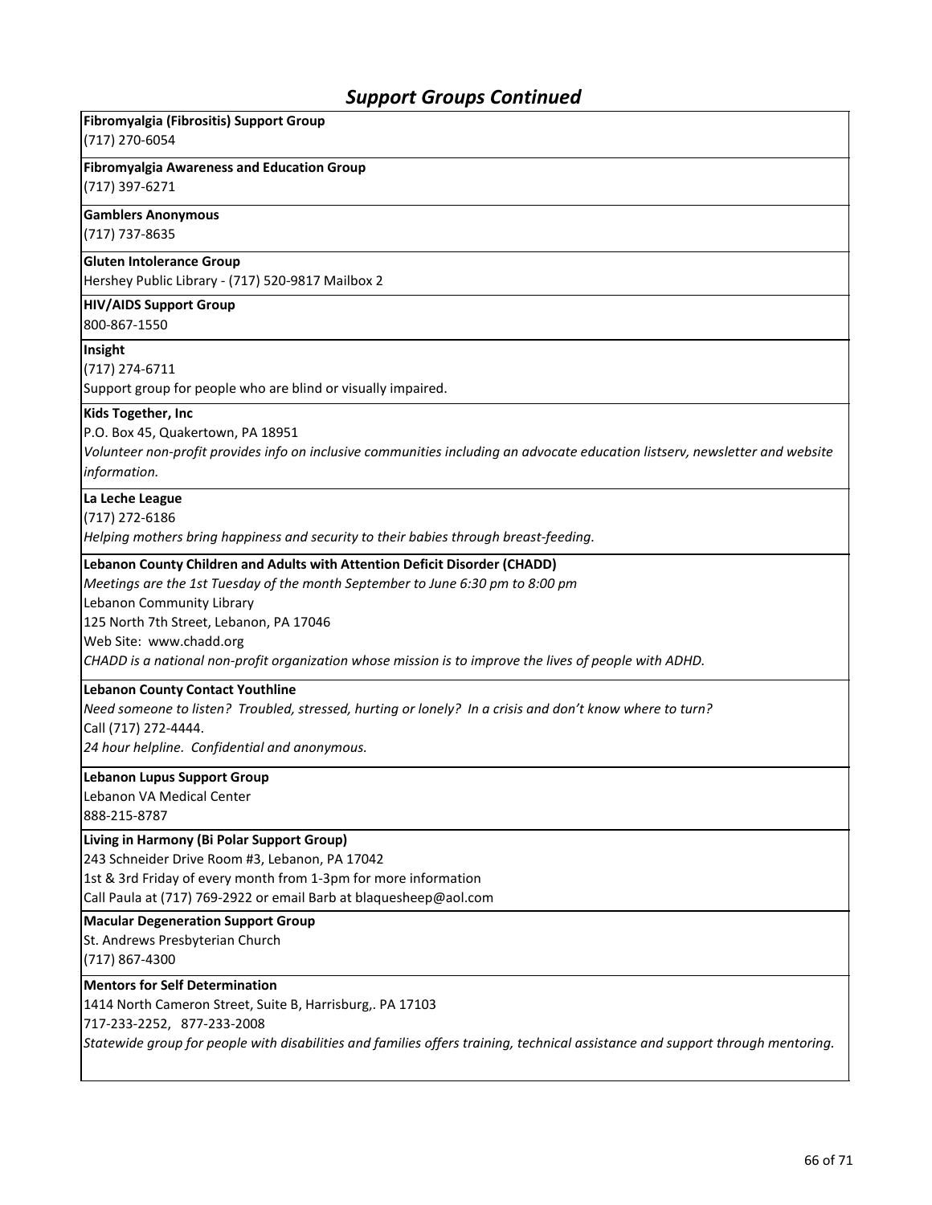## *Support Groups Continued*

**Fibromyalgia (Fibrositis) Support Group**
(717) 270-6054

**Fibromyalgia Awareness and Education Group**
(717) 397-6271

**Gamblers Anonymous**
(717) 737-8635

**Gluten Intolerance Group**
Hershey Public Library - (717) 520-9817 Mailbox 2

**HIV/AIDS Support Group**
800-867-1550

**Insight**
(717) 274-6711
Support group for people who are blind or visually impaired.

**Kids Together, Inc**
P.O. Box 45, Quakertown, PA 18951
*Volunteer non-profit provides info on inclusive communities including an advocate education listserv, newsletter and website information.*

**La Leche League**
(717) 272-6186
*Helping mothers bring happiness and security to their babies through breast-feeding.*

**Lebanon County Children and Adults with Attention Deficit Disorder (CHADD)**
*Meetings are the 1st Tuesday of the month September to June 6:30 pm to 8:00 pm*
Lebanon Community Library
125 North 7th Street, Lebanon, PA 17046
Web Site: www.chadd.org
*CHADD is a national non-profit organization whose mission is to improve the lives of people with ADHD.*

**Lebanon County Contact Youthline**
*Need someone to listen? Troubled, stressed, hurting or lonely? In a crisis and don't know where to turn?*
Call (717) 272-4444.
*24 hour helpline. Confidential and anonymous.*

**Lebanon Lupus Support Group**
Lebanon VA Medical Center
888-215-8787

**Living in Harmony (Bi Polar Support Group)**
243 Schneider Drive Room #3, Lebanon, PA 17042
1st & 3rd Friday of every month from 1-3pm for more information
Call Paula at (717) 769-2922 or email Barb at blaquesheep@aol.com

**Macular Degeneration Support Group**
St. Andrews Presbyterian Church
(717) 867-4300

**Mentors for Self Determination**
1414 North Cameron Street, Suite B, Harrisburg,. PA 17103
717-233-2252, 877-233-2008
*Statewide group for people with disabilities and families offers training, technical assistance and support through mentoring.*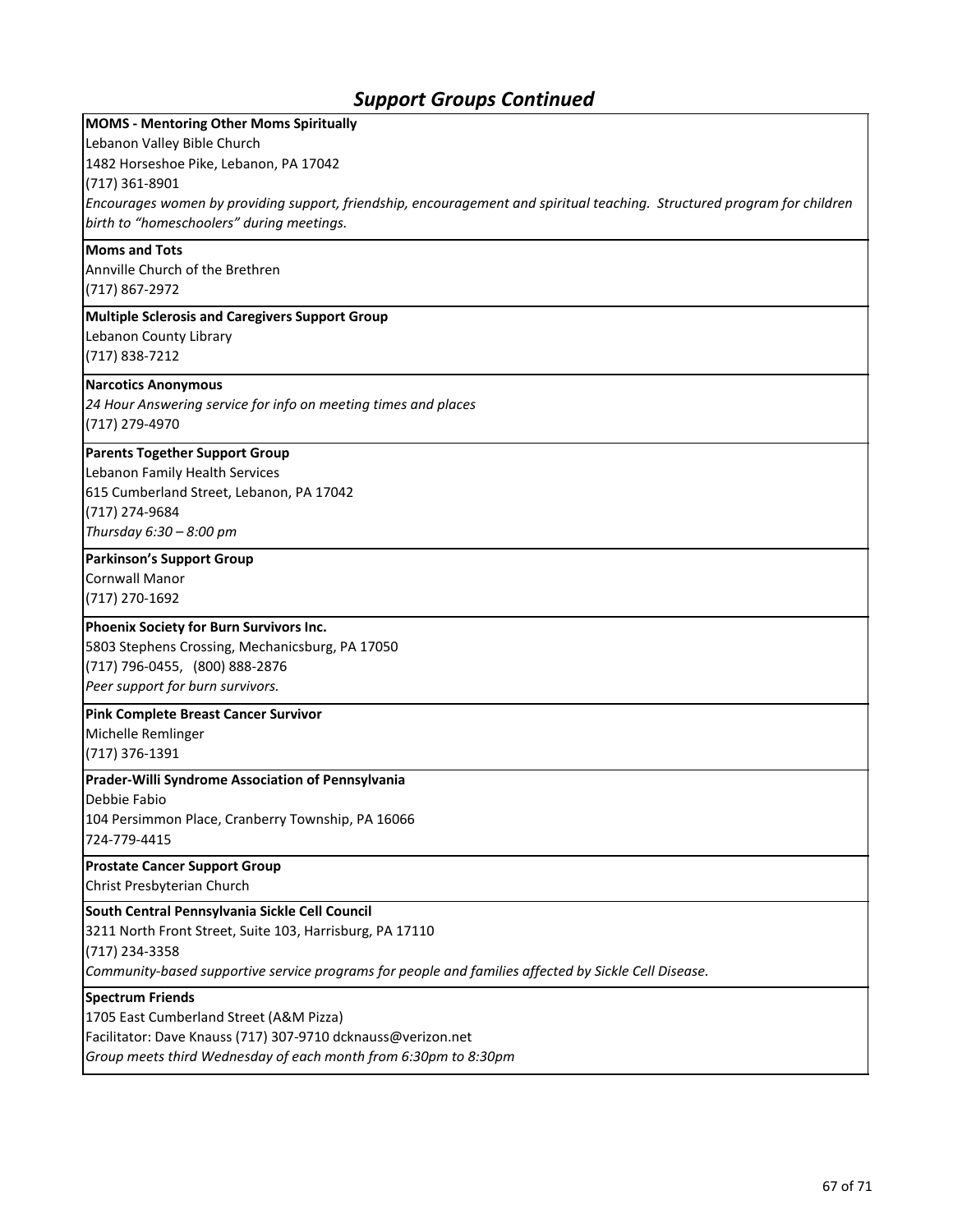## *Support Groups Continued*

**MOMS - Mentoring Other Moms Spiritually**
Lebanon Valley Bible Church
1482 Horseshoe Pike, Lebanon, PA 17042
(717) 361-8901
*Encourages women by providing support, friendship, encouragement and spiritual teaching. Structured program for children birth to "homeschoolers" during meetings.*

**Moms and Tots**
Annville Church of the Brethren
(717) 867-2972

**Multiple Sclerosis and Caregivers Support Group**
Lebanon County Library
(717) 838-7212

**Narcotics Anonymous**
*24 Hour Answering service for info on meeting times and places*
(717) 279-4970

**Parents Together Support Group**
Lebanon Family Health Services
615 Cumberland Street, Lebanon, PA 17042
(717) 274-9684
*Thursday 6:30 – 8:00 pm*

**Parkinson's Support Group**
Cornwall Manor
(717) 270-1692

**Phoenix Society for Burn Survivors Inc.**
5803 Stephens Crossing, Mechanicsburg, PA 17050
(717) 796-0455, (800) 888-2876
*Peer support for burn survivors.*

**Pink Complete Breast Cancer Survivor**
Michelle Remlinger
(717) 376-1391

**Prader-Willi Syndrome Association of Pennsylvania**
Debbie Fabio
104 Persimmon Place, Cranberry Township, PA 16066
724-779-4415

**Prostate Cancer Support Group**
Christ Presbyterian Church

**South Central Pennsylvania Sickle Cell Council**
3211 North Front Street, Suite 103, Harrisburg, PA 17110
(717) 234-3358
*Community-based supportive service programs for people and families affected by Sickle Cell Disease.*

**Spectrum Friends**
1705 East Cumberland Street (A&M Pizza)
Facilitator: Dave Knauss (717) 307-9710 dcknauss@verizon.net
*Group meets third Wednesday of each month from 6:30pm to 8:30pm*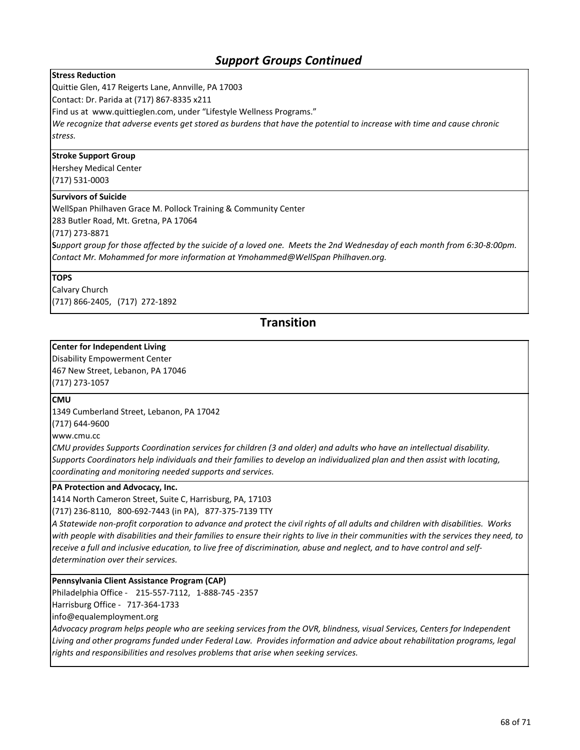## *Support Groups Continued*

**Stress Reduction**

Quittie Glen, 417 Reigerts Lane, Annville, PA 17003

Contact: Dr. Parida at (717) 867-8335 x211

Find us at www.quittieglen.com, under "Lifestyle Wellness Programs."

*We recognize that adverse events get stored as burdens that have the potential to increase with time and cause chronic stress.*

**Stroke Support Group**

Hershey Medical Center

(717) 531-0003

**Survivors of Suicide**

WellSpan Philhaven Grace M. Pollock Training & Community Center

283 Butler Road, Mt. Gretna, PA 17064

(717) 273-8871

**S***upport group for those affected by the suicide of a loved one. Meets the 2nd Wednesday of each month from 6:30-8:00pm. Contact Mr. Mohammed for more information at Ymohammed@WellSpan Philhaven.org.*

**TOPS**

Calvary Church

(717) 866-2405, (717) 272-1892

## Transition

**Center for Independent Living**

Disability Empowerment Center

467 New Street, Lebanon, PA 17046

(717) 273-1057

**CMU**

1349 Cumberland Street, Lebanon, PA 17042

(717) 644-9600

www.cmu.cc

*CMU provides Supports Coordination services for children (3 and older) and adults who have an intellectual disability. Supports Coordinators help individuals and their families to develop an individualized plan and then assist with locating, coordinating and monitoring needed supports and services.*

**PA Protection and Advocacy, Inc.**

1414 North Cameron Street, Suite C, Harrisburg, PA, 17103

(717) 236-8110, 800-692-7443 (in PA), 877-375-7139 TTY

*A Statewide non-profit corporation to advance and protect the civil rights of all adults and children with disabilities. Works with people with disabilities and their families to ensure their rights to live in their communities with the services they need, to receive a full and inclusive education, to live free of discrimination, abuse and neglect, and to have control and self-determination over their services.*

**Pennsylvania Client Assistance Program (CAP)**

Philadelphia Office - 215-557-7112, 1-888-745 -2357

Harrisburg Office - 717-364-1733

info@equalemployment.org

*Advocacy program helps people who are seeking services from the OVR, blindness, visual Services, Centers for Independent Living and other programs funded under Federal Law. Provides information and advice about rehabilitation programs, legal rights and responsibilities and resolves problems that arise when seeking services.*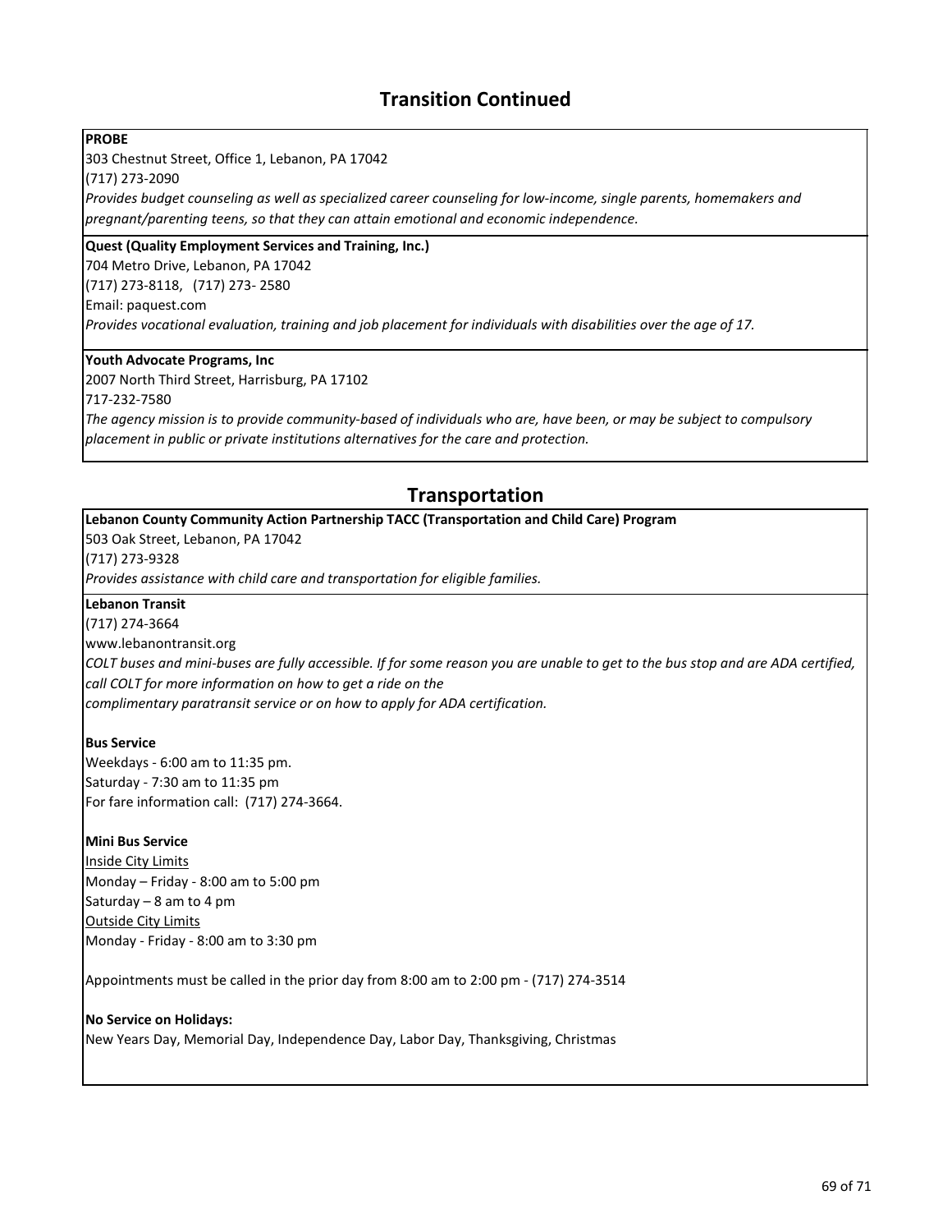## Transition Continued

**PROBE**
303 Chestnut Street, Office 1, Lebanon, PA 17042
(717) 273-2090
*Provides budget counseling as well as specialized career counseling for low-income, single parents, homemakers and pregnant/parenting teens, so that they can attain emotional and economic independence.*

**Quest (Quality Employment Services and Training, Inc.)**
704 Metro Drive, Lebanon, PA 17042
(717) 273-8118, (717) 273- 2580
Email: paquest.com
*Provides vocational evaluation, training and job placement for individuals with disabilities over the age of 17.*

**Youth Advocate Programs, Inc**
2007 North Third Street, Harrisburg, PA 17102
717-232-7580
*The agency mission is to provide community-based of individuals who are, have been, or may be subject to compulsory placement in public or private institutions alternatives for the care and protection.*

## Transportation

**Lebanon County Community Action Partnership TACC (Transportation and Child Care) Program**
503 Oak Street, Lebanon, PA 17042
(717) 273-9328
*Provides assistance with child care and transportation for eligible families.*

**Lebanon Transit**
(717) 274-3664
www.lebanontransit.org
*COLT buses and mini-buses are fully accessible. If for some reason you are unable to get to the bus stop and are ADA certified, call COLT for more information on how to get a ride on the complimentary paratransit service or on how to apply for ADA certification.*

**Bus Service**
Weekdays - 6:00 am to 11:35 pm.
Saturday - 7:30 am to 11:35 pm
For fare information call: (717) 274-3664.

**Mini Bus Service**
Inside City Limits
Monday – Friday - 8:00 am to 5:00 pm
Saturday – 8 am to 4 pm
Outside City Limits
Monday - Friday - 8:00 am to 3:30 pm

Appointments must be called in the prior day from 8:00 am to 2:00 pm - (717) 274-3514

**No Service on Holidays:**
New Years Day, Memorial Day, Independence Day, Labor Day, Thanksgiving, Christmas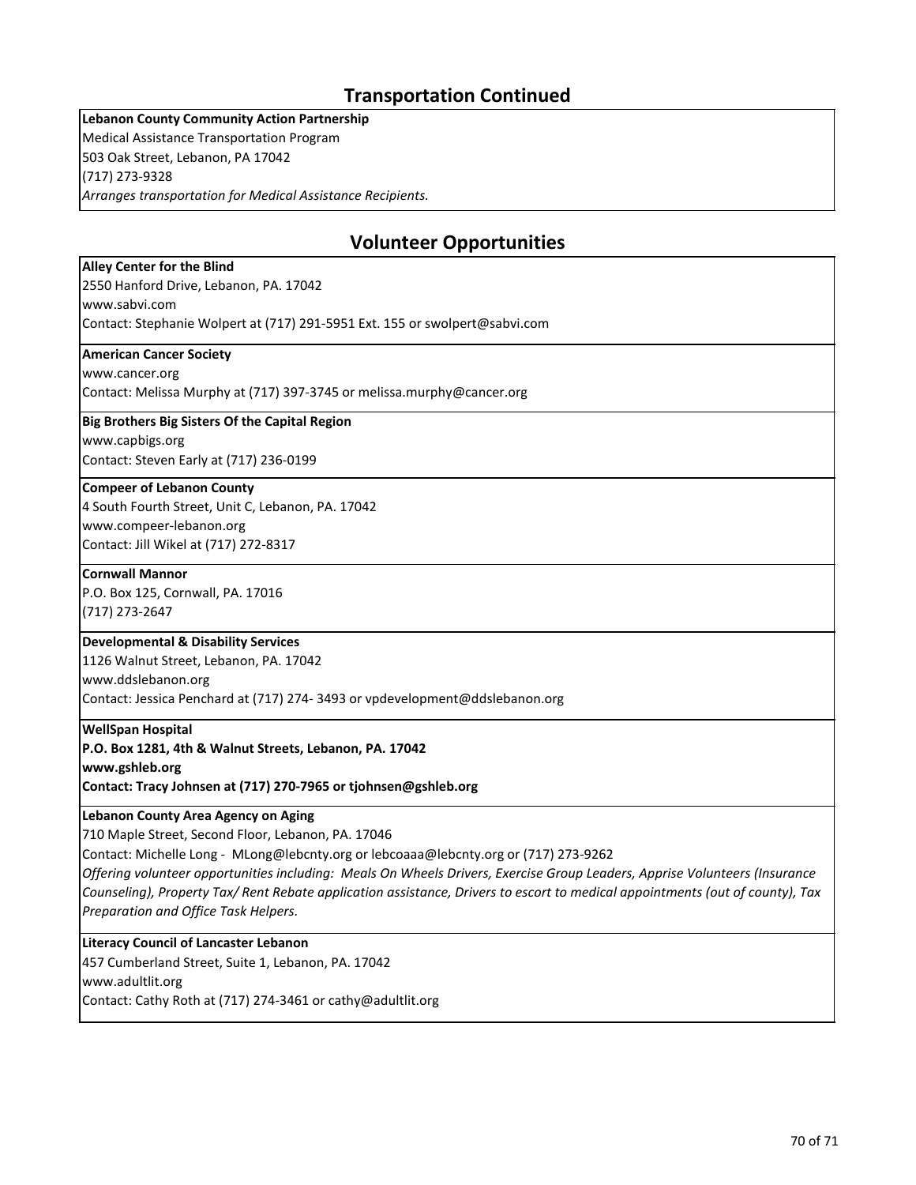## Transportation Continued

**Lebanon County Community Action Partnership**
Medical Assistance Transportation Program
503 Oak Street, Lebanon, PA 17042
(717) 273-9328
*Arranges transportation for Medical Assistance Recipients.*

## Volunteer Opportunities

**Alley Center for the Blind**
2550 Hanford Drive, Lebanon, PA. 17042
www.sabvi.com
Contact: Stephanie Wolpert at (717) 291-5951 Ext. 155 or swolpert@sabvi.com

**American Cancer Society**
www.cancer.org
Contact: Melissa Murphy at (717) 397-3745 or melissa.murphy@cancer.org

**Big Brothers Big Sisters Of the Capital Region**
www.capbigs.org
Contact: Steven Early at (717) 236-0199

**Compeer of Lebanon County**
4 South Fourth Street, Unit C, Lebanon, PA. 17042
www.compeer-lebanon.org
Contact: Jill Wikel at (717) 272-8317

**Cornwall Mannor**
P.O. Box 125, Cornwall, PA. 17016
(717) 273-2647

**Developmental & Disability Services**
1126 Walnut Street, Lebanon, PA. 17042
www.ddslebanon.org
Contact: Jessica Penchard at (717) 274- 3493 or vpdevelopment@ddslebanon.org

**WellSpan Hospital**
**P.O. Box 1281, 4th & Walnut Streets, Lebanon, PA. 17042**
**www.gshleb.org**
**Contact: Tracy Johnsen at (717) 270-7965 or tjohnsen@gshleb.org**

**Lebanon County Area Agency on Aging**
710 Maple Street, Second Floor, Lebanon, PA. 17046
Contact: Michelle Long - MLong@lebcnty.org or lebcoaaa@lebcnty.org or (717) 273-9262
*Offering volunteer opportunities including: Meals On Wheels Drivers, Exercise Group Leaders, Apprise Volunteers (Insurance Counseling), Property Tax/ Rent Rebate application assistance, Drivers to escort to medical appointments (out of county), Tax Preparation and Office Task Helpers.*

**Literacy Council of Lancaster Lebanon**
457 Cumberland Street, Suite 1, Lebanon, PA. 17042
www.adultlit.org
Contact: Cathy Roth at (717) 274-3461 or cathy@adultlit.org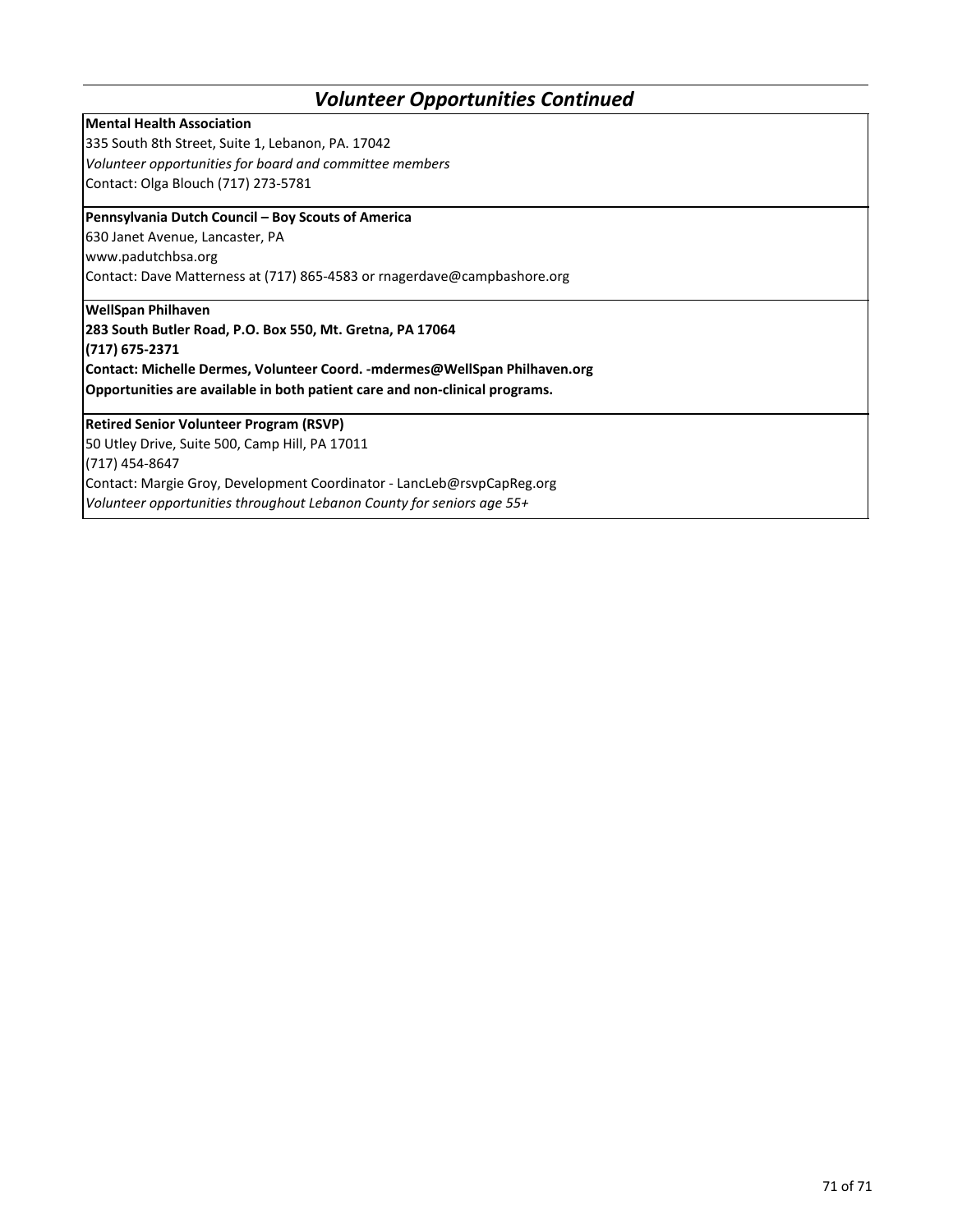## *Volunteer Opportunities Continued*

**Mental Health Association**
335 South 8th Street, Suite 1, Lebanon, PA. 17042
*Volunteer opportunities for board and committee members*
Contact: Olga Blouch (717) 273-5781

**Pennsylvania Dutch Council – Boy Scouts of America**
630 Janet Avenue, Lancaster, PA
www.padutchbsa.org
Contact: Dave Matterness at (717) 865-4583 or rnagerdave@campbashore.org

**WellSpan Philhaven**
**283 South Butler Road, P.O. Box 550, Mt. Gretna, PA 17064**
**(717) 675-2371**
**Contact: Michelle Dermes, Volunteer Coord. -mdermes@WellSpan Philhaven.org**
**Opportunities are available in both patient care and non-clinical programs.**

**Retired Senior Volunteer Program (RSVP)**
50 Utley Drive, Suite 500, Camp Hill, PA 17011
(717) 454-8647
Contact: Margie Groy, Development Coordinator - LancLeb@rsvpCapReg.org
*Volunteer opportunities throughout Lebanon County for seniors age 55+*